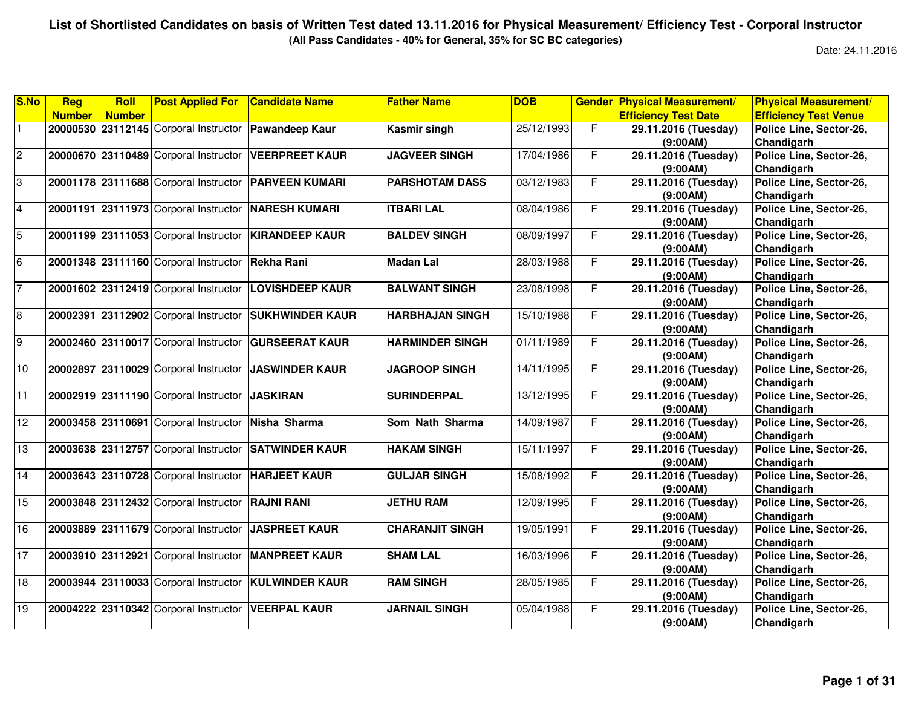# List of Shortlisted Candidates on basis of Written Test dated 13.11.2016 for Physical Measurement/ Efficiency Test - Corporal Instructor

**(All Pass Candidates - 40% for General, 35% for SC BC categories)**

Date: 24.11.2016

| S.No | Reg Number | Roll Number | Post Applied For | Candidate Name | Father Name | DOB | Gender | Physical Measurement/ Efficiency Test Date | Physical Measurement/ Efficiency Test Venue |
|---|---|---|---|---|---|---|---|---|---|
| 1 | 20000530 | 23112145 | Corporal Instructor | Pawandeep Kaur | Kasmir singh | 25/12/1993 | F | 29.11.2016 (Tuesday) (9:00AM) | Police Line, Sector-26, Chandigarh |
| 2 | 20000670 | 23110489 | Corporal Instructor | VEERPREET KAUR | JAGVEER SINGH | 17/04/1986 | F | 29.11.2016 (Tuesday) (9:00AM) | Police Line, Sector-26, Chandigarh |
| 3 | 20001178 | 23111688 | Corporal Instructor | PARVEEN KUMARI | PARSHOTAM DASS | 03/12/1983 | F | 29.11.2016 (Tuesday) (9:00AM) | Police Line, Sector-26, Chandigarh |
| 4 | 20001191 | 23111973 | Corporal Instructor | NARESH KUMARI | ITBARI LAL | 08/04/1986 | F | 29.11.2016 (Tuesday) (9:00AM) | Police Line, Sector-26, Chandigarh |
| 5 | 20001199 | 23111053 | Corporal Instructor | KIRANDEEP KAUR | BALDEV SINGH | 08/09/1997 | F | 29.11.2016 (Tuesday) (9:00AM) | Police Line, Sector-26, Chandigarh |
| 6 | 20001348 | 23111160 | Corporal Instructor | Rekha Rani | Madan Lal | 28/03/1988 | F | 29.11.2016 (Tuesday) (9:00AM) | Police Line, Sector-26, Chandigarh |
| 7 | 20001602 | 23112419 | Corporal Instructor | LOVISHDEEP KAUR | BALWANT SINGH | 23/08/1998 | F | 29.11.2016 (Tuesday) (9:00AM) | Police Line, Sector-26, Chandigarh |
| 8 | 20002391 | 23112902 | Corporal Instructor | SUKHWINDER KAUR | HARBHAJAN SINGH | 15/10/1988 | F | 29.11.2016 (Tuesday) (9:00AM) | Police Line, Sector-26, Chandigarh |
| 9 | 20002460 | 23110017 | Corporal Instructor | GURSEERAT KAUR | HARMINDER SINGH | 01/11/1989 | F | 29.11.2016 (Tuesday) (9:00AM) | Police Line, Sector-26, Chandigarh |
| 10 | 20002897 | 23110029 | Corporal Instructor | JASWINDER KAUR | JAGROOP SINGH | 14/11/1995 | F | 29.11.2016 (Tuesday) (9:00AM) | Police Line, Sector-26, Chandigarh |
| 11 | 20002919 | 23111190 | Corporal Instructor | JASKIRAN | SURINDERPAL | 13/12/1995 | F | 29.11.2016 (Tuesday) (9:00AM) | Police Line, Sector-26, Chandigarh |
| 12 | 20003458 | 23110691 | Corporal Instructor | Nisha Sharma | Som Nath Sharma | 14/09/1987 | F | 29.11.2016 (Tuesday) (9:00AM) | Police Line, Sector-26, Chandigarh |
| 13 | 20003638 | 23112757 | Corporal Instructor | SATWINDER KAUR | HAKAM SINGH | 15/11/1997 | F | 29.11.2016 (Tuesday) (9:00AM) | Police Line, Sector-26, Chandigarh |
| 14 | 20003643 | 23110728 | Corporal Instructor | HARJEET KAUR | GULJAR SINGH | 15/08/1992 | F | 29.11.2016 (Tuesday) (9:00AM) | Police Line, Sector-26, Chandigarh |
| 15 | 20003848 | 23112432 | Corporal Instructor | RAJNI RANI | JETHU RAM | 12/09/1995 | F | 29.11.2016 (Tuesday) (9:00AM) | Police Line, Sector-26, Chandigarh |
| 16 | 20003889 | 23111679 | Corporal Instructor | JASPREET KAUR | CHARANJIT SINGH | 19/05/1991 | F | 29.11.2016 (Tuesday) (9:00AM) | Police Line, Sector-26, Chandigarh |
| 17 | 20003910 | 23112921 | Corporal Instructor | MANPREET KAUR | SHAM LAL | 16/03/1996 | F | 29.11.2016 (Tuesday) (9:00AM) | Police Line, Sector-26, Chandigarh |
| 18 | 20003944 | 23110033 | Corporal Instructor | KULWINDER KAUR | RAM SINGH | 28/05/1985 | F | 29.11.2016 (Tuesday) (9:00AM) | Police Line, Sector-26, Chandigarh |
| 19 | 20004222 | 23110342 | Corporal Instructor | VEERPAL KAUR | JARNAIL SINGH | 05/04/1988 | F | 29.11.2016 (Tuesday) (9:00AM) | Police Line, Sector-26, Chandigarh |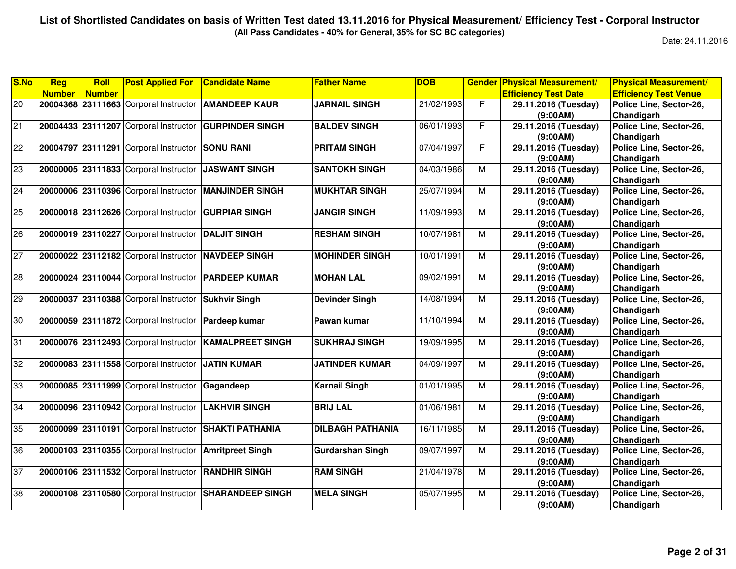# List of Shortlisted Candidates on basis of Written Test dated 13.11.2016 for Physical Measurement/ Efficiency Test - Corporal Instructor

**(All Pass Candidates - 40% for General, 35% for SC BC categories)**

Date: 24.11.2016

| S.No | Reg Number | Roll Number | Post Applied For | Candidate Name | Father Name | DOB | Gender | Physical Measurement/ Efficiency Test Date | Physical Measurement/ Efficiency Test Venue |
|---|---|---|---|---|---|---|---|---|---|
| 20 | 20004368 | 23111663 | Corporal Instructor | AMANDEEP KAUR | JARNAIL SINGH | 21/02/1993 | F | 29.11.2016 (Tuesday) (9:00AM) | Police Line, Sector-26, Chandigarh |
| 21 | 20004433 | 23111207 | Corporal Instructor | GURPINDER SINGH | BALDEV SINGH | 06/01/1993 | F | 29.11.2016 (Tuesday) (9:00AM) | Police Line, Sector-26, Chandigarh |
| 22 | 20004797 | 23111291 | Corporal Instructor | SONU RANI | PRITAM SINGH | 07/04/1997 | F | 29.11.2016 (Tuesday) (9:00AM) | Police Line, Sector-26, Chandigarh |
| 23 | 20000005 | 23111833 | Corporal Instructor | JASWANT SINGH | SANTOKH SINGH | 04/03/1986 | M | 29.11.2016 (Tuesday) (9:00AM) | Police Line, Sector-26, Chandigarh |
| 24 | 20000006 | 23110396 | Corporal Instructor | MANJINDER SINGH | MUKHTAR SINGH | 25/07/1994 | M | 29.11.2016 (Tuesday) (9:00AM) | Police Line, Sector-26, Chandigarh |
| 25 | 20000018 | 23112626 | Corporal Instructor | GURPIAR SINGH | JANGIR SINGH | 11/09/1993 | M | 29.11.2016 (Tuesday) (9:00AM) | Police Line, Sector-26, Chandigarh |
| 26 | 20000019 | 23110227 | Corporal Instructor | DALJIT SINGH | RESHAM SINGH | 10/07/1981 | M | 29.11.2016 (Tuesday) (9:00AM) | Police Line, Sector-26, Chandigarh |
| 27 | 20000022 | 23112182 | Corporal Instructor | NAVDEEP SINGH | MOHINDER SINGH | 10/01/1991 | M | 29.11.2016 (Tuesday) (9:00AM) | Police Line, Sector-26, Chandigarh |
| 28 | 20000024 | 23110044 | Corporal Instructor | PARDEEP KUMAR | MOHAN LAL | 09/02/1991 | M | 29.11.2016 (Tuesday) (9:00AM) | Police Line, Sector-26, Chandigarh |
| 29 | 20000037 | 23110388 | Corporal Instructor | Sukhvir Singh | Devinder Singh | 14/08/1994 | M | 29.11.2016 (Tuesday) (9:00AM) | Police Line, Sector-26, Chandigarh |
| 30 | 20000059 | 23111872 | Corporal Instructor | Pardeep kumar | Pawan kumar | 11/10/1994 | M | 29.11.2016 (Tuesday) (9:00AM) | Police Line, Sector-26, Chandigarh |
| 31 | 20000076 | 23112493 | Corporal Instructor | KAMALPREET SINGH | SUKHRAJ SINGH | 19/09/1995 | M | 29.11.2016 (Tuesday) (9:00AM) | Police Line, Sector-26, Chandigarh |
| 32 | 20000083 | 23111558 | Corporal Instructor | JATIN KUMAR | JATINDER KUMAR | 04/09/1997 | M | 29.11.2016 (Tuesday) (9:00AM) | Police Line, Sector-26, Chandigarh |
| 33 | 20000085 | 23111999 | Corporal Instructor | Gagandeep | Karnail Singh | 01/01/1995 | M | 29.11.2016 (Tuesday) (9:00AM) | Police Line, Sector-26, Chandigarh |
| 34 | 20000096 | 23110942 | Corporal Instructor | LAKHVIR SINGH | BRIJ LAL | 01/06/1981 | M | 29.11.2016 (Tuesday) (9:00AM) | Police Line, Sector-26, Chandigarh |
| 35 | 20000099 | 23110191 | Corporal Instructor | SHAKTI PATHANIA | DILBAGH PATHANIA | 16/11/1985 | M | 29.11.2016 (Tuesday) (9:00AM) | Police Line, Sector-26, Chandigarh |
| 36 | 20000103 | 23110355 | Corporal Instructor | Amritpreet Singh | Gurdarshan Singh | 09/07/1997 | M | 29.11.2016 (Tuesday) (9:00AM) | Police Line, Sector-26, Chandigarh |
| 37 | 20000106 | 23111532 | Corporal Instructor | RANDHIR SINGH | RAM SINGH | 21/04/1978 | M | 29.11.2016 (Tuesday) (9:00AM) | Police Line, Sector-26, Chandigarh |
| 38 | 20000108 | 23110580 | Corporal Instructor | SHARANDEEP SINGH | MELA SINGH | 05/07/1995 | M | 29.11.2016 (Tuesday) (9:00AM) | Police Line, Sector-26, Chandigarh |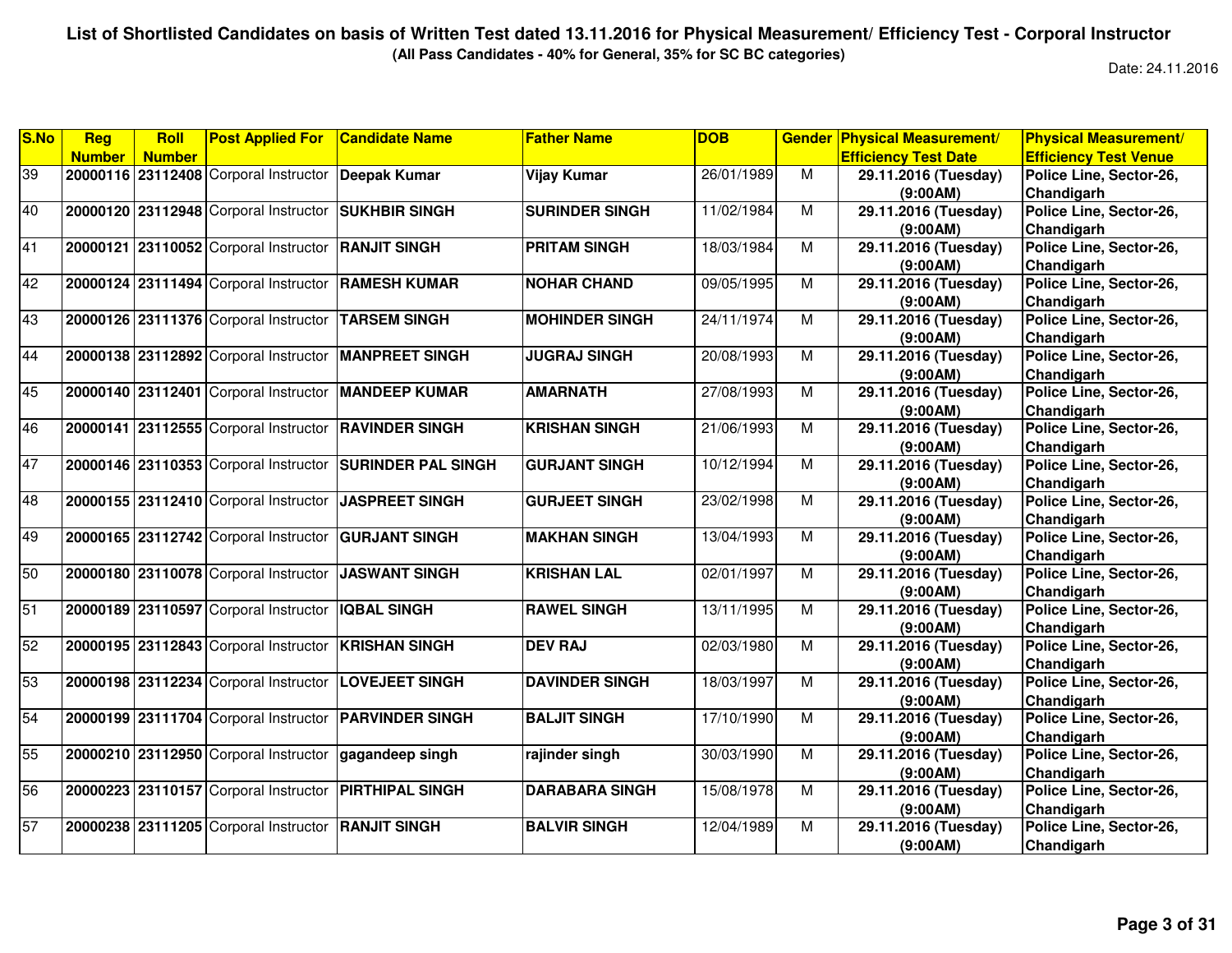# List of Shortlisted Candidates on basis of Written Test dated 13.11.2016 for Physical Measurement/ Efficiency Test - Corporal Instructor

**(All Pass Candidates - 40% for General, 35% for SC BC categories)**

Date: 24.11.2016

| S.No | Reg Number | Roll Number | Post Applied For | Candidate Name | Father Name | DOB | Gender | Physical Measurement/ Efficiency Test Date | Physical Measurement/ Efficiency Test Venue |
|---|---|---|---|---|---|---|---|---|---|
| 39 | 20000116 | 23112408 | Corporal Instructor | Deepak Kumar | Vijay Kumar | 26/01/1989 | M | 29.11.2016 (Tuesday) (9:00AM) | Police Line, Sector-26, Chandigarh |
| 40 | 20000120 | 23112948 | Corporal Instructor | SUKHBIR SINGH | SURINDER SINGH | 11/02/1984 | M | 29.11.2016 (Tuesday) (9:00AM) | Police Line, Sector-26, Chandigarh |
| 41 | 20000121 | 23110052 | Corporal Instructor | RANJIT SINGH | PRITAM SINGH | 18/03/1984 | M | 29.11.2016 (Tuesday) (9:00AM) | Police Line, Sector-26, Chandigarh |
| 42 | 20000124 | 23111494 | Corporal Instructor | RAMESH KUMAR | NOHAR CHAND | 09/05/1995 | M | 29.11.2016 (Tuesday) (9:00AM) | Police Line, Sector-26, Chandigarh |
| 43 | 20000126 | 23111376 | Corporal Instructor | TARSEM SINGH | MOHINDER SINGH | 24/11/1974 | M | 29.11.2016 (Tuesday) (9:00AM) | Police Line, Sector-26, Chandigarh |
| 44 | 20000138 | 23112892 | Corporal Instructor | MANPREET SINGH | JUGRAJ SINGH | 20/08/1993 | M | 29.11.2016 (Tuesday) (9:00AM) | Police Line, Sector-26, Chandigarh |
| 45 | 20000140 | 23112401 | Corporal Instructor | MANDEEP KUMAR | AMARNATH | 27/08/1993 | M | 29.11.2016 (Tuesday) (9:00AM) | Police Line, Sector-26, Chandigarh |
| 46 | 20000141 | 23112555 | Corporal Instructor | RAVINDER SINGH | KRISHAN SINGH | 21/06/1993 | M | 29.11.2016 (Tuesday) (9:00AM) | Police Line, Sector-26, Chandigarh |
| 47 | 20000146 | 23110353 | Corporal Instructor | SURINDER PAL SINGH | GURJANT SINGH | 10/12/1994 | M | 29.11.2016 (Tuesday) (9:00AM) | Police Line, Sector-26, Chandigarh |
| 48 | 20000155 | 23112410 | Corporal Instructor | JASPREET SINGH | GURJEET SINGH | 23/02/1998 | M | 29.11.2016 (Tuesday) (9:00AM) | Police Line, Sector-26, Chandigarh |
| 49 | 20000165 | 23112742 | Corporal Instructor | GURJANT SINGH | MAKHAN SINGH | 13/04/1993 | M | 29.11.2016 (Tuesday) (9:00AM) | Police Line, Sector-26, Chandigarh |
| 50 | 20000180 | 23110078 | Corporal Instructor | JASWANT SINGH | KRISHAN LAL | 02/01/1997 | M | 29.11.2016 (Tuesday) (9:00AM) | Police Line, Sector-26, Chandigarh |
| 51 | 20000189 | 23110597 | Corporal Instructor | IQBAL SINGH | RAWEL SINGH | 13/11/1995 | M | 29.11.2016 (Tuesday) (9:00AM) | Police Line, Sector-26, Chandigarh |
| 52 | 20000195 | 23112843 | Corporal Instructor | KRISHAN SINGH | DEV RAJ | 02/03/1980 | M | 29.11.2016 (Tuesday) (9:00AM) | Police Line, Sector-26, Chandigarh |
| 53 | 20000198 | 23112234 | Corporal Instructor | LOVEJEET SINGH | DAVINDER SINGH | 18/03/1997 | M | 29.11.2016 (Tuesday) (9:00AM) | Police Line, Sector-26, Chandigarh |
| 54 | 20000199 | 23111704 | Corporal Instructor | PARVINDER SINGH | BALJIT SINGH | 17/10/1990 | M | 29.11.2016 (Tuesday) (9:00AM) | Police Line, Sector-26, Chandigarh |
| 55 | 20000210 | 23112950 | Corporal Instructor | gagandeep singh | rajinder singh | 30/03/1990 | M | 29.11.2016 (Tuesday) (9:00AM) | Police Line, Sector-26, Chandigarh |
| 56 | 20000223 | 23110157 | Corporal Instructor | PIRTHIPAL SINGH | DARABARA SINGH | 15/08/1978 | M | 29.11.2016 (Tuesday) (9:00AM) | Police Line, Sector-26, Chandigarh |
| 57 | 20000238 | 23111205 | Corporal Instructor | RANJIT SINGH | BALVIR SINGH | 12/04/1989 | M | 29.11.2016 (Tuesday) (9:00AM) | Police Line, Sector-26, Chandigarh |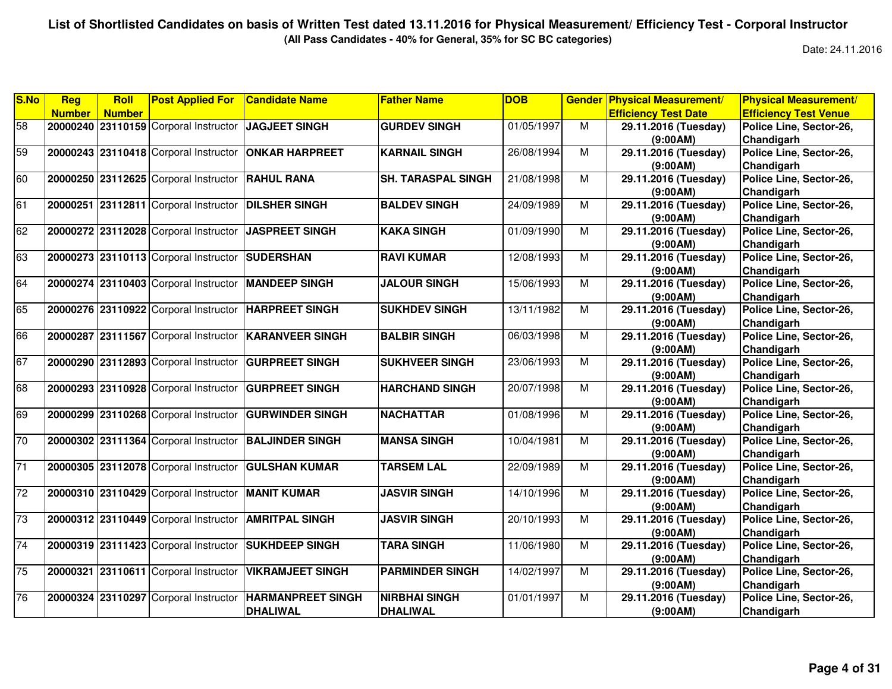**List of Shortlisted Candidates on basis of Written Test dated 13.11.2016 for Physical Measurement/ Efficiency Test - Corporal Instructor**

**(All Pass Candidates - 40% for General, 35% for SC BC categories)**

Date: 24.11.2016

| S.No | Reg Number | Roll Number | Post Applied For | Candidate Name | Father Name | DOB | Gender | Physical Measurement/ Efficiency Test Date | Physical Measurement/ Efficiency Test Venue |
|---|---|---|---|---|---|---|---|---|---|
| 58 | 20000240 | 23110159 | Corporal Instructor | JAGJEET SINGH | GURDEV SINGH | 01/05/1997 | M | 29.11.2016 (Tuesday) (9:00AM) | Police Line, Sector-26, Chandigarh |
| 59 | 20000243 | 23110418 | Corporal Instructor | ONKAR HARPREET | KARNAIL SINGH | 26/08/1994 | M | 29.11.2016 (Tuesday) (9:00AM) | Police Line, Sector-26, Chandigarh |
| 60 | 20000250 | 23112625 | Corporal Instructor | RAHUL RANA | SH. TARASPAL SINGH | 21/08/1998 | M | 29.11.2016 (Tuesday) (9:00AM) | Police Line, Sector-26, Chandigarh |
| 61 | 20000251 | 23112811 | Corporal Instructor | DILSHER SINGH | BALDEV SINGH | 24/09/1989 | M | 29.11.2016 (Tuesday) (9:00AM) | Police Line, Sector-26, Chandigarh |
| 62 | 20000272 | 23112028 | Corporal Instructor | JASPREET SINGH | KAKA SINGH | 01/09/1990 | M | 29.11.2016 (Tuesday) (9:00AM) | Police Line, Sector-26, Chandigarh |
| 63 | 20000273 | 23110113 | Corporal Instructor | SUDERSHAN | RAVI KUMAR | 12/08/1993 | M | 29.11.2016 (Tuesday) (9:00AM) | Police Line, Sector-26, Chandigarh |
| 64 | 20000274 | 23110403 | Corporal Instructor | MANDEEP SINGH | JALOUR SINGH | 15/06/1993 | M | 29.11.2016 (Tuesday) (9:00AM) | Police Line, Sector-26, Chandigarh |
| 65 | 20000276 | 23110922 | Corporal Instructor | HARPREET SINGH | SUKHDEV SINGH | 13/11/1982 | M | 29.11.2016 (Tuesday) (9:00AM) | Police Line, Sector-26, Chandigarh |
| 66 | 20000287 | 23111567 | Corporal Instructor | KARANVEER SINGH | BALBIR SINGH | 06/03/1998 | M | 29.11.2016 (Tuesday) (9:00AM) | Police Line, Sector-26, Chandigarh |
| 67 | 20000290 | 23112893 | Corporal Instructor | GURPREET SINGH | SUKHVEER SINGH | 23/06/1993 | M | 29.11.2016 (Tuesday) (9:00AM) | Police Line, Sector-26, Chandigarh |
| 68 | 20000293 | 23110928 | Corporal Instructor | GURPREET SINGH | HARCHAND SINGH | 20/07/1998 | M | 29.11.2016 (Tuesday) (9:00AM) | Police Line, Sector-26, Chandigarh |
| 69 | 20000299 | 23110268 | Corporal Instructor | GURWINDER SINGH | NACHATTAR | 01/08/1996 | M | 29.11.2016 (Tuesday) (9:00AM) | Police Line, Sector-26, Chandigarh |
| 70 | 20000302 | 23111364 | Corporal Instructor | BALJINDER SINGH | MANSA SINGH | 10/04/1981 | M | 29.11.2016 (Tuesday) (9:00AM) | Police Line, Sector-26, Chandigarh |
| 71 | 20000305 | 23112078 | Corporal Instructor | GULSHAN KUMAR | TARSEM LAL | 22/09/1989 | M | 29.11.2016 (Tuesday) (9:00AM) | Police Line, Sector-26, Chandigarh |
| 72 | 20000310 | 23110429 | Corporal Instructor | MANIT KUMAR | JASVIR SINGH | 14/10/1996 | M | 29.11.2016 (Tuesday) (9:00AM) | Police Line, Sector-26, Chandigarh |
| 73 | 20000312 | 23110449 | Corporal Instructor | AMRITPAL SINGH | JASVIR SINGH | 20/10/1993 | M | 29.11.2016 (Tuesday) (9:00AM) | Police Line, Sector-26, Chandigarh |
| 74 | 20000319 | 23111423 | Corporal Instructor | SUKHDEEP SINGH | TARA SINGH | 11/06/1980 | M | 29.11.2016 (Tuesday) (9:00AM) | Police Line, Sector-26, Chandigarh |
| 75 | 20000321 | 23110611 | Corporal Instructor | VIKRAMJEET SINGH | PARMINDER SINGH | 14/02/1997 | M | 29.11.2016 (Tuesday) (9:00AM) | Police Line, Sector-26, Chandigarh |
| 76 | 20000324 | 23110297 | Corporal Instructor | HARMANPREET SINGH DHALIWAL | NIRBHAI SINGH DHALIWAL | 01/01/1997 | M | 29.11.2016 (Tuesday) (9:00AM) | Police Line, Sector-26, Chandigarh |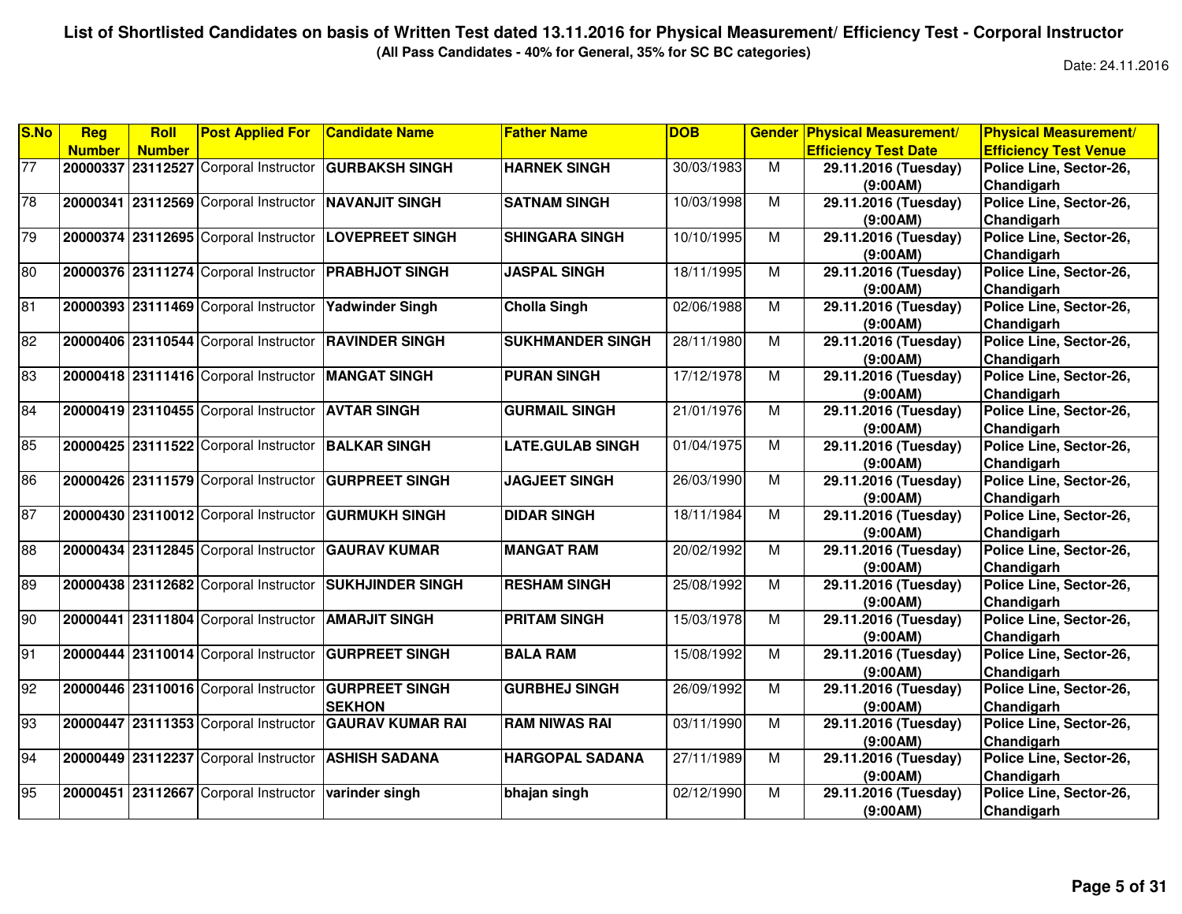# List of Shortlisted Candidates on basis of Written Test dated 13.11.2016 for Physical Measurement/ Efficiency Test - Corporal Instructor

**(All Pass Candidates - 40% for General, 35% for SC BC categories)**

Date: 24.11.2016

| S.No | Reg Number | Roll Number | Post Applied For | Candidate Name | Father Name | DOB | Gender | Physical Measurement/ Efficiency Test Date | Physical Measurement/ Efficiency Test Venue |
|---|---|---|---|---|---|---|---|---|---|
| 77 | 20000337 | 23112527 | Corporal Instructor | GURBAKSH SINGH | HARNEK SINGH | 30/03/1983 | M | 29.11.2016 (Tuesday) (9:00AM) | Police Line, Sector-26, Chandigarh |
| 78 | 20000341 | 23112569 | Corporal Instructor | NAVANJIT SINGH | SATNAM SINGH | 10/03/1998 | M | 29.11.2016 (Tuesday) (9:00AM) | Police Line, Sector-26, Chandigarh |
| 79 | 20000374 | 23112695 | Corporal Instructor | LOVEPREET SINGH | SHINGARA SINGH | 10/10/1995 | M | 29.11.2016 (Tuesday) (9:00AM) | Police Line, Sector-26, Chandigarh |
| 80 | 20000376 | 23111274 | Corporal Instructor | PRABHJOT SINGH | JASPAL SINGH | 18/11/1995 | M | 29.11.2016 (Tuesday) (9:00AM) | Police Line, Sector-26, Chandigarh |
| 81 | 20000393 | 23111469 | Corporal Instructor | Yadwinder Singh | Cholla Singh | 02/06/1988 | M | 29.11.2016 (Tuesday) (9:00AM) | Police Line, Sector-26, Chandigarh |
| 82 | 20000406 | 23110544 | Corporal Instructor | RAVINDER SINGH | SUKHMANDER SINGH | 28/11/1980 | M | 29.11.2016 (Tuesday) (9:00AM) | Police Line, Sector-26, Chandigarh |
| 83 | 20000418 | 23111416 | Corporal Instructor | MANGAT SINGH | PURAN SINGH | 17/12/1978 | M | 29.11.2016 (Tuesday) (9:00AM) | Police Line, Sector-26, Chandigarh |
| 84 | 20000419 | 23110455 | Corporal Instructor | AVTAR SINGH | GURMAIL SINGH | 21/01/1976 | M | 29.11.2016 (Tuesday) (9:00AM) | Police Line, Sector-26, Chandigarh |
| 85 | 20000425 | 23111522 | Corporal Instructor | BALKAR SINGH | LATE.GULAB SINGH | 01/04/1975 | M | 29.11.2016 (Tuesday) (9:00AM) | Police Line, Sector-26, Chandigarh |
| 86 | 20000426 | 23111579 | Corporal Instructor | GURPREET SINGH | JAGJEET SINGH | 26/03/1990 | M | 29.11.2016 (Tuesday) (9:00AM) | Police Line, Sector-26, Chandigarh |
| 87 | 20000430 | 23110012 | Corporal Instructor | GURMUKH SINGH | DIDAR SINGH | 18/11/1984 | M | 29.11.2016 (Tuesday) (9:00AM) | Police Line, Sector-26, Chandigarh |
| 88 | 20000434 | 23112845 | Corporal Instructor | GAURAV KUMAR | MANGAT RAM | 20/02/1992 | M | 29.11.2016 (Tuesday) (9:00AM) | Police Line, Sector-26, Chandigarh |
| 89 | 20000438 | 23112682 | Corporal Instructor | SUKHJINDER SINGH | RESHAM SINGH | 25/08/1992 | M | 29.11.2016 (Tuesday) (9:00AM) | Police Line, Sector-26, Chandigarh |
| 90 | 20000441 | 23111804 | Corporal Instructor | AMARJIT SINGH | PRITAM SINGH | 15/03/1978 | M | 29.11.2016 (Tuesday) (9:00AM) | Police Line, Sector-26, Chandigarh |
| 91 | 20000444 | 23110014 | Corporal Instructor | GURPREET SINGH | BALA RAM | 15/08/1992 | M | 29.11.2016 (Tuesday) (9:00AM) | Police Line, Sector-26, Chandigarh |
| 92 | 20000446 | 23110016 | Corporal Instructor | GURPREET SINGH SEKHON | GURBHEJ SINGH | 26/09/1992 | M | 29.11.2016 (Tuesday) (9:00AM) | Police Line, Sector-26, Chandigarh |
| 93 | 20000447 | 23111353 | Corporal Instructor | GAURAV KUMAR RAI | RAM NIWAS RAI | 03/11/1990 | M | 29.11.2016 (Tuesday) (9:00AM) | Police Line, Sector-26, Chandigarh |
| 94 | 20000449 | 23112237 | Corporal Instructor | ASHISH SADANA | HARGOPAL SADANA | 27/11/1989 | M | 29.11.2016 (Tuesday) (9:00AM) | Police Line, Sector-26, Chandigarh |
| 95 | 20000451 | 23112667 | Corporal Instructor | varinder singh | bhajan singh | 02/12/1990 | M | 29.11.2016 (Tuesday) (9:00AM) | Police Line, Sector-26, Chandigarh |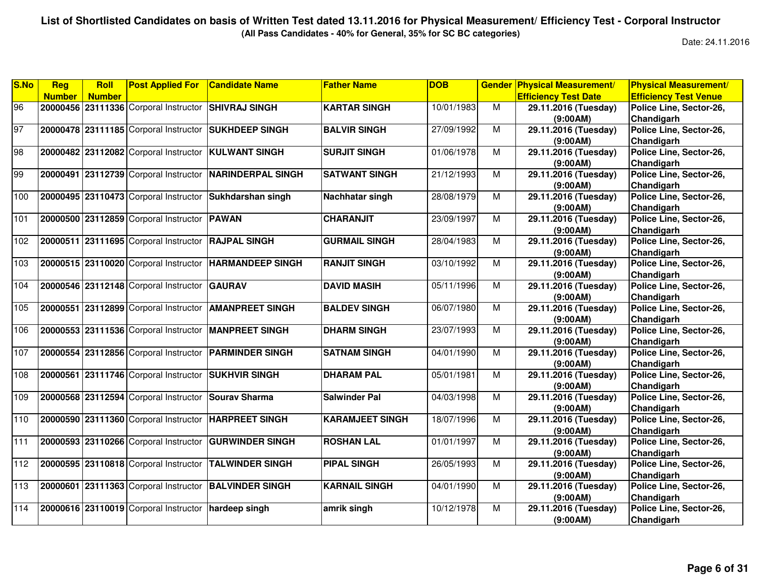**List of Shortlisted Candidates on basis of Written Test dated 13.11.2016 for Physical Measurement/ Efficiency Test - Corporal Instructor**

**(All Pass Candidates - 40% for General, 35% for SC BC categories)**

Date: 24.11.2016

| S.No | Reg Number | Roll Number | Post Applied For | Candidate Name | Father Name | DOB | Gender | Physical Measurement/ Efficiency Test Date | Physical Measurement/ Efficiency Test Venue |
|---|---|---|---|---|---|---|---|---|---|
| 96 | 20000456 | 23111336 | Corporal Instructor | SHIVRAJ SINGH | KARTAR SINGH | 10/01/1983 | M | 29.11.2016 (Tuesday) (9:00AM) | Police Line, Sector-26, Chandigarh |
| 97 | 20000478 | 23111185 | Corporal Instructor | SUKHDEEP SINGH | BALVIR SINGH | 27/09/1992 | M | 29.11.2016 (Tuesday) (9:00AM) | Police Line, Sector-26, Chandigarh |
| 98 | 20000482 | 23112082 | Corporal Instructor | KULWANT SINGH | SURJIT SINGH | 01/06/1978 | M | 29.11.2016 (Tuesday) (9:00AM) | Police Line, Sector-26, Chandigarh |
| 99 | 20000491 | 23112739 | Corporal Instructor | NARINDERPAL SINGH | SATWANT SINGH | 21/12/1993 | M | 29.11.2016 (Tuesday) (9:00AM) | Police Line, Sector-26, Chandigarh |
| 100 | 20000495 | 23110473 | Corporal Instructor | Sukhdarshan singh | Nachhatar singh | 28/08/1979 | M | 29.11.2016 (Tuesday) (9:00AM) | Police Line, Sector-26, Chandigarh |
| 101 | 20000500 | 23112859 | Corporal Instructor | PAWAN | CHARANJIT | 23/09/1997 | M | 29.11.2016 (Tuesday) (9:00AM) | Police Line, Sector-26, Chandigarh |
| 102 | 20000511 | 23111695 | Corporal Instructor | RAJPAL SINGH | GURMAIL SINGH | 28/04/1983 | M | 29.11.2016 (Tuesday) (9:00AM) | Police Line, Sector-26, Chandigarh |
| 103 | 20000515 | 23110020 | Corporal Instructor | HARMANDEEP SINGH | RANJIT SINGH | 03/10/1992 | M | 29.11.2016 (Tuesday) (9:00AM) | Police Line, Sector-26, Chandigarh |
| 104 | 20000546 | 23112148 | Corporal Instructor | GAURAV | DAVID MASIH | 05/11/1996 | M | 29.11.2016 (Tuesday) (9:00AM) | Police Line, Sector-26, Chandigarh |
| 105 | 20000551 | 23112899 | Corporal Instructor | AMANPREET SINGH | BALDEV SINGH | 06/07/1980 | M | 29.11.2016 (Tuesday) (9:00AM) | Police Line, Sector-26, Chandigarh |
| 106 | 20000553 | 23111536 | Corporal Instructor | MANPREET SINGH | DHARM SINGH | 23/07/1993 | M | 29.11.2016 (Tuesday) (9:00AM) | Police Line, Sector-26, Chandigarh |
| 107 | 20000554 | 23112856 | Corporal Instructor | PARMINDER SINGH | SATNAM SINGH | 04/01/1990 | M | 29.11.2016 (Tuesday) (9:00AM) | Police Line, Sector-26, Chandigarh |
| 108 | 20000561 | 23111746 | Corporal Instructor | SUKHVIR SINGH | DHARAM PAL | 05/01/1981 | M | 29.11.2016 (Tuesday) (9:00AM) | Police Line, Sector-26, Chandigarh |
| 109 | 20000568 | 23112594 | Corporal Instructor | Sourav Sharma | Salwinder Pal | 04/03/1998 | M | 29.11.2016 (Tuesday) (9:00AM) | Police Line, Sector-26, Chandigarh |
| 110 | 20000590 | 23111360 | Corporal Instructor | HARPREET SINGH | KARAMJEET SINGH | 18/07/1996 | M | 29.11.2016 (Tuesday) (9:00AM) | Police Line, Sector-26, Chandigarh |
| 111 | 20000593 | 23110266 | Corporal Instructor | GURWINDER SINGH | ROSHAN LAL | 01/01/1997 | M | 29.11.2016 (Tuesday) (9:00AM) | Police Line, Sector-26, Chandigarh |
| 112 | 20000595 | 23110818 | Corporal Instructor | TALWINDER SINGH | PIPAL SINGH | 26/05/1993 | M | 29.11.2016 (Tuesday) (9:00AM) | Police Line, Sector-26, Chandigarh |
| 113 | 20000601 | 23111363 | Corporal Instructor | BALVINDER SINGH | KARNAIL SINGH | 04/01/1990 | M | 29.11.2016 (Tuesday) (9:00AM) | Police Line, Sector-26, Chandigarh |
| 114 | 20000616 | 23110019 | Corporal Instructor | hardeep singh | amrik singh | 10/12/1978 | M | 29.11.2016 (Tuesday) (9:00AM) | Police Line, Sector-26, Chandigarh |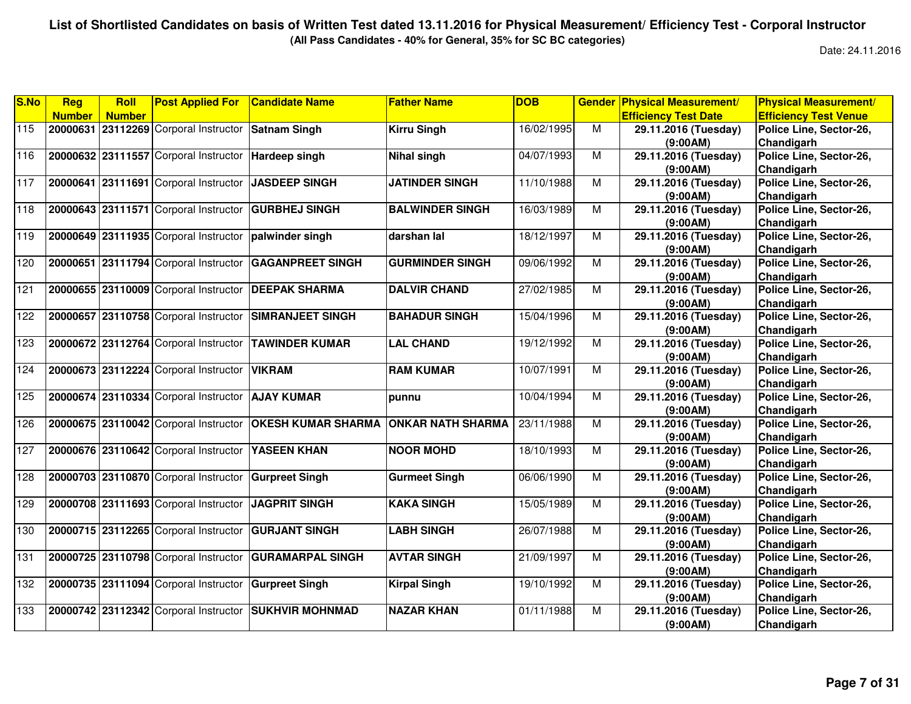**List of Shortlisted Candidates on basis of Written Test dated 13.11.2016 for Physical Measurement/ Efficiency Test - Corporal Instructor**

**(All Pass Candidates - 40% for General, 35% for SC BC categories)**

Date: 24.11.2016

| S.No | Reg Number | Roll Number | Post Applied For | Candidate Name | Father Name | DOB | Gender | Physical Measurement/ Efficiency Test Date | Physical Measurement/ Efficiency Test Venue |
|---|---|---|---|---|---|---|---|---|---|
| 115 | 20000631 | 23112269 | Corporal Instructor | Satnam Singh | Kirru Singh | 16/02/1995 | M | 29.11.2016 (Tuesday) (9:00AM) | Police Line, Sector-26, Chandigarh |
| 116 | 20000632 | 23111557 | Corporal Instructor | Hardeep singh | Nihal singh | 04/07/1993 | M | 29.11.2016 (Tuesday) (9:00AM) | Police Line, Sector-26, Chandigarh |
| 117 | 20000641 | 23111691 | Corporal Instructor | JASDEEP SINGH | JATINDER SINGH | 11/10/1988 | M | 29.11.2016 (Tuesday) (9:00AM) | Police Line, Sector-26, Chandigarh |
| 118 | 20000643 | 23111571 | Corporal Instructor | GURBHEJ SINGH | BALWINDER SINGH | 16/03/1989 | M | 29.11.2016 (Tuesday) (9:00AM) | Police Line, Sector-26, Chandigarh |
| 119 | 20000649 | 23111935 | Corporal Instructor | palwinder singh | darshan lal | 18/12/1997 | M | 29.11.2016 (Tuesday) (9:00AM) | Police Line, Sector-26, Chandigarh |
| 120 | 20000651 | 23111794 | Corporal Instructor | GAGANPREET SINGH | GURMINDER SINGH | 09/06/1992 | M | 29.11.2016 (Tuesday) (9:00AM) | Police Line, Sector-26, Chandigarh |
| 121 | 20000655 | 23110009 | Corporal Instructor | DEEPAK SHARMA | DALVIR CHAND | 27/02/1985 | M | 29.11.2016 (Tuesday) (9:00AM) | Police Line, Sector-26, Chandigarh |
| 122 | 20000657 | 23110758 | Corporal Instructor | SIMRANJEET SINGH | BAHADUR SINGH | 15/04/1996 | M | 29.11.2016 (Tuesday) (9:00AM) | Police Line, Sector-26, Chandigarh |
| 123 | 20000672 | 23112764 | Corporal Instructor | TAWINDER KUMAR | LAL CHAND | 19/12/1992 | M | 29.11.2016 (Tuesday) (9:00AM) | Police Line, Sector-26, Chandigarh |
| 124 | 20000673 | 23112224 | Corporal Instructor | VIKRAM | RAM KUMAR | 10/07/1991 | M | 29.11.2016 (Tuesday) (9:00AM) | Police Line, Sector-26, Chandigarh |
| 125 | 20000674 | 23110334 | Corporal Instructor | AJAY KUMAR | punnu | 10/04/1994 | M | 29.11.2016 (Tuesday) (9:00AM) | Police Line, Sector-26, Chandigarh |
| 126 | 20000675 | 23110042 | Corporal Instructor | OKESH KUMAR SHARMA | ONKAR NATH SHARMA | 23/11/1988 | M | 29.11.2016 (Tuesday) (9:00AM) | Police Line, Sector-26, Chandigarh |
| 127 | 20000676 | 23110642 | Corporal Instructor | YASEEN KHAN | NOOR MOHD | 18/10/1993 | M | 29.11.2016 (Tuesday) (9:00AM) | Police Line, Sector-26, Chandigarh |
| 128 | 20000703 | 23110870 | Corporal Instructor | Gurpreet Singh | Gurmeet Singh | 06/06/1990 | M | 29.11.2016 (Tuesday) (9:00AM) | Police Line, Sector-26, Chandigarh |
| 129 | 20000708 | 23111693 | Corporal Instructor | JAGPRIT SINGH | KAKA SINGH | 15/05/1989 | M | 29.11.2016 (Tuesday) (9:00AM) | Police Line, Sector-26, Chandigarh |
| 130 | 20000715 | 23112265 | Corporal Instructor | GURJANT SINGH | LABH SINGH | 26/07/1988 | M | 29.11.2016 (Tuesday) (9:00AM) | Police Line, Sector-26, Chandigarh |
| 131 | 20000725 | 23110798 | Corporal Instructor | GURAMARPAL SINGH | AVTAR SINGH | 21/09/1997 | M | 29.11.2016 (Tuesday) (9:00AM) | Police Line, Sector-26, Chandigarh |
| 132 | 20000735 | 23111094 | Corporal Instructor | Gurpreet Singh | Kirpal Singh | 19/10/1992 | M | 29.11.2016 (Tuesday) (9:00AM) | Police Line, Sector-26, Chandigarh |
| 133 | 20000742 | 23112342 | Corporal Instructor | SUKHVIR MOHNMAD | NAZAR KHAN | 01/11/1988 | M | 29.11.2016 (Tuesday) (9:00AM) | Police Line, Sector-26, Chandigarh |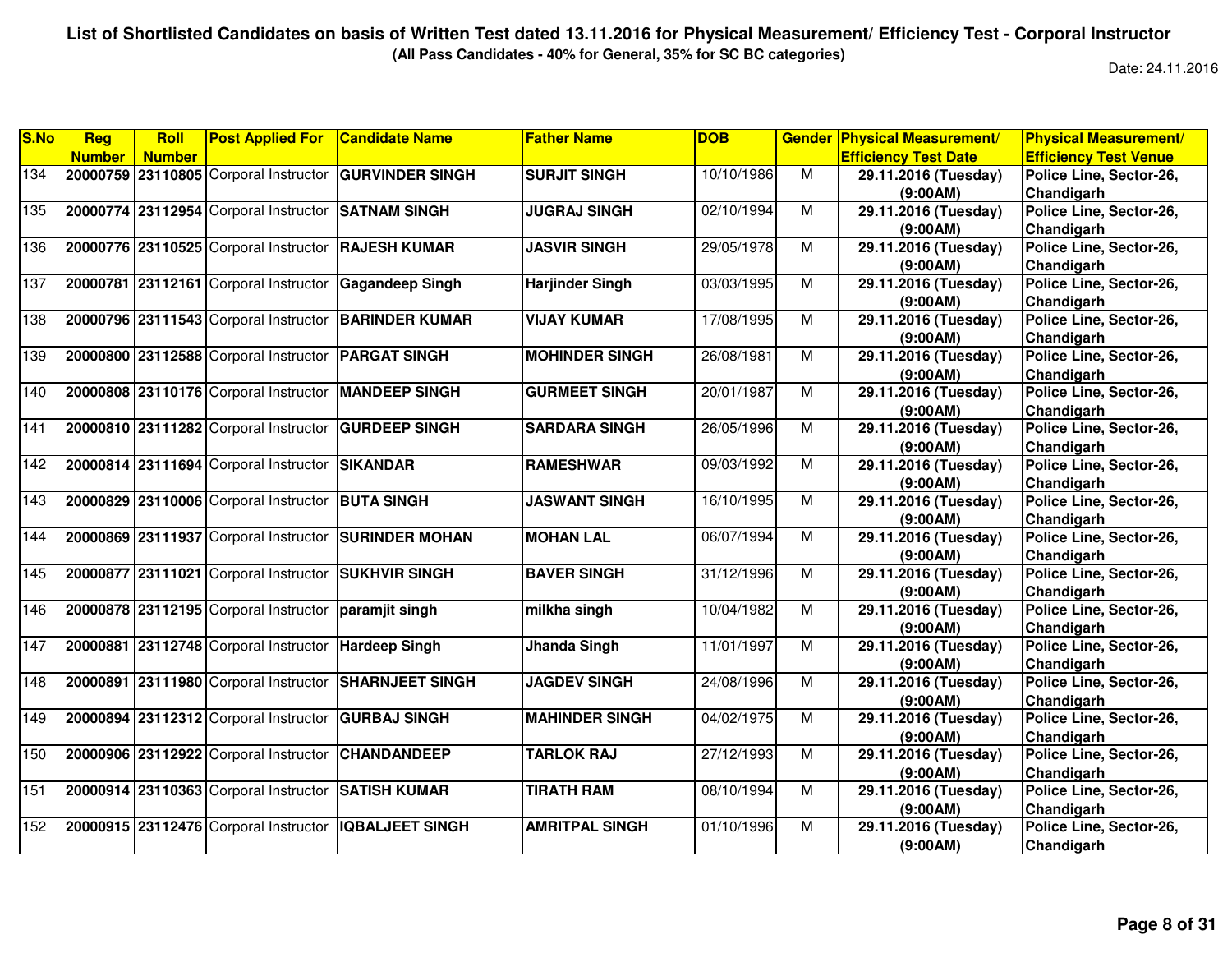**List of Shortlisted Candidates on basis of Written Test dated 13.11.2016 for Physical Measurement/ Efficiency Test - Corporal Instructor**

**(All Pass Candidates - 40% for General, 35% for SC BC categories)**

Date: 24.11.2016

| S.No | Reg Number | Roll Number | Post Applied For | Candidate Name | Father Name | DOB | Gender | Physical Measurement/ Efficiency Test Date | Physical Measurement/ Efficiency Test Venue |
|---|---|---|---|---|---|---|---|---|---|
| 134 | 20000759 | 23110805 | Corporal Instructor | GURVINDER SINGH | SURJIT SINGH | 10/10/1986 | M | 29.11.2016 (Tuesday) (9:00AM) | Police Line, Sector-26, Chandigarh |
| 135 | 20000774 | 23112954 | Corporal Instructor | SATNAM SINGH | JUGRAJ SINGH | 02/10/1994 | M | 29.11.2016 (Tuesday) (9:00AM) | Police Line, Sector-26, Chandigarh |
| 136 | 20000776 | 23110525 | Corporal Instructor | RAJESH KUMAR | JASVIR SINGH | 29/05/1978 | M | 29.11.2016 (Tuesday) (9:00AM) | Police Line, Sector-26, Chandigarh |
| 137 | 20000781 | 23112161 | Corporal Instructor | Gagandeep Singh | Harjinder Singh | 03/03/1995 | M | 29.11.2016 (Tuesday) (9:00AM) | Police Line, Sector-26, Chandigarh |
| 138 | 20000796 | 23111543 | Corporal Instructor | BARINDER KUMAR | VIJAY KUMAR | 17/08/1995 | M | 29.11.2016 (Tuesday) (9:00AM) | Police Line, Sector-26, Chandigarh |
| 139 | 20000800 | 23112588 | Corporal Instructor | PARGAT SINGH | MOHINDER SINGH | 26/08/1981 | M | 29.11.2016 (Tuesday) (9:00AM) | Police Line, Sector-26, Chandigarh |
| 140 | 20000808 | 23110176 | Corporal Instructor | MANDEEP SINGH | GURMEET SINGH | 20/01/1987 | M | 29.11.2016 (Tuesday) (9:00AM) | Police Line, Sector-26, Chandigarh |
| 141 | 20000810 | 23111282 | Corporal Instructor | GURDEEP SINGH | SARDARA SINGH | 26/05/1996 | M | 29.11.2016 (Tuesday) (9:00AM) | Police Line, Sector-26, Chandigarh |
| 142 | 20000814 | 23111694 | Corporal Instructor | SIKANDAR | RAMESHWAR | 09/03/1992 | M | 29.11.2016 (Tuesday) (9:00AM) | Police Line, Sector-26, Chandigarh |
| 143 | 20000829 | 23110006 | Corporal Instructor | BUTA SINGH | JASWANT SINGH | 16/10/1995 | M | 29.11.2016 (Tuesday) (9:00AM) | Police Line, Sector-26, Chandigarh |
| 144 | 20000869 | 23111937 | Corporal Instructor | SURINDER MOHAN | MOHAN LAL | 06/07/1994 | M | 29.11.2016 (Tuesday) (9:00AM) | Police Line, Sector-26, Chandigarh |
| 145 | 20000877 | 23111021 | Corporal Instructor | SUKHVIR SINGH | BAVER SINGH | 31/12/1996 | M | 29.11.2016 (Tuesday) (9:00AM) | Police Line, Sector-26, Chandigarh |
| 146 | 20000878 | 23112195 | Corporal Instructor | paramjit singh | milkha singh | 10/04/1982 | M | 29.11.2016 (Tuesday) (9:00AM) | Police Line, Sector-26, Chandigarh |
| 147 | 20000881 | 23112748 | Corporal Instructor | Hardeep Singh | Jhanda Singh | 11/01/1997 | M | 29.11.2016 (Tuesday) (9:00AM) | Police Line, Sector-26, Chandigarh |
| 148 | 20000891 | 23111980 | Corporal Instructor | SHARNJEET SINGH | JAGDEV SINGH | 24/08/1996 | M | 29.11.2016 (Tuesday) (9:00AM) | Police Line, Sector-26, Chandigarh |
| 149 | 20000894 | 23112312 | Corporal Instructor | GURBAJ SINGH | MAHINDER SINGH | 04/02/1975 | M | 29.11.2016 (Tuesday) (9:00AM) | Police Line, Sector-26, Chandigarh |
| 150 | 20000906 | 23112922 | Corporal Instructor | CHANDANDEEP | TARLOK RAJ | 27/12/1993 | M | 29.11.2016 (Tuesday) (9:00AM) | Police Line, Sector-26, Chandigarh |
| 151 | 20000914 | 23110363 | Corporal Instructor | SATISH KUMAR | TIRATH RAM | 08/10/1994 | M | 29.11.2016 (Tuesday) (9:00AM) | Police Line, Sector-26, Chandigarh |
| 152 | 20000915 | 23112476 | Corporal Instructor | IQBALJEET SINGH | AMRITPAL SINGH | 01/10/1996 | M | 29.11.2016 (Tuesday) (9:00AM) | Police Line, Sector-26, Chandigarh |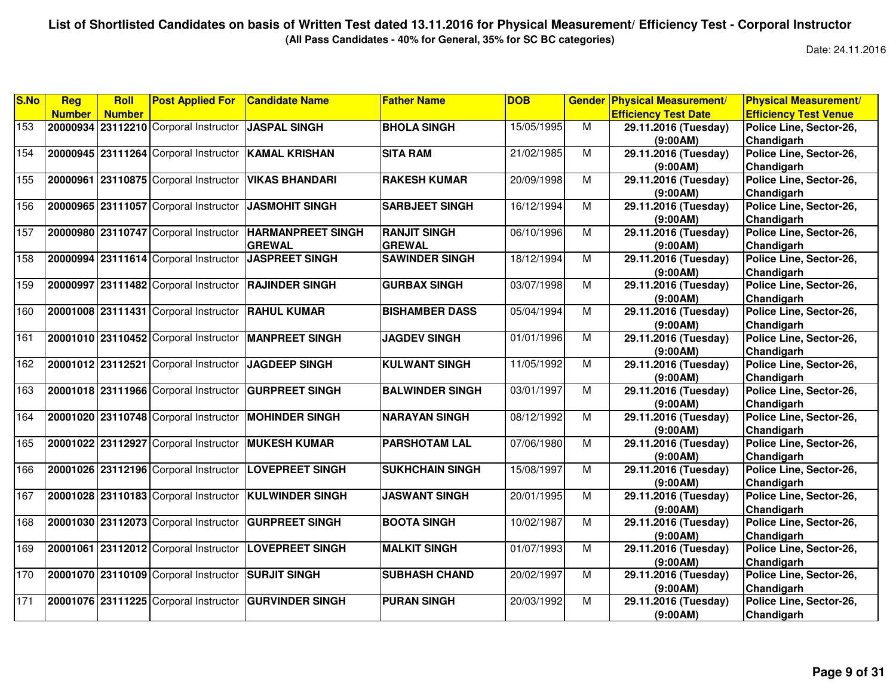**List of Shortlisted Candidates on basis of Written Test dated 13.11.2016 for Physical Measurement/ Efficiency Test - Corporal Instructor**

**(All Pass Candidates - 40% for General, 35% for SC BC categories)**

Date: 24.11.2016

| S.No | Reg Number | Roll Number | Post Applied For | Candidate Name | Father Name | DOB | Gender | Physical Measurement/ Efficiency Test Date | Physical Measurement/ Efficiency Test Venue |
|---|---|---|---|---|---|---|---|---|---|
| 153 | 20000934 | 23112210 | Corporal Instructor | JASPAL SINGH | BHOLA SINGH | 15/05/1995 | M | 29.11.2016 (Tuesday) (9:00AM) | Police Line, Sector-26, Chandigarh |
| 154 | 20000945 | 23111264 | Corporal Instructor | KAMAL KRISHAN | SITA RAM | 21/02/1985 | M | 29.11.2016 (Tuesday) (9:00AM) | Police Line, Sector-26, Chandigarh |
| 155 | 20000961 | 23110875 | Corporal Instructor | VIKAS BHANDARI | RAKESH KUMAR | 20/09/1998 | M | 29.11.2016 (Tuesday) (9:00AM) | Police Line, Sector-26, Chandigarh |
| 156 | 20000965 | 23111057 | Corporal Instructor | JASMOHIT SINGH | SARBJEET SINGH | 16/12/1994 | M | 29.11.2016 (Tuesday) (9:00AM) | Police Line, Sector-26, Chandigarh |
| 157 | 20000980 | 23110747 | Corporal Instructor | HARMANPREET SINGH GREWAL | RANJIT SINGH GREWAL | 06/10/1996 | M | 29.11.2016 (Tuesday) (9:00AM) | Police Line, Sector-26, Chandigarh |
| 158 | 20000994 | 23111614 | Corporal Instructor | JASPREET SINGH | SAWINDER SINGH | 18/12/1994 | M | 29.11.2016 (Tuesday) (9:00AM) | Police Line, Sector-26, Chandigarh |
| 159 | 20000997 | 23111482 | Corporal Instructor | RAJINDER SINGH | GURBAX SINGH | 03/07/1998 | M | 29.11.2016 (Tuesday) (9:00AM) | Police Line, Sector-26, Chandigarh |
| 160 | 20001008 | 23111431 | Corporal Instructor | RAHUL KUMAR | BISHAMBER DASS | 05/04/1994 | M | 29.11.2016 (Tuesday) (9:00AM) | Police Line, Sector-26, Chandigarh |
| 161 | 20001010 | 23110452 | Corporal Instructor | MANPREET SINGH | JAGDEV SINGH | 01/01/1996 | M | 29.11.2016 (Tuesday) (9:00AM) | Police Line, Sector-26, Chandigarh |
| 162 | 20001012 | 23112521 | Corporal Instructor | JAGDEEP SINGH | KULWANT SINGH | 11/05/1992 | M | 29.11.2016 (Tuesday) (9:00AM) | Police Line, Sector-26, Chandigarh |
| 163 | 20001018 | 23111966 | Corporal Instructor | GURPREET SINGH | BALWINDER SINGH | 03/01/1997 | M | 29.11.2016 (Tuesday) (9:00AM) | Police Line, Sector-26, Chandigarh |
| 164 | 20001020 | 23110748 | Corporal Instructor | MOHINDER SINGH | NARAYAN SINGH | 08/12/1992 | M | 29.11.2016 (Tuesday) (9:00AM) | Police Line, Sector-26, Chandigarh |
| 165 | 20001022 | 23112927 | Corporal Instructor | MUKESH KUMAR | PARSHOTAM LAL | 07/06/1980 | M | 29.11.2016 (Tuesday) (9:00AM) | Police Line, Sector-26, Chandigarh |
| 166 | 20001026 | 23112196 | Corporal Instructor | LOVEPREET SINGH | SUKHCHAIN SINGH | 15/08/1997 | M | 29.11.2016 (Tuesday) (9:00AM) | Police Line, Sector-26, Chandigarh |
| 167 | 20001028 | 23110183 | Corporal Instructor | KULWINDER SINGH | JASWANT SINGH | 20/01/1995 | M | 29.11.2016 (Tuesday) (9:00AM) | Police Line, Sector-26, Chandigarh |
| 168 | 20001030 | 23112073 | Corporal Instructor | GURPREET SINGH | BOOTA SINGH | 10/02/1987 | M | 29.11.2016 (Tuesday) (9:00AM) | Police Line, Sector-26, Chandigarh |
| 169 | 20001061 | 23112012 | Corporal Instructor | LOVEPREET SINGH | MALKIT SINGH | 01/07/1993 | M | 29.11.2016 (Tuesday) (9:00AM) | Police Line, Sector-26, Chandigarh |
| 170 | 20001070 | 23110109 | Corporal Instructor | SURJIT SINGH | SUBHASH CHAND | 20/02/1997 | M | 29.11.2016 (Tuesday) (9:00AM) | Police Line, Sector-26, Chandigarh |
| 171 | 20001076 | 23111225 | Corporal Instructor | GURVINDER SINGH | PURAN SINGH | 20/03/1992 | M | 29.11.2016 (Tuesday) (9:00AM) | Police Line, Sector-26, Chandigarh |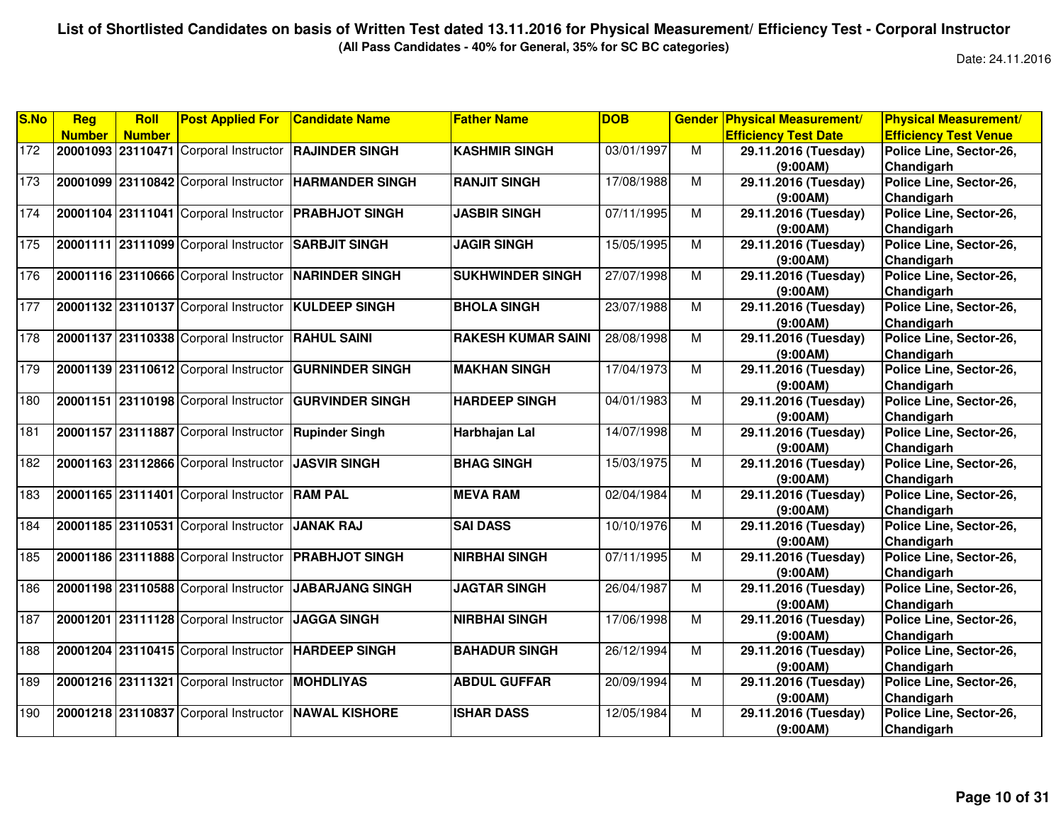**List of Shortlisted Candidates on basis of Written Test dated 13.11.2016 for Physical Measurement/ Efficiency Test - Corporal Instructor**

**(All Pass Candidates - 40% for General, 35% for SC BC categories)**

Date: 24.11.2016

| S.No | Reg Number | Roll Number | Post Applied For | Candidate Name | Father Name | DOB | Gender | Physical Measurement/ Efficiency Test Date | Physical Measurement/ Efficiency Test Venue |
|---|---|---|---|---|---|---|---|---|---|
| 172 | **20001093** | **23110471** | Corporal Instructor | **RAJINDER SINGH** | **KASHMIR SINGH** | 03/01/1997 | M | **29.11.2016 (Tuesday) (9:00AM)** | **Police Line, Sector-26, Chandigarh** |
| 173 | **20001099** | **23110842** | Corporal Instructor | **HARMANDER SINGH** | **RANJIT SINGH** | 17/08/1988 | M | **29.11.2016 (Tuesday) (9:00AM)** | **Police Line, Sector-26, Chandigarh** |
| 174 | **20001104** | **23111041** | Corporal Instructor | **PRABHJOT SINGH** | **JASBIR SINGH** | 07/11/1995 | M | **29.11.2016 (Tuesday) (9:00AM)** | **Police Line, Sector-26, Chandigarh** |
| 175 | **20001111** | **23111099** | Corporal Instructor | **SARBJIT SINGH** | **JAGIR SINGH** | 15/05/1995 | M | **29.11.2016 (Tuesday) (9:00AM)** | **Police Line, Sector-26, Chandigarh** |
| 176 | **20001116** | **23110666** | Corporal Instructor | **NARINDER SINGH** | **SUKHWINDER SINGH** | 27/07/1998 | M | **29.11.2016 (Tuesday) (9:00AM)** | **Police Line, Sector-26, Chandigarh** |
| 177 | **20001132** | **23110137** | Corporal Instructor | **KULDEEP SINGH** | **BHOLA SINGH** | 23/07/1988 | M | **29.11.2016 (Tuesday) (9:00AM)** | **Police Line, Sector-26, Chandigarh** |
| 178 | **20001137** | **23110338** | Corporal Instructor | **RAHUL SAINI** | **RAKESH KUMAR SAINI** | 28/08/1998 | M | **29.11.2016 (Tuesday) (9:00AM)** | **Police Line, Sector-26, Chandigarh** |
| 179 | **20001139** | **23110612** | Corporal Instructor | **GURNINDER SINGH** | **MAKHAN SINGH** | 17/04/1973 | M | **29.11.2016 (Tuesday) (9:00AM)** | **Police Line, Sector-26, Chandigarh** |
| 180 | **20001151** | **23110198** | Corporal Instructor | **GURVINDER SINGH** | **HARDEEP SINGH** | 04/01/1983 | M | **29.11.2016 (Tuesday) (9:00AM)** | **Police Line, Sector-26, Chandigarh** |
| 181 | **20001157** | **23111887** | Corporal Instructor | **Rupinder Singh** | **Harbhajan Lal** | 14/07/1998 | M | **29.11.2016 (Tuesday) (9:00AM)** | **Police Line, Sector-26, Chandigarh** |
| 182 | **20001163** | **23112866** | Corporal Instructor | **JASVIR SINGH** | **BHAG SINGH** | 15/03/1975 | M | **29.11.2016 (Tuesday) (9:00AM)** | **Police Line, Sector-26, Chandigarh** |
| 183 | **20001165** | **23111401** | Corporal Instructor | **RAM PAL** | **MEVA RAM** | 02/04/1984 | M | **29.11.2016 (Tuesday) (9:00AM)** | **Police Line, Sector-26, Chandigarh** |
| 184 | **20001185** | **23110531** | Corporal Instructor | **JANAK RAJ** | **SAI DASS** | 10/10/1976 | M | **29.11.2016 (Tuesday) (9:00AM)** | **Police Line, Sector-26, Chandigarh** |
| 185 | **20001186** | **23111888** | Corporal Instructor | **PRABHJOT SINGH** | **NIRBHAI SINGH** | 07/11/1995 | M | **29.11.2016 (Tuesday) (9:00AM)** | **Police Line, Sector-26, Chandigarh** |
| 186 | **20001198** | **23110588** | Corporal Instructor | **JABARJANG SINGH** | **JAGTAR SINGH** | 26/04/1987 | M | **29.11.2016 (Tuesday) (9:00AM)** | **Police Line, Sector-26, Chandigarh** |
| 187 | **20001201** | **23111128** | Corporal Instructor | **JAGGA SINGH** | **NIRBHAI SINGH** | 17/06/1998 | M | **29.11.2016 (Tuesday) (9:00AM)** | **Police Line, Sector-26, Chandigarh** |
| 188 | **20001204** | **23110415** | Corporal Instructor | **HARDEEP SINGH** | **BAHADUR SINGH** | 26/12/1994 | M | **29.11.2016 (Tuesday) (9:00AM)** | **Police Line, Sector-26, Chandigarh** |
| 189 | **20001216** | **23111321** | Corporal Instructor | **MOHDLIYAS** | **ABDUL GUFFAR** | 20/09/1994 | M | **29.11.2016 (Tuesday) (9:00AM)** | **Police Line, Sector-26, Chandigarh** |
| 190 | **20001218** | **23110837** | Corporal Instructor | **NAWAL KISHORE** | **ISHAR DASS** | 12/05/1984 | M | **29.11.2016 (Tuesday) (9:00AM)** | **Police Line, Sector-26, Chandigarh** |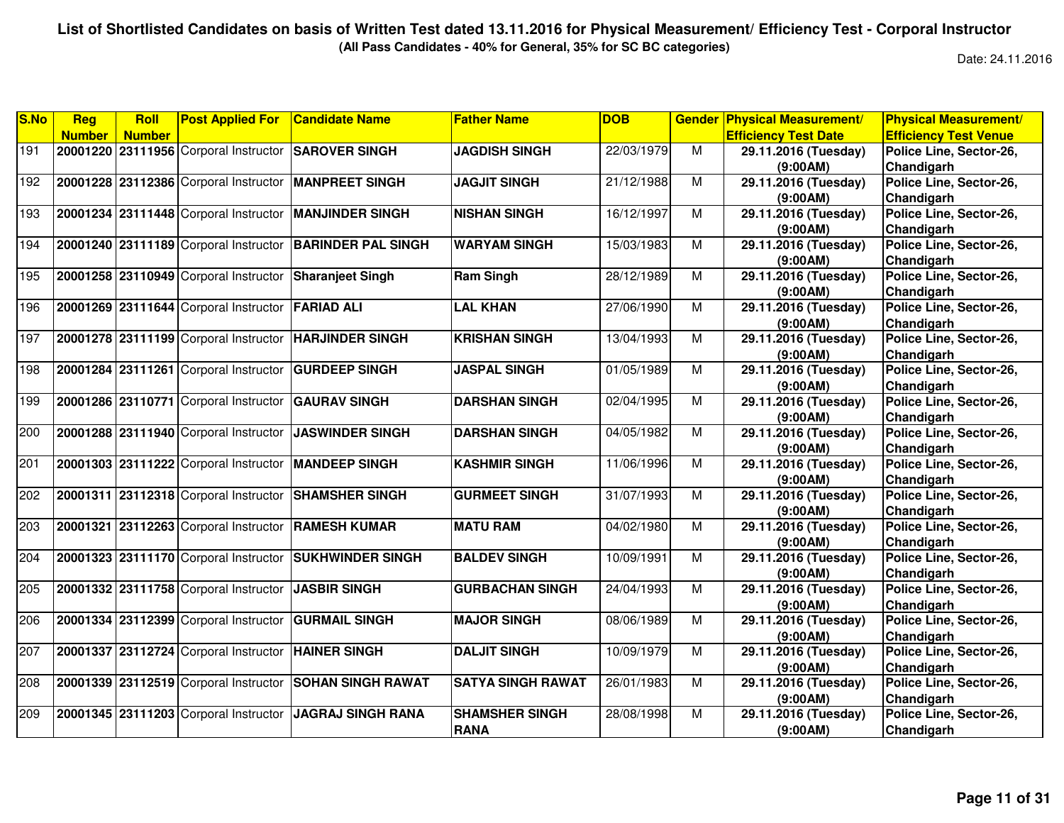# List of Shortlisted Candidates on basis of Written Test dated 13.11.2016 for Physical Measurement/ Efficiency Test - Corporal Instructor

**(All Pass Candidates - 40% for General, 35% for SC BC categories)**

Date: 24.11.2016

| S.No | Reg Number | Roll Number | Post Applied For | Candidate Name | Father Name | DOB | Gender | Physical Measurement/ Efficiency Test Date | Physical Measurement/ Efficiency Test Venue |
|---|---|---|---|---|---|---|---|---|---|
| 191 | 20001220 | 23111956 | Corporal Instructor | SAROVER SINGH | JAGDISH SINGH | 22/03/1979 | M | 29.11.2016 (Tuesday) (9:00AM) | Police Line, Sector-26, Chandigarh |
| 192 | 20001228 | 23112386 | Corporal Instructor | MANPREET SINGH | JAGJIT SINGH | 21/12/1988 | M | 29.11.2016 (Tuesday) (9:00AM) | Police Line, Sector-26, Chandigarh |
| 193 | 20001234 | 23111448 | Corporal Instructor | MANJINDER SINGH | NISHAN SINGH | 16/12/1997 | M | 29.11.2016 (Tuesday) (9:00AM) | Police Line, Sector-26, Chandigarh |
| 194 | 20001240 | 23111189 | Corporal Instructor | BARINDER PAL SINGH | WARYAM SINGH | 15/03/1983 | M | 29.11.2016 (Tuesday) (9:00AM) | Police Line, Sector-26, Chandigarh |
| 195 | 20001258 | 23110949 | Corporal Instructor | Sharanjeet Singh | Ram Singh | 28/12/1989 | M | 29.11.2016 (Tuesday) (9:00AM) | Police Line, Sector-26, Chandigarh |
| 196 | 20001269 | 23111644 | Corporal Instructor | FARIAD ALI | LAL KHAN | 27/06/1990 | M | 29.11.2016 (Tuesday) (9:00AM) | Police Line, Sector-26, Chandigarh |
| 197 | 20001278 | 23111199 | Corporal Instructor | HARJINDER SINGH | KRISHAN SINGH | 13/04/1993 | M | 29.11.2016 (Tuesday) (9:00AM) | Police Line, Sector-26, Chandigarh |
| 198 | 20001284 | 23111261 | Corporal Instructor | GURDEEP SINGH | JASPAL SINGH | 01/05/1989 | M | 29.11.2016 (Tuesday) (9:00AM) | Police Line, Sector-26, Chandigarh |
| 199 | 20001286 | 23110771 | Corporal Instructor | GAURAV SINGH | DARSHAN SINGH | 02/04/1995 | M | 29.11.2016 (Tuesday) (9:00AM) | Police Line, Sector-26, Chandigarh |
| 200 | 20001288 | 23111940 | Corporal Instructor | JASWINDER SINGH | DARSHAN SINGH | 04/05/1982 | M | 29.11.2016 (Tuesday) (9:00AM) | Police Line, Sector-26, Chandigarh |
| 201 | 20001303 | 23111222 | Corporal Instructor | MANDEEP SINGH | KASHMIR SINGH | 11/06/1996 | M | 29.11.2016 (Tuesday) (9:00AM) | Police Line, Sector-26, Chandigarh |
| 202 | 20001311 | 23112318 | Corporal Instructor | SHAMSHER SINGH | GURMEET SINGH | 31/07/1993 | M | 29.11.2016 (Tuesday) (9:00AM) | Police Line, Sector-26, Chandigarh |
| 203 | 20001321 | 23112263 | Corporal Instructor | RAMESH KUMAR | MATU RAM | 04/02/1980 | M | 29.11.2016 (Tuesday) (9:00AM) | Police Line, Sector-26, Chandigarh |
| 204 | 20001323 | 23111170 | Corporal Instructor | SUKHWINDER SINGH | BALDEV SINGH | 10/09/1991 | M | 29.11.2016 (Tuesday) (9:00AM) | Police Line, Sector-26, Chandigarh |
| 205 | 20001332 | 23111758 | Corporal Instructor | JASBIR SINGH | GURBACHAN SINGH | 24/04/1993 | M | 29.11.2016 (Tuesday) (9:00AM) | Police Line, Sector-26, Chandigarh |
| 206 | 20001334 | 23112399 | Corporal Instructor | GURMAIL SINGH | MAJOR SINGH | 08/06/1989 | M | 29.11.2016 (Tuesday) (9:00AM) | Police Line, Sector-26, Chandigarh |
| 207 | 20001337 | 23112724 | Corporal Instructor | HAINER SINGH | DALJIT SINGH | 10/09/1979 | M | 29.11.2016 (Tuesday) (9:00AM) | Police Line, Sector-26, Chandigarh |
| 208 | 20001339 | 23112519 | Corporal Instructor | SOHAN SINGH RAWAT | SATYA SINGH RAWAT | 26/01/1983 | M | 29.11.2016 (Tuesday) (9:00AM) | Police Line, Sector-26, Chandigarh |
| 209 | 20001345 | 23111203 | Corporal Instructor | JAGRAJ SINGH RANA | SHAMSHER SINGH RANA | 28/08/1998 | M | 29.11.2016 (Tuesday) (9:00AM) | Police Line, Sector-26, Chandigarh |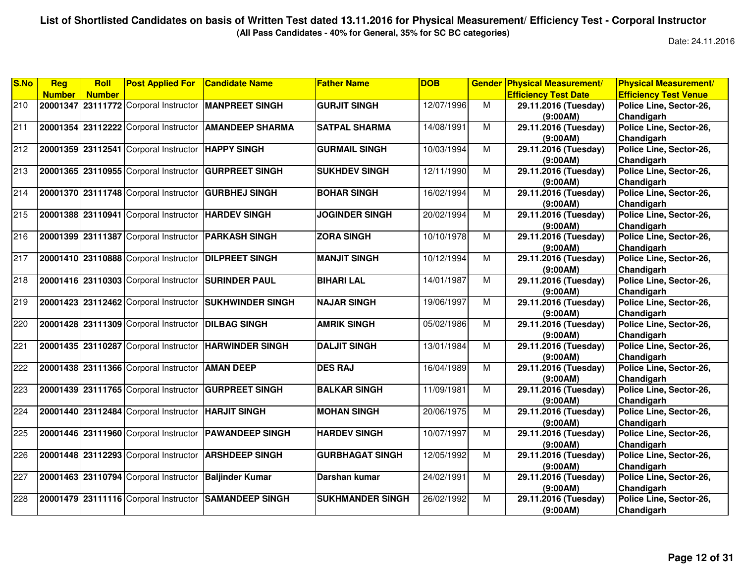# List of Shortlisted Candidates on basis of Written Test dated 13.11.2016 for Physical Measurement/ Efficiency Test - Corporal Instructor

**(All Pass Candidates - 40% for General, 35% for SC BC categories)**

Date: 24.11.2016

| S.No | Reg Number | Roll Number | Post Applied For | Candidate Name | Father Name | DOB | Gender | Physical Measurement/ Efficiency Test Date | Physical Measurement/ Efficiency Test Venue |
|---|---|---|---|---|---|---|---|---|---|
| 210 | **20001347** | **23111772** | Corporal Instructor | **MANPREET SINGH** | **GURJIT SINGH** | 12/07/1996 | M | **29.11.2016 (Tuesday) (9:00AM)** | **Police Line, Sector-26, Chandigarh** |
| 211 | **20001354** | **23112222** | Corporal Instructor | **AMANDEEP SHARMA** | **SATPAL SHARMA** | 14/08/1991 | M | **29.11.2016 (Tuesday) (9:00AM)** | **Police Line, Sector-26, Chandigarh** |
| 212 | **20001359** | **23112541** | Corporal Instructor | **HAPPY SINGH** | **GURMAIL SINGH** | 10/03/1994 | M | **29.11.2016 (Tuesday) (9:00AM)** | **Police Line, Sector-26, Chandigarh** |
| 213 | **20001365** | **23110955** | Corporal Instructor | **GURPREET SINGH** | **SUKHDEV SINGH** | 12/11/1990 | M | **29.11.2016 (Tuesday) (9:00AM)** | **Police Line, Sector-26, Chandigarh** |
| 214 | **20001370** | **23111748** | Corporal Instructor | **GURBHEJ SINGH** | **BOHAR SINGH** | 16/02/1994 | M | **29.11.2016 (Tuesday) (9:00AM)** | **Police Line, Sector-26, Chandigarh** |
| 215 | **20001388** | **23110941** | Corporal Instructor | **HARDEV SINGH** | **JOGINDER SINGH** | 20/02/1994 | M | **29.11.2016 (Tuesday) (9:00AM)** | **Police Line, Sector-26, Chandigarh** |
| 216 | **20001399** | **23111387** | Corporal Instructor | **PARKASH SINGH** | **ZORA SINGH** | 10/10/1978 | M | **29.11.2016 (Tuesday) (9:00AM)** | **Police Line, Sector-26, Chandigarh** |
| 217 | **20001410** | **23110888** | Corporal Instructor | **DILPREET SINGH** | **MANJIT SINGH** | 10/12/1994 | M | **29.11.2016 (Tuesday) (9:00AM)** | **Police Line, Sector-26, Chandigarh** |
| 218 | **20001416** | **23110303** | Corporal Instructor | **SURINDER PAUL** | **BIHARI LAL** | 14/01/1987 | M | **29.11.2016 (Tuesday) (9:00AM)** | **Police Line, Sector-26, Chandigarh** |
| 219 | **20001423** | **23112462** | Corporal Instructor | **SUKHWINDER SINGH** | **NAJAR SINGH** | 19/06/1997 | M | **29.11.2016 (Tuesday) (9:00AM)** | **Police Line, Sector-26, Chandigarh** |
| 220 | **20001428** | **23111309** | Corporal Instructor | **DILBAG SINGH** | **AMRIK SINGH** | 05/02/1986 | M | **29.11.2016 (Tuesday) (9:00AM)** | **Police Line, Sector-26, Chandigarh** |
| 221 | **20001435** | **23110287** | Corporal Instructor | **HARWINDER SINGH** | **DALJIT SINGH** | 13/01/1984 | M | **29.11.2016 (Tuesday) (9:00AM)** | **Police Line, Sector-26, Chandigarh** |
| 222 | **20001438** | **23111366** | Corporal Instructor | **AMAN DEEP** | **DES RAJ** | 16/04/1989 | M | **29.11.2016 (Tuesday) (9:00AM)** | **Police Line, Sector-26, Chandigarh** |
| 223 | **20001439** | **23111765** | Corporal Instructor | **GURPREET SINGH** | **BALKAR SINGH** | 11/09/1981 | M | **29.11.2016 (Tuesday) (9:00AM)** | **Police Line, Sector-26, Chandigarh** |
| 224 | **20001440** | **23112484** | Corporal Instructor | **HARJIT SINGH** | **MOHAN SINGH** | 20/06/1975 | M | **29.11.2016 (Tuesday) (9:00AM)** | **Police Line, Sector-26, Chandigarh** |
| 225 | **20001446** | **23111960** | Corporal Instructor | **PAWANDEEP SINGH** | **HARDEV SINGH** | 10/07/1997 | M | **29.11.2016 (Tuesday) (9:00AM)** | **Police Line, Sector-26, Chandigarh** |
| 226 | **20001448** | **23112293** | Corporal Instructor | **ARSHDEEP SINGH** | **GURBHAGAT SINGH** | 12/05/1992 | M | **29.11.2016 (Tuesday) (9:00AM)** | **Police Line, Sector-26, Chandigarh** |
| 227 | **20001463** | **23110794** | Corporal Instructor | **Baljinder Kumar** | **Darshan kumar** | 24/02/1991 | M | **29.11.2016 (Tuesday) (9:00AM)** | **Police Line, Sector-26, Chandigarh** |
| 228 | **20001479** | **23111116** | Corporal Instructor | **SAMANDEEP SINGH** | **SUKHMANDER SINGH** | 26/02/1992 | M | **29.11.2016 (Tuesday) (9:00AM)** | **Police Line, Sector-26, Chandigarh** |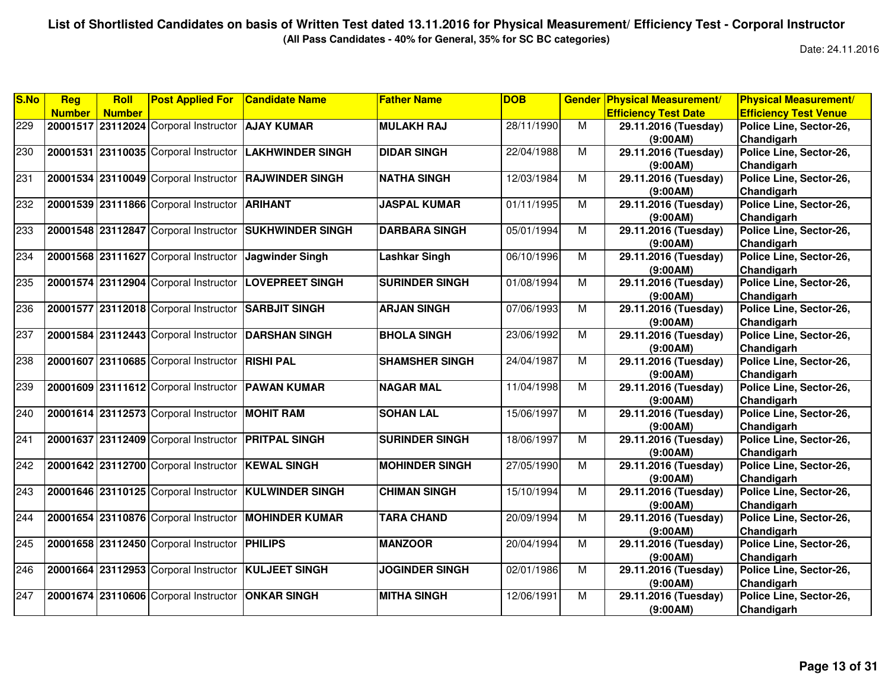**List of Shortlisted Candidates on basis of Written Test dated 13.11.2016 for Physical Measurement/ Efficiency Test - Corporal Instructor**

**(All Pass Candidates - 40% for General, 35% for SC BC categories)**

Date: 24.11.2016

| S.No | Reg Number | Roll Number | Post Applied For | Candidate Name | Father Name | DOB | Gender | Physical Measurement/ Efficiency Test Date | Physical Measurement/ Efficiency Test Venue |
|---|---|---|---|---|---|---|---|---|---|
| 229 | 20001517 | 23112024 | Corporal Instructor | AJAY KUMAR | MULAKH RAJ | 28/11/1990 | M | 29.11.2016 (Tuesday) (9:00AM) | Police Line, Sector-26, Chandigarh |
| 230 | 20001531 | 23110035 | Corporal Instructor | LAKHWINDER SINGH | DIDAR SINGH | 22/04/1988 | M | 29.11.2016 (Tuesday) (9:00AM) | Police Line, Sector-26, Chandigarh |
| 231 | 20001534 | 23110049 | Corporal Instructor | RAJWINDER SINGH | NATHA SINGH | 12/03/1984 | M | 29.11.2016 (Tuesday) (9:00AM) | Police Line, Sector-26, Chandigarh |
| 232 | 20001539 | 23111866 | Corporal Instructor | ARIHANT | JASPAL KUMAR | 01/11/1995 | M | 29.11.2016 (Tuesday) (9:00AM) | Police Line, Sector-26, Chandigarh |
| 233 | 20001548 | 23112847 | Corporal Instructor | SUKHWINDER SINGH | DARBARA SINGH | 05/01/1994 | M | 29.11.2016 (Tuesday) (9:00AM) | Police Line, Sector-26, Chandigarh |
| 234 | 20001568 | 23111627 | Corporal Instructor | Jagwinder Singh | Lashkar Singh | 06/10/1996 | M | 29.11.2016 (Tuesday) (9:00AM) | Police Line, Sector-26, Chandigarh |
| 235 | 20001574 | 23112904 | Corporal Instructor | LOVEPREET SINGH | SURINDER SINGH | 01/08/1994 | M | 29.11.2016 (Tuesday) (9:00AM) | Police Line, Sector-26, Chandigarh |
| 236 | 20001577 | 23112018 | Corporal Instructor | SARBJIT SINGH | ARJAN SINGH | 07/06/1993 | M | 29.11.2016 (Tuesday) (9:00AM) | Police Line, Sector-26, Chandigarh |
| 237 | 20001584 | 23112443 | Corporal Instructor | DARSHAN SINGH | BHOLA SINGH | 23/06/1992 | M | 29.11.2016 (Tuesday) (9:00AM) | Police Line, Sector-26, Chandigarh |
| 238 | 20001607 | 23110685 | Corporal Instructor | RISHI PAL | SHAMSHER SINGH | 24/04/1987 | M | 29.11.2016 (Tuesday) (9:00AM) | Police Line, Sector-26, Chandigarh |
| 239 | 20001609 | 23111612 | Corporal Instructor | PAWAN KUMAR | NAGAR MAL | 11/04/1998 | M | 29.11.2016 (Tuesday) (9:00AM) | Police Line, Sector-26, Chandigarh |
| 240 | 20001614 | 23112573 | Corporal Instructor | MOHIT RAM | SOHAN LAL | 15/06/1997 | M | 29.11.2016 (Tuesday) (9:00AM) | Police Line, Sector-26, Chandigarh |
| 241 | 20001637 | 23112409 | Corporal Instructor | PRITPAL SINGH | SURINDER SINGH | 18/06/1997 | M | 29.11.2016 (Tuesday) (9:00AM) | Police Line, Sector-26, Chandigarh |
| 242 | 20001642 | 23112700 | Corporal Instructor | KEWAL SINGH | MOHINDER SINGH | 27/05/1990 | M | 29.11.2016 (Tuesday) (9:00AM) | Police Line, Sector-26, Chandigarh |
| 243 | 20001646 | 23110125 | Corporal Instructor | KULWINDER SINGH | CHIMAN SINGH | 15/10/1994 | M | 29.11.2016 (Tuesday) (9:00AM) | Police Line, Sector-26, Chandigarh |
| 244 | 20001654 | 23110876 | Corporal Instructor | MOHINDER KUMAR | TARA CHAND | 20/09/1994 | M | 29.11.2016 (Tuesday) (9:00AM) | Police Line, Sector-26, Chandigarh |
| 245 | 20001658 | 23112450 | Corporal Instructor | PHILIPS | MANZOOR | 20/04/1994 | M | 29.11.2016 (Tuesday) (9:00AM) | Police Line, Sector-26, Chandigarh |
| 246 | 20001664 | 23112953 | Corporal Instructor | KULJEET SINGH | JOGINDER SINGH | 02/01/1986 | M | 29.11.2016 (Tuesday) (9:00AM) | Police Line, Sector-26, Chandigarh |
| 247 | 20001674 | 23110606 | Corporal Instructor | ONKAR SINGH | MITHA SINGH | 12/06/1991 | M | 29.11.2016 (Tuesday) (9:00AM) | Police Line, Sector-26, Chandigarh |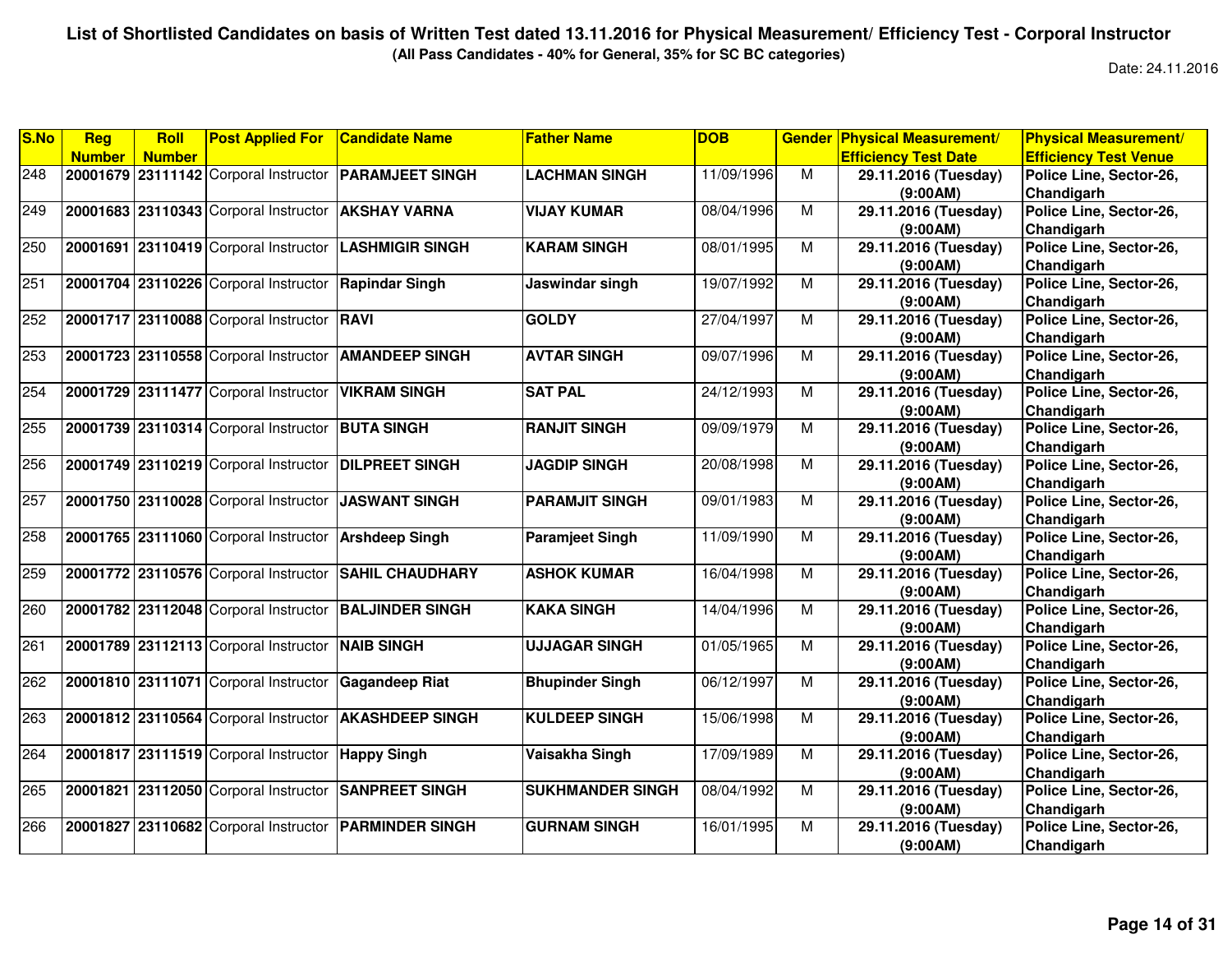**List of Shortlisted Candidates on basis of Written Test dated 13.11.2016 for Physical Measurement/ Efficiency Test - Corporal Instructor**

**(All Pass Candidates - 40% for General, 35% for SC BC categories)**

Date: 24.11.2016

| S.No | Reg Number | Roll Number | Post Applied For | Candidate Name | Father Name | DOB | Gender | Physical Measurement/ Efficiency Test Date | Physical Measurement/ Efficiency Test Venue |
|---|---|---|---|---|---|---|---|---|---|
| 248 | 20001679 | 23111142 | Corporal Instructor | PARAMJEET SINGH | LACHMAN SINGH | 11/09/1996 | M | 29.11.2016 (Tuesday) (9:00AM) | Police Line, Sector-26, Chandigarh |
| 249 | 20001683 | 23110343 | Corporal Instructor | AKSHAY VARNA | VIJAY KUMAR | 08/04/1996 | M | 29.11.2016 (Tuesday) (9:00AM) | Police Line, Sector-26, Chandigarh |
| 250 | 20001691 | 23110419 | Corporal Instructor | LASHMIGIR SINGH | KARAM SINGH | 08/01/1995 | M | 29.11.2016 (Tuesday) (9:00AM) | Police Line, Sector-26, Chandigarh |
| 251 | 20001704 | 23110226 | Corporal Instructor | Rapindar Singh | Jaswindar singh | 19/07/1992 | M | 29.11.2016 (Tuesday) (9:00AM) | Police Line, Sector-26, Chandigarh |
| 252 | 20001717 | 23110088 | Corporal Instructor | RAVI | GOLDY | 27/04/1997 | M | 29.11.2016 (Tuesday) (9:00AM) | Police Line, Sector-26, Chandigarh |
| 253 | 20001723 | 23110558 | Corporal Instructor | AMANDEEP SINGH | AVTAR SINGH | 09/07/1996 | M | 29.11.2016 (Tuesday) (9:00AM) | Police Line, Sector-26, Chandigarh |
| 254 | 20001729 | 23111477 | Corporal Instructor | VIKRAM SINGH | SAT PAL | 24/12/1993 | M | 29.11.2016 (Tuesday) (9:00AM) | Police Line, Sector-26, Chandigarh |
| 255 | 20001739 | 23110314 | Corporal Instructor | BUTA SINGH | RANJIT SINGH | 09/09/1979 | M | 29.11.2016 (Tuesday) (9:00AM) | Police Line, Sector-26, Chandigarh |
| 256 | 20001749 | 23110219 | Corporal Instructor | DILPREET SINGH | JAGDIP SINGH | 20/08/1998 | M | 29.11.2016 (Tuesday) (9:00AM) | Police Line, Sector-26, Chandigarh |
| 257 | 20001750 | 23110028 | Corporal Instructor | JASWANT SINGH | PARAMJIT SINGH | 09/01/1983 | M | 29.11.2016 (Tuesday) (9:00AM) | Police Line, Sector-26, Chandigarh |
| 258 | 20001765 | 23111060 | Corporal Instructor | Arshdeep Singh | Paramjeet Singh | 11/09/1990 | M | 29.11.2016 (Tuesday) (9:00AM) | Police Line, Sector-26, Chandigarh |
| 259 | 20001772 | 23110576 | Corporal Instructor | SAHIL CHAUDHARY | ASHOK KUMAR | 16/04/1998 | M | 29.11.2016 (Tuesday) (9:00AM) | Police Line, Sector-26, Chandigarh |
| 260 | 20001782 | 23112048 | Corporal Instructor | BALJINDER SINGH | KAKA SINGH | 14/04/1996 | M | 29.11.2016 (Tuesday) (9:00AM) | Police Line, Sector-26, Chandigarh |
| 261 | 20001789 | 23112113 | Corporal Instructor | NAIB SINGH | UJJAGAR SINGH | 01/05/1965 | M | 29.11.2016 (Tuesday) (9:00AM) | Police Line, Sector-26, Chandigarh |
| 262 | 20001810 | 23111071 | Corporal Instructor | Gagandeep Riat | Bhupinder Singh | 06/12/1997 | M | 29.11.2016 (Tuesday) (9:00AM) | Police Line, Sector-26, Chandigarh |
| 263 | 20001812 | 23110564 | Corporal Instructor | AKASHDEEP SINGH | KULDEEP SINGH | 15/06/1998 | M | 29.11.2016 (Tuesday) (9:00AM) | Police Line, Sector-26, Chandigarh |
| 264 | 20001817 | 23111519 | Corporal Instructor | Happy Singh | Vaisakha Singh | 17/09/1989 | M | 29.11.2016 (Tuesday) (9:00AM) | Police Line, Sector-26, Chandigarh |
| 265 | 20001821 | 23112050 | Corporal Instructor | SANPREET SINGH | SUKHMANDER SINGH | 08/04/1992 | M | 29.11.2016 (Tuesday) (9:00AM) | Police Line, Sector-26, Chandigarh |
| 266 | 20001827 | 23110682 | Corporal Instructor | PARMINDER SINGH | GURNAM SINGH | 16/01/1995 | M | 29.11.2016 (Tuesday) (9:00AM) | Police Line, Sector-26, Chandigarh |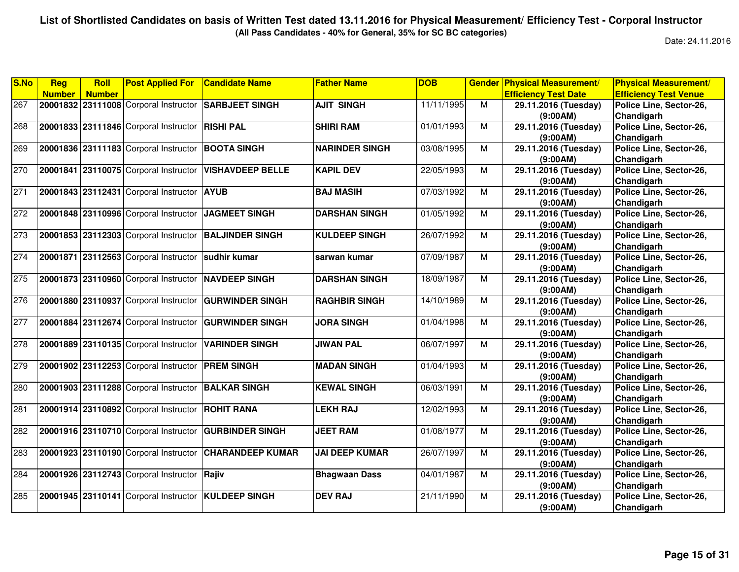# List of Shortlisted Candidates on basis of Written Test dated 13.11.2016 for Physical Measurement/ Efficiency Test - Corporal Instructor

**(All Pass Candidates - 40% for General, 35% for SC BC categories)**

Date: 24.11.2016

| S.No | Reg Number | Roll Number | Post Applied For | Candidate Name | Father Name | DOB | Gender | Physical Measurement/ Efficiency Test Date | Physical Measurement/ Efficiency Test Venue |
|---|---|---|---|---|---|---|---|---|---|
| 267 | 20001832 | 23111008 | Corporal Instructor | SARBJEET SINGH | AJIT SINGH | 11/11/1995 | M | 29.11.2016 (Tuesday) (9:00AM) | Police Line, Sector-26, Chandigarh |
| 268 | 20001833 | 23111846 | Corporal Instructor | RISHI PAL | SHIRI RAM | 01/01/1993 | M | 29.11.2016 (Tuesday) (9:00AM) | Police Line, Sector-26, Chandigarh |
| 269 | 20001836 | 23111183 | Corporal Instructor | BOOTA SINGH | NARINDER SINGH | 03/08/1995 | M | 29.11.2016 (Tuesday) (9:00AM) | Police Line, Sector-26, Chandigarh |
| 270 | 20001841 | 23110075 | Corporal Instructor | VISHAVDEEP BELLE | KAPIL DEV | 22/05/1993 | M | 29.11.2016 (Tuesday) (9:00AM) | Police Line, Sector-26, Chandigarh |
| 271 | 20001843 | 23112431 | Corporal Instructor | AYUB | BAJ MASIH | 07/03/1992 | M | 29.11.2016 (Tuesday) (9:00AM) | Police Line, Sector-26, Chandigarh |
| 272 | 20001848 | 23110996 | Corporal Instructor | JAGMEET SINGH | DARSHAN SINGH | 01/05/1992 | M | 29.11.2016 (Tuesday) (9:00AM) | Police Line, Sector-26, Chandigarh |
| 273 | 20001853 | 23112303 | Corporal Instructor | BALJINDER SINGH | KULDEEP SINGH | 26/07/1992 | M | 29.11.2016 (Tuesday) (9:00AM) | Police Line, Sector-26, Chandigarh |
| 274 | 20001871 | 23112563 | Corporal Instructor | sudhir kumar | sarwan kumar | 07/09/1987 | M | 29.11.2016 (Tuesday) (9:00AM) | Police Line, Sector-26, Chandigarh |
| 275 | 20001873 | 23110960 | Corporal Instructor | NAVDEEP SINGH | DARSHAN SINGH | 18/09/1987 | M | 29.11.2016 (Tuesday) (9:00AM) | Police Line, Sector-26, Chandigarh |
| 276 | 20001880 | 23110937 | Corporal Instructor | GURWINDER SINGH | RAGHBIR SINGH | 14/10/1989 | M | 29.11.2016 (Tuesday) (9:00AM) | Police Line, Sector-26, Chandigarh |
| 277 | 20001884 | 23112674 | Corporal Instructor | GURWINDER SINGH | JORA SINGH | 01/04/1998 | M | 29.11.2016 (Tuesday) (9:00AM) | Police Line, Sector-26, Chandigarh |
| 278 | 20001889 | 23110135 | Corporal Instructor | VARINDER SINGH | JIWAN PAL | 06/07/1997 | M | 29.11.2016 (Tuesday) (9:00AM) | Police Line, Sector-26, Chandigarh |
| 279 | 20001902 | 23112253 | Corporal Instructor | PREM SINGH | MADAN SINGH | 01/04/1993 | M | 29.11.2016 (Tuesday) (9:00AM) | Police Line, Sector-26, Chandigarh |
| 280 | 20001903 | 23111288 | Corporal Instructor | BALKAR SINGH | KEWAL SINGH | 06/03/1991 | M | 29.11.2016 (Tuesday) (9:00AM) | Police Line, Sector-26, Chandigarh |
| 281 | 20001914 | 23110892 | Corporal Instructor | ROHIT RANA | LEKH RAJ | 12/02/1993 | M | 29.11.2016 (Tuesday) (9:00AM) | Police Line, Sector-26, Chandigarh |
| 282 | 20001916 | 23110710 | Corporal Instructor | GURBINDER SINGH | JEET RAM | 01/08/1977 | M | 29.11.2016 (Tuesday) (9:00AM) | Police Line, Sector-26, Chandigarh |
| 283 | 20001923 | 23110190 | Corporal Instructor | CHARANDEEP KUMAR | JAI DEEP KUMAR | 26/07/1997 | M | 29.11.2016 (Tuesday) (9:00AM) | Police Line, Sector-26, Chandigarh |
| 284 | 20001926 | 23112743 | Corporal Instructor | Rajiv | Bhagwaan Dass | 04/01/1987 | M | 29.11.2016 (Tuesday) (9:00AM) | Police Line, Sector-26, Chandigarh |
| 285 | 20001945 | 23110141 | Corporal Instructor | KULDEEP SINGH | DEV RAJ | 21/11/1990 | M | 29.11.2016 (Tuesday) (9:00AM) | Police Line, Sector-26, Chandigarh |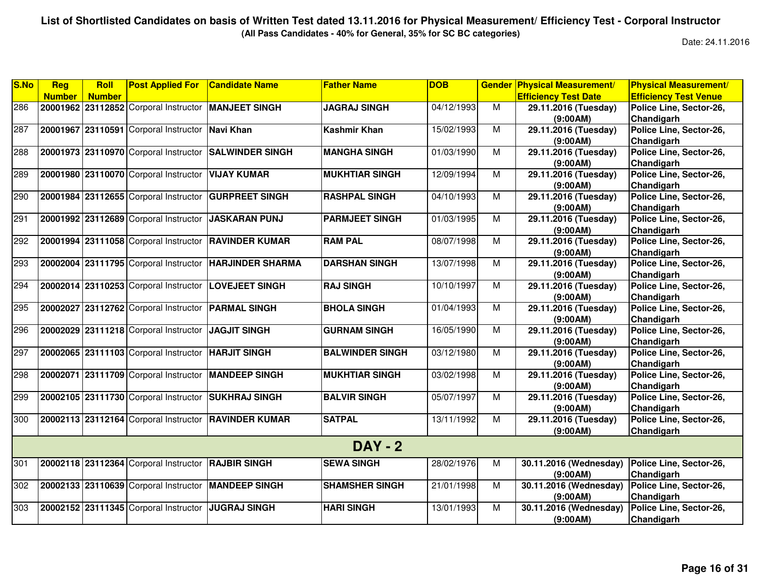**List of Shortlisted Candidates on basis of Written Test dated 13.11.2016 for Physical Measurement/ Efficiency Test - Corporal Instructor**

**(All Pass Candidates - 40% for General, 35% for SC BC categories)**

Date: 24.11.2016

| S.No | Reg Number | Roll Number | Post Applied For | Candidate Name | Father Name | DOB | Gender | Physical Measurement/ Efficiency Test Date | Physical Measurement/ Efficiency Test Venue |
|---|---|---|---|---|---|---|---|---|---|
| 286 | 20001962 | 23112852 | Corporal Instructor | MANJEET SINGH | JAGRAJ SINGH | 04/12/1993 | M | 29.11.2016 (Tuesday) (9:00AM) | Police Line, Sector-26, Chandigarh |
| 287 | 20001967 | 23110591 | Corporal Instructor | Navi Khan | Kashmir Khan | 15/02/1993 | M | 29.11.2016 (Tuesday) (9:00AM) | Police Line, Sector-26, Chandigarh |
| 288 | 20001973 | 23110970 | Corporal Instructor | SALWINDER SINGH | MANGHA SINGH | 01/03/1990 | M | 29.11.2016 (Tuesday) (9:00AM) | Police Line, Sector-26, Chandigarh |
| 289 | 20001980 | 23110070 | Corporal Instructor | VIJAY KUMAR | MUKHTIAR SINGH | 12/09/1994 | M | 29.11.2016 (Tuesday) (9:00AM) | Police Line, Sector-26, Chandigarh |
| 290 | 20001984 | 23112655 | Corporal Instructor | GURPREET SINGH | RASHPAL SINGH | 04/10/1993 | M | 29.11.2016 (Tuesday) (9:00AM) | Police Line, Sector-26, Chandigarh |
| 291 | 20001992 | 23112689 | Corporal Instructor | JASKARAN PUNJ | PARMJEET SINGH | 01/03/1995 | M | 29.11.2016 (Tuesday) (9:00AM) | Police Line, Sector-26, Chandigarh |
| 292 | 20001994 | 23111058 | Corporal Instructor | RAVINDER KUMAR | RAM PAL | 08/07/1998 | M | 29.11.2016 (Tuesday) (9:00AM) | Police Line, Sector-26, Chandigarh |
| 293 | 20002004 | 23111795 | Corporal Instructor | HARJINDER SHARMA | DARSHAN SINGH | 13/07/1998 | M | 29.11.2016 (Tuesday) (9:00AM) | Police Line, Sector-26, Chandigarh |
| 294 | 20002014 | 23110253 | Corporal Instructor | LOVEJEET SINGH | RAJ SINGH | 10/10/1997 | M | 29.11.2016 (Tuesday) (9:00AM) | Police Line, Sector-26, Chandigarh |
| 295 | 20002027 | 23112762 | Corporal Instructor | PARMAL SINGH | BHOLA SINGH | 01/04/1993 | M | 29.11.2016 (Tuesday) (9:00AM) | Police Line, Sector-26, Chandigarh |
| 296 | 20002029 | 23111218 | Corporal Instructor | JAGJIT SINGH | GURNAM SINGH | 16/05/1990 | M | 29.11.2016 (Tuesday) (9:00AM) | Police Line, Sector-26, Chandigarh |
| 297 | 20002065 | 23111103 | Corporal Instructor | HARJIT SINGH | BALWINDER SINGH | 03/12/1980 | M | 29.11.2016 (Tuesday) (9:00AM) | Police Line, Sector-26, Chandigarh |
| 298 | 20002071 | 23111709 | Corporal Instructor | MANDEEP SINGH | MUKHTIAR SINGH | 03/02/1998 | M | 29.11.2016 (Tuesday) (9:00AM) | Police Line, Sector-26, Chandigarh |
| 299 | 20002105 | 23111730 | Corporal Instructor | SUKHRAJ SINGH | BALVIR SINGH | 05/07/1997 | M | 29.11.2016 (Tuesday) (9:00AM) | Police Line, Sector-26, Chandigarh |
| 300 | 20002113 | 23112164 | Corporal Instructor | RAVINDER KUMAR | SATPAL | 13/11/1992 | M | 29.11.2016 (Tuesday) (9:00AM) | Police Line, Sector-26, Chandigarh |
| | | | | | **DAY - 2** | | | | |
| 301 | 20002118 | 23112364 | Corporal Instructor | RAJBIR SINGH | SEWA SINGH | 28/02/1976 | M | 30.11.2016 (Wednesday) (9:00AM) | Police Line, Sector-26, Chandigarh |
| 302 | 20002133 | 23110639 | Corporal Instructor | MANDEEP SINGH | SHAMSHER SINGH | 21/01/1998 | M | 30.11.2016 (Wednesday) (9:00AM) | Police Line, Sector-26, Chandigarh |
| 303 | 20002152 | 23111345 | Corporal Instructor | JUGRAJ SINGH | HARI SINGH | 13/01/1993 | M | 30.11.2016 (Wednesday) (9:00AM) | Police Line, Sector-26, Chandigarh |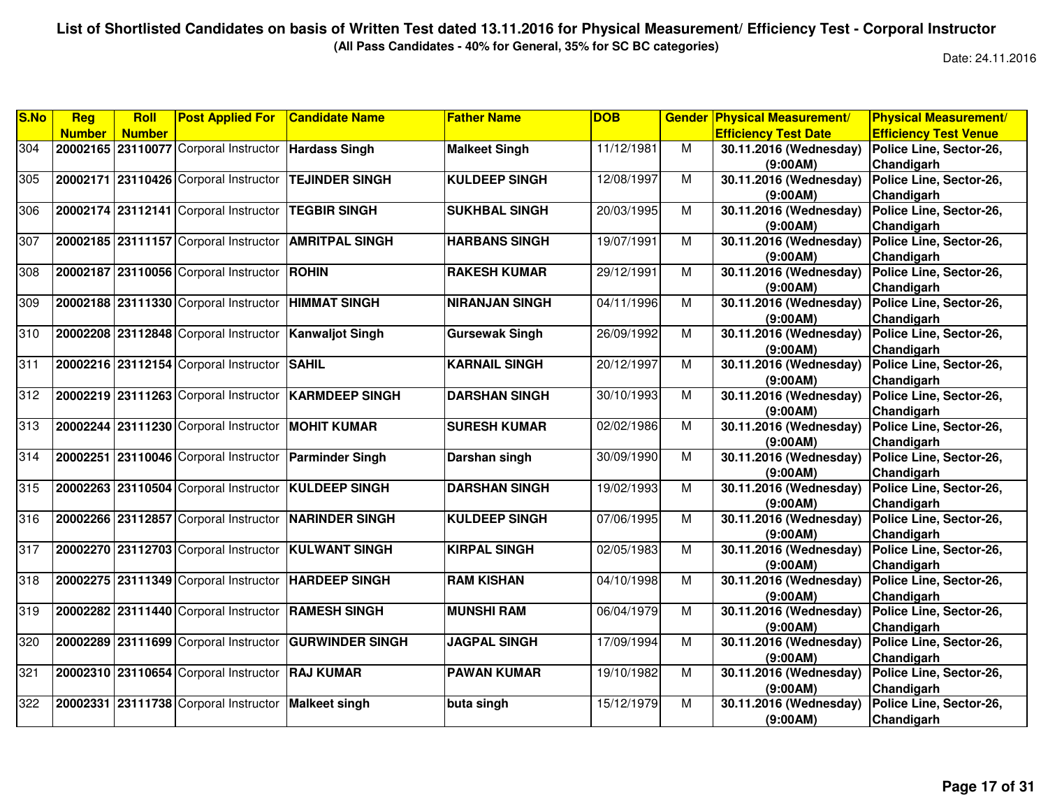**List of Shortlisted Candidates on basis of Written Test dated 13.11.2016 for Physical Measurement/ Efficiency Test - Corporal Instructor**

**(All Pass Candidates - 40% for General, 35% for SC BC categories)**

Date: 24.11.2016

| S.No | Reg Number | Roll Number | Post Applied For | Candidate Name | Father Name | DOB | Gender | Physical Measurement/ Efficiency Test Date | Physical Measurement/ Efficiency Test Venue |
|---|---|---|---|---|---|---|---|---|---|
| 304 | 20002165 | 23110077 | Corporal Instructor | Hardass Singh | Malkeet Singh | 11/12/1981 | M | 30.11.2016 (Wednesday) (9:00AM) | Police Line, Sector-26, Chandigarh |
| 305 | 20002171 | 23110426 | Corporal Instructor | TEJINDER SINGH | KULDEEP SINGH | 12/08/1997 | M | 30.11.2016 (Wednesday) (9:00AM) | Police Line, Sector-26, Chandigarh |
| 306 | 20002174 | 23112141 | Corporal Instructor | TEGBIR SINGH | SUKHBAL SINGH | 20/03/1995 | M | 30.11.2016 (Wednesday) (9:00AM) | Police Line, Sector-26, Chandigarh |
| 307 | 20002185 | 23111157 | Corporal Instructor | AMRITPAL SINGH | HARBANS SINGH | 19/07/1991 | M | 30.11.2016 (Wednesday) (9:00AM) | Police Line, Sector-26, Chandigarh |
| 308 | 20002187 | 23110056 | Corporal Instructor | ROHIN | RAKESH KUMAR | 29/12/1991 | M | 30.11.2016 (Wednesday) (9:00AM) | Police Line, Sector-26, Chandigarh |
| 309 | 20002188 | 23111330 | Corporal Instructor | HIMMAT SINGH | NIRANJAN SINGH | 04/11/1996 | M | 30.11.2016 (Wednesday) (9:00AM) | Police Line, Sector-26, Chandigarh |
| 310 | 20002208 | 23112848 | Corporal Instructor | Kanwaljot Singh | Gursewak Singh | 26/09/1992 | M | 30.11.2016 (Wednesday) (9:00AM) | Police Line, Sector-26, Chandigarh |
| 311 | 20002216 | 23112154 | Corporal Instructor | SAHIL | KARNAIL SINGH | 20/12/1997 | M | 30.11.2016 (Wednesday) (9:00AM) | Police Line, Sector-26, Chandigarh |
| 312 | 20002219 | 23111263 | Corporal Instructor | KARMDEEP SINGH | DARSHAN SINGH | 30/10/1993 | M | 30.11.2016 (Wednesday) (9:00AM) | Police Line, Sector-26, Chandigarh |
| 313 | 20002244 | 23111230 | Corporal Instructor | MOHIT KUMAR | SURESH KUMAR | 02/02/1986 | M | 30.11.2016 (Wednesday) (9:00AM) | Police Line, Sector-26, Chandigarh |
| 314 | 20002251 | 23110046 | Corporal Instructor | Parminder Singh | Darshan singh | 30/09/1990 | M | 30.11.2016 (Wednesday) (9:00AM) | Police Line, Sector-26, Chandigarh |
| 315 | 20002263 | 23110504 | Corporal Instructor | KULDEEP SINGH | DARSHAN SINGH | 19/02/1993 | M | 30.11.2016 (Wednesday) (9:00AM) | Police Line, Sector-26, Chandigarh |
| 316 | 20002266 | 23112857 | Corporal Instructor | NARINDER SINGH | KULDEEP SINGH | 07/06/1995 | M | 30.11.2016 (Wednesday) (9:00AM) | Police Line, Sector-26, Chandigarh |
| 317 | 20002270 | 23112703 | Corporal Instructor | KULWANT SINGH | KIRPAL SINGH | 02/05/1983 | M | 30.11.2016 (Wednesday) (9:00AM) | Police Line, Sector-26, Chandigarh |
| 318 | 20002275 | 23111349 | Corporal Instructor | HARDEEP SINGH | RAM KISHAN | 04/10/1998 | M | 30.11.2016 (Wednesday) (9:00AM) | Police Line, Sector-26, Chandigarh |
| 319 | 20002282 | 23111440 | Corporal Instructor | RAMESH SINGH | MUNSHI RAM | 06/04/1979 | M | 30.11.2016 (Wednesday) (9:00AM) | Police Line, Sector-26, Chandigarh |
| 320 | 20002289 | 23111699 | Corporal Instructor | GURWINDER SINGH | JAGPAL SINGH | 17/09/1994 | M | 30.11.2016 (Wednesday) (9:00AM) | Police Line, Sector-26, Chandigarh |
| 321 | 20002310 | 23110654 | Corporal Instructor | RAJ KUMAR | PAWAN KUMAR | 19/10/1982 | M | 30.11.2016 (Wednesday) (9:00AM) | Police Line, Sector-26, Chandigarh |
| 322 | 20002331 | 23111738 | Corporal Instructor | Malkeet singh | buta singh | 15/12/1979 | M | 30.11.2016 (Wednesday) (9:00AM) | Police Line, Sector-26, Chandigarh |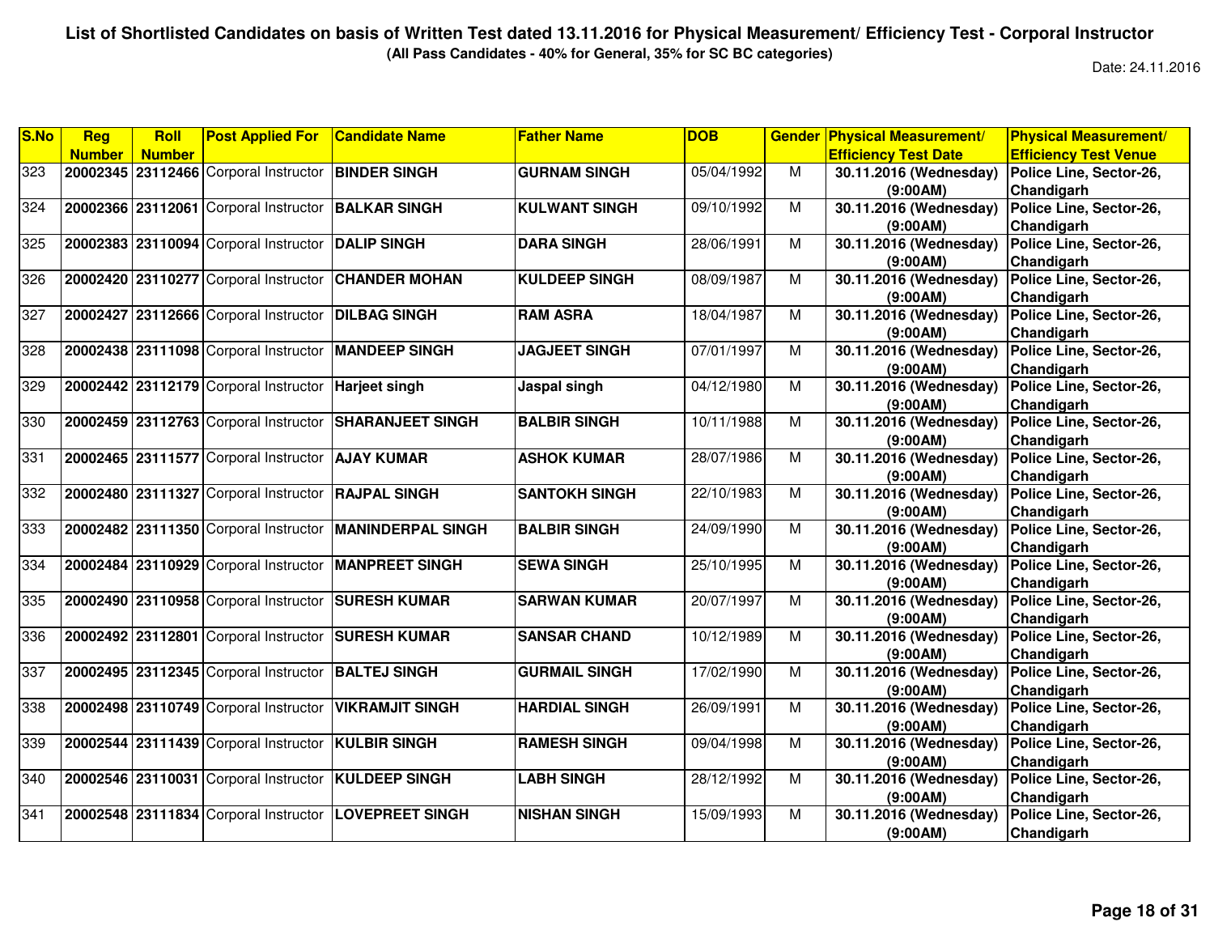# List of Shortlisted Candidates on basis of Written Test dated 13.11.2016 for Physical Measurement/ Efficiency Test - Corporal Instructor

**(All Pass Candidates - 40% for General, 35% for SC BC categories)**

Date: 24.11.2016

| S.No | Reg Number | Roll Number | Post Applied For | Candidate Name | Father Name | DOB | Gender | Physical Measurement/ Efficiency Test Date | Physical Measurement/ Efficiency Test Venue |
|---|---|---|---|---|---|---|---|---|---|
| 323 | 20002345 | 23112466 | Corporal Instructor | BINDER SINGH | GURNAM SINGH | 05/04/1992 | M | 30.11.2016 (Wednesday) (9:00AM) | Police Line, Sector-26, Chandigarh |
| 324 | 20002366 | 23112061 | Corporal Instructor | BALKAR SINGH | KULWANT SINGH | 09/10/1992 | M | 30.11.2016 (Wednesday) (9:00AM) | Police Line, Sector-26, Chandigarh |
| 325 | 20002383 | 23110094 | Corporal Instructor | DALIP SINGH | DARA SINGH | 28/06/1991 | M | 30.11.2016 (Wednesday) (9:00AM) | Police Line, Sector-26, Chandigarh |
| 326 | 20002420 | 23110277 | Corporal Instructor | CHANDER MOHAN | KULDEEP SINGH | 08/09/1987 | M | 30.11.2016 (Wednesday) (9:00AM) | Police Line, Sector-26, Chandigarh |
| 327 | 20002427 | 23112666 | Corporal Instructor | DILBAG SINGH | RAM ASRA | 18/04/1987 | M | 30.11.2016 (Wednesday) (9:00AM) | Police Line, Sector-26, Chandigarh |
| 328 | 20002438 | 23111098 | Corporal Instructor | MANDEEP SINGH | JAGJEET SINGH | 07/01/1997 | M | 30.11.2016 (Wednesday) (9:00AM) | Police Line, Sector-26, Chandigarh |
| 329 | 20002442 | 23112179 | Corporal Instructor | Harjeet singh | Jaspal singh | 04/12/1980 | M | 30.11.2016 (Wednesday) (9:00AM) | Police Line, Sector-26, Chandigarh |
| 330 | 20002459 | 23112763 | Corporal Instructor | SHARANJEET SINGH | BALBIR SINGH | 10/11/1988 | M | 30.11.2016 (Wednesday) (9:00AM) | Police Line, Sector-26, Chandigarh |
| 331 | 20002465 | 23111577 | Corporal Instructor | AJAY KUMAR | ASHOK KUMAR | 28/07/1986 | M | 30.11.2016 (Wednesday) (9:00AM) | Police Line, Sector-26, Chandigarh |
| 332 | 20002480 | 23111327 | Corporal Instructor | RAJPAL SINGH | SANTOKH SINGH | 22/10/1983 | M | 30.11.2016 (Wednesday) (9:00AM) | Police Line, Sector-26, Chandigarh |
| 333 | 20002482 | 23111350 | Corporal Instructor | MANINDERPAL SINGH | BALBIR SINGH | 24/09/1990 | M | 30.11.2016 (Wednesday) (9:00AM) | Police Line, Sector-26, Chandigarh |
| 334 | 20002484 | 23110929 | Corporal Instructor | MANPREET SINGH | SEWA SINGH | 25/10/1995 | M | 30.11.2016 (Wednesday) (9:00AM) | Police Line, Sector-26, Chandigarh |
| 335 | 20002490 | 23110958 | Corporal Instructor | SURESH KUMAR | SARWAN KUMAR | 20/07/1997 | M | 30.11.2016 (Wednesday) (9:00AM) | Police Line, Sector-26, Chandigarh |
| 336 | 20002492 | 23112801 | Corporal Instructor | SURESH KUMAR | SANSAR CHAND | 10/12/1989 | M | 30.11.2016 (Wednesday) (9:00AM) | Police Line, Sector-26, Chandigarh |
| 337 | 20002495 | 23112345 | Corporal Instructor | BALTEJ SINGH | GURMAIL SINGH | 17/02/1990 | M | 30.11.2016 (Wednesday) (9:00AM) | Police Line, Sector-26, Chandigarh |
| 338 | 20002498 | 23110749 | Corporal Instructor | VIKRAMJIT SINGH | HARDIAL SINGH | 26/09/1991 | M | 30.11.2016 (Wednesday) (9:00AM) | Police Line, Sector-26, Chandigarh |
| 339 | 20002544 | 23111439 | Corporal Instructor | KULBIR SINGH | RAMESH SINGH | 09/04/1998 | M | 30.11.2016 (Wednesday) (9:00AM) | Police Line, Sector-26, Chandigarh |
| 340 | 20002546 | 23110031 | Corporal Instructor | KULDEEP SINGH | LABH SINGH | 28/12/1992 | M | 30.11.2016 (Wednesday) (9:00AM) | Police Line, Sector-26, Chandigarh |
| 341 | 20002548 | 23111834 | Corporal Instructor | LOVEPREET SINGH | NISHAN SINGH | 15/09/1993 | M | 30.11.2016 (Wednesday) (9:00AM) | Police Line, Sector-26, Chandigarh |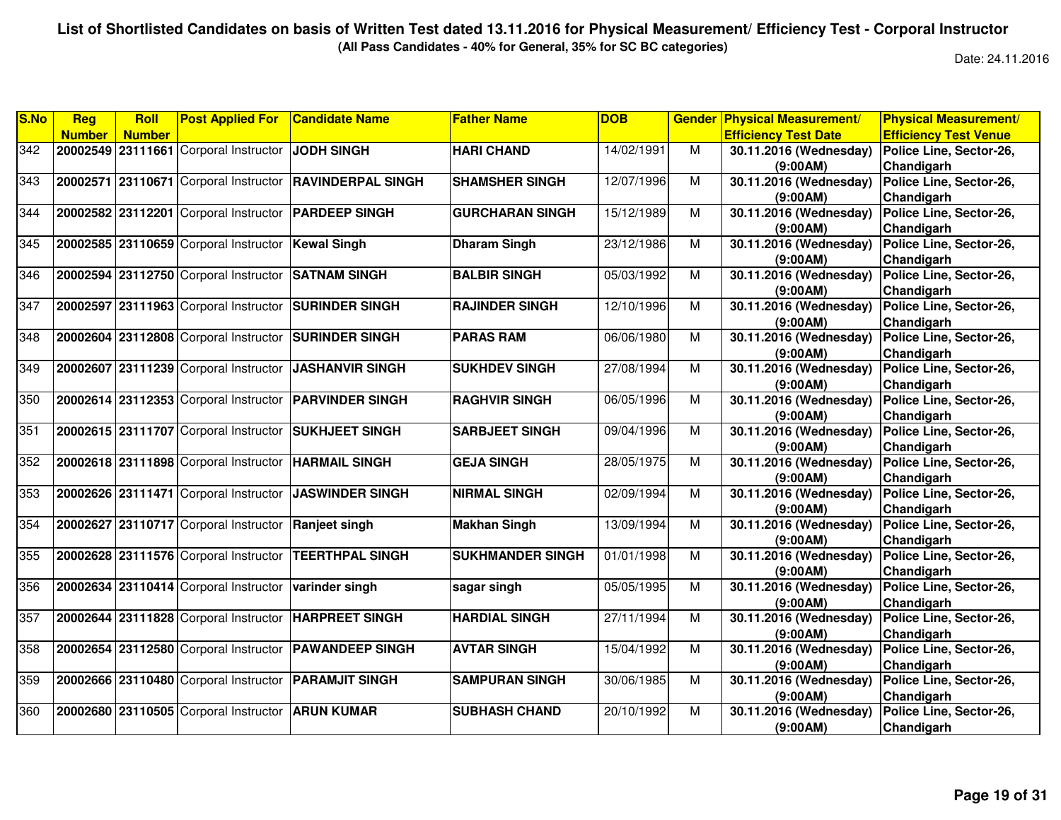# List of Shortlisted Candidates on basis of Written Test dated 13.11.2016 for Physical Measurement/ Efficiency Test - Corporal Instructor

**(All Pass Candidates - 40% for General, 35% for SC BC categories)**

Date: 24.11.2016

| S.No | Reg Number | Roll Number | Post Applied For | Candidate Name | Father Name | DOB | Gender | Physical Measurement/ Efficiency Test Date | Physical Measurement/ Efficiency Test Venue |
|---|---|---|---|---|---|---|---|---|---|
| 342 | 20002549 | 23111661 | Corporal Instructor | JODH SINGH | HARI CHAND | 14/02/1991 | M | 30.11.2016 (Wednesday) (9:00AM) | Police Line, Sector-26, Chandigarh |
| 343 | 20002571 | 23110671 | Corporal Instructor | RAVINDERPAL SINGH | SHAMSHER SINGH | 12/07/1996 | M | 30.11.2016 (Wednesday) (9:00AM) | Police Line, Sector-26, Chandigarh |
| 344 | 20002582 | 23112201 | Corporal Instructor | PARDEEP SINGH | GURCHARAN SINGH | 15/12/1989 | M | 30.11.2016 (Wednesday) (9:00AM) | Police Line, Sector-26, Chandigarh |
| 345 | 20002585 | 23110659 | Corporal Instructor | Kewal Singh | Dharam Singh | 23/12/1986 | M | 30.11.2016 (Wednesday) (9:00AM) | Police Line, Sector-26, Chandigarh |
| 346 | 20002594 | 23112750 | Corporal Instructor | SATNAM SINGH | BALBIR SINGH | 05/03/1992 | M | 30.11.2016 (Wednesday) (9:00AM) | Police Line, Sector-26, Chandigarh |
| 347 | 20002597 | 23111963 | Corporal Instructor | SURINDER SINGH | RAJINDER SINGH | 12/10/1996 | M | 30.11.2016 (Wednesday) (9:00AM) | Police Line, Sector-26, Chandigarh |
| 348 | 20002604 | 23112808 | Corporal Instructor | SURINDER SINGH | PARAS RAM | 06/06/1980 | M | 30.11.2016 (Wednesday) (9:00AM) | Police Line, Sector-26, Chandigarh |
| 349 | 20002607 | 23111239 | Corporal Instructor | JASHANVIR SINGH | SUKHDEV SINGH | 27/08/1994 | M | 30.11.2016 (Wednesday) (9:00AM) | Police Line, Sector-26, Chandigarh |
| 350 | 20002614 | 23112353 | Corporal Instructor | PARVINDER SINGH | RAGHVIR SINGH | 06/05/1996 | M | 30.11.2016 (Wednesday) (9:00AM) | Police Line, Sector-26, Chandigarh |
| 351 | 20002615 | 23111707 | Corporal Instructor | SUKHJEET SINGH | SARBJEET SINGH | 09/04/1996 | M | 30.11.2016 (Wednesday) (9:00AM) | Police Line, Sector-26, Chandigarh |
| 352 | 20002618 | 23111898 | Corporal Instructor | HARMAIL SINGH | GEJA SINGH | 28/05/1975 | M | 30.11.2016 (Wednesday) (9:00AM) | Police Line, Sector-26, Chandigarh |
| 353 | 20002626 | 23111471 | Corporal Instructor | JASWINDER SINGH | NIRMAL SINGH | 02/09/1994 | M | 30.11.2016 (Wednesday) (9:00AM) | Police Line, Sector-26, Chandigarh |
| 354 | 20002627 | 23110717 | Corporal Instructor | Ranjeet singh | Makhan Singh | 13/09/1994 | M | 30.11.2016 (Wednesday) (9:00AM) | Police Line, Sector-26, Chandigarh |
| 355 | 20002628 | 23111576 | Corporal Instructor | TEERTHPAL SINGH | SUKHMANDER SINGH | 01/01/1998 | M | 30.11.2016 (Wednesday) (9:00AM) | Police Line, Sector-26, Chandigarh |
| 356 | 20002634 | 23110414 | Corporal Instructor | varinder singh | sagar singh | 05/05/1995 | M | 30.11.2016 (Wednesday) (9:00AM) | Police Line, Sector-26, Chandigarh |
| 357 | 20002644 | 23111828 | Corporal Instructor | HARPREET SINGH | HARDIAL SINGH | 27/11/1994 | M | 30.11.2016 (Wednesday) (9:00AM) | Police Line, Sector-26, Chandigarh |
| 358 | 20002654 | 23112580 | Corporal Instructor | PAWANDEEP SINGH | AVTAR SINGH | 15/04/1992 | M | 30.11.2016 (Wednesday) (9:00AM) | Police Line, Sector-26, Chandigarh |
| 359 | 20002666 | 23110480 | Corporal Instructor | PARAMJIT SINGH | SAMPURAN SINGH | 30/06/1985 | M | 30.11.2016 (Wednesday) (9:00AM) | Police Line, Sector-26, Chandigarh |
| 360 | 20002680 | 23110505 | Corporal Instructor | ARUN KUMAR | SUBHASH CHAND | 20/10/1992 | M | 30.11.2016 (Wednesday) (9:00AM) | Police Line, Sector-26, Chandigarh |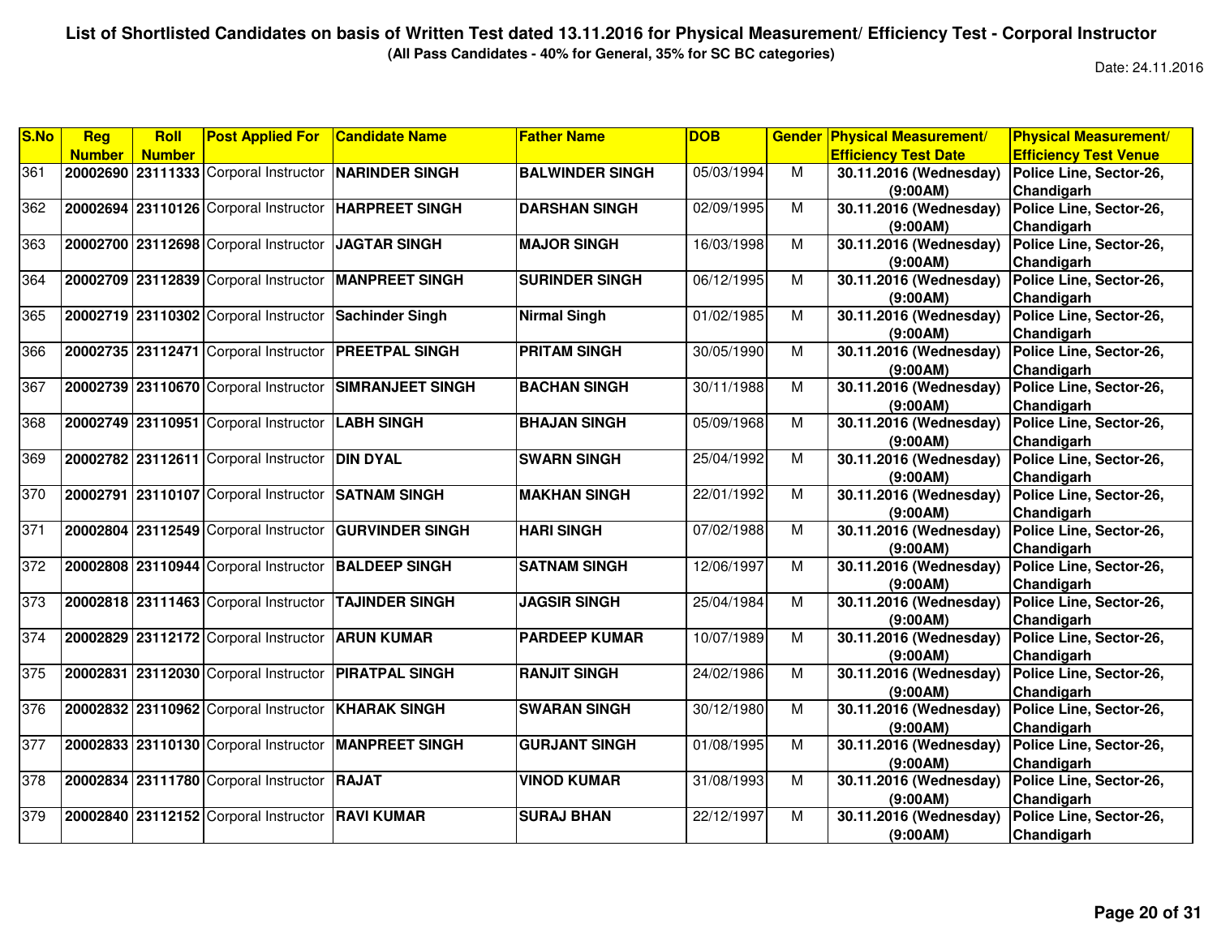**List of Shortlisted Candidates on basis of Written Test dated 13.11.2016 for Physical Measurement/ Efficiency Test - Corporal Instructor**

**(All Pass Candidates - 40% for General, 35% for SC BC categories)**

Date: 24.11.2016

| S.No | Reg Number | Roll Number | Post Applied For | Candidate Name | Father Name | DOB | Gender | Physical Measurement/ Efficiency Test Date | Physical Measurement/ Efficiency Test Venue |
|---|---|---|---|---|---|---|---|---|---|
| 361 | **20002690** | **23111333** | Corporal Instructor | **NARINDER SINGH** | **BALWINDER SINGH** | 05/03/1994 | M | **30.11.2016 (Wednesday) (9:00AM)** | **Police Line, Sector-26, Chandigarh** |
| 362 | **20002694** | **23110126** | Corporal Instructor | **HARPREET SINGH** | **DARSHAN SINGH** | 02/09/1995 | M | **30.11.2016 (Wednesday) (9:00AM)** | **Police Line, Sector-26, Chandigarh** |
| 363 | **20002700** | **23112698** | Corporal Instructor | **JAGTAR SINGH** | **MAJOR SINGH** | 16/03/1998 | M | **30.11.2016 (Wednesday) (9:00AM)** | **Police Line, Sector-26, Chandigarh** |
| 364 | **20002709** | **23112839** | Corporal Instructor | **MANPREET SINGH** | **SURINDER SINGH** | 06/12/1995 | M | **30.11.2016 (Wednesday) (9:00AM)** | **Police Line, Sector-26, Chandigarh** |
| 365 | **20002719** | **23110302** | Corporal Instructor | **Sachinder Singh** | **Nirmal Singh** | 01/02/1985 | M | **30.11.2016 (Wednesday) (9:00AM)** | **Police Line, Sector-26, Chandigarh** |
| 366 | **20002735** | **23112471** | Corporal Instructor | **PREETPAL SINGH** | **PRITAM SINGH** | 30/05/1990 | M | **30.11.2016 (Wednesday) (9:00AM)** | **Police Line, Sector-26, Chandigarh** |
| 367 | **20002739** | **23110670** | Corporal Instructor | **SIMRANJEET SINGH** | **BACHAN SINGH** | 30/11/1988 | M | **30.11.2016 (Wednesday) (9:00AM)** | **Police Line, Sector-26, Chandigarh** |
| 368 | **20002749** | **23110951** | Corporal Instructor | **LABH SINGH** | **BHAJAN SINGH** | 05/09/1968 | M | **30.11.2016 (Wednesday) (9:00AM)** | **Police Line, Sector-26, Chandigarh** |
| 369 | **20002782** | **23112611** | Corporal Instructor | **DIN DYAL** | **SWARN SINGH** | 25/04/1992 | M | **30.11.2016 (Wednesday) (9:00AM)** | **Police Line, Sector-26, Chandigarh** |
| 370 | **20002791** | **23110107** | Corporal Instructor | **SATNAM SINGH** | **MAKHAN SINGH** | 22/01/1992 | M | **30.11.2016 (Wednesday) (9:00AM)** | **Police Line, Sector-26, Chandigarh** |
| 371 | **20002804** | **23112549** | Corporal Instructor | **GURVINDER SINGH** | **HARI SINGH** | 07/02/1988 | M | **30.11.2016 (Wednesday) (9:00AM)** | **Police Line, Sector-26, Chandigarh** |
| 372 | **20002808** | **23110944** | Corporal Instructor | **BALDEEP SINGH** | **SATNAM SINGH** | 12/06/1997 | M | **30.11.2016 (Wednesday) (9:00AM)** | **Police Line, Sector-26, Chandigarh** |
| 373 | **20002818** | **23111463** | Corporal Instructor | **TAJINDER SINGH** | **JAGSIR SINGH** | 25/04/1984 | M | **30.11.2016 (Wednesday) (9:00AM)** | **Police Line, Sector-26, Chandigarh** |
| 374 | **20002829** | **23112172** | Corporal Instructor | **ARUN KUMAR** | **PARDEEP KUMAR** | 10/07/1989 | M | **30.11.2016 (Wednesday) (9:00AM)** | **Police Line, Sector-26, Chandigarh** |
| 375 | **20002831** | **23112030** | Corporal Instructor | **PIRATPAL SINGH** | **RANJIT SINGH** | 24/02/1986 | M | **30.11.2016 (Wednesday) (9:00AM)** | **Police Line, Sector-26, Chandigarh** |
| 376 | **20002832** | **23110962** | Corporal Instructor | **KHARAK SINGH** | **SWARAN SINGH** | 30/12/1980 | M | **30.11.2016 (Wednesday) (9:00AM)** | **Police Line, Sector-26, Chandigarh** |
| 377 | **20002833** | **23110130** | Corporal Instructor | **MANPREET SINGH** | **GURJANT SINGH** | 01/08/1995 | M | **30.11.2016 (Wednesday) (9:00AM)** | **Police Line, Sector-26, Chandigarh** |
| 378 | **20002834** | **23111780** | Corporal Instructor | **RAJAT** | **VINOD KUMAR** | 31/08/1993 | M | **30.11.2016 (Wednesday) (9:00AM)** | **Police Line, Sector-26, Chandigarh** |
| 379 | **20002840** | **23112152** | Corporal Instructor | **RAVI KUMAR** | **SURAJ BHAN** | 22/12/1997 | M | **30.11.2016 (Wednesday) (9:00AM)** | **Police Line, Sector-26, Chandigarh** |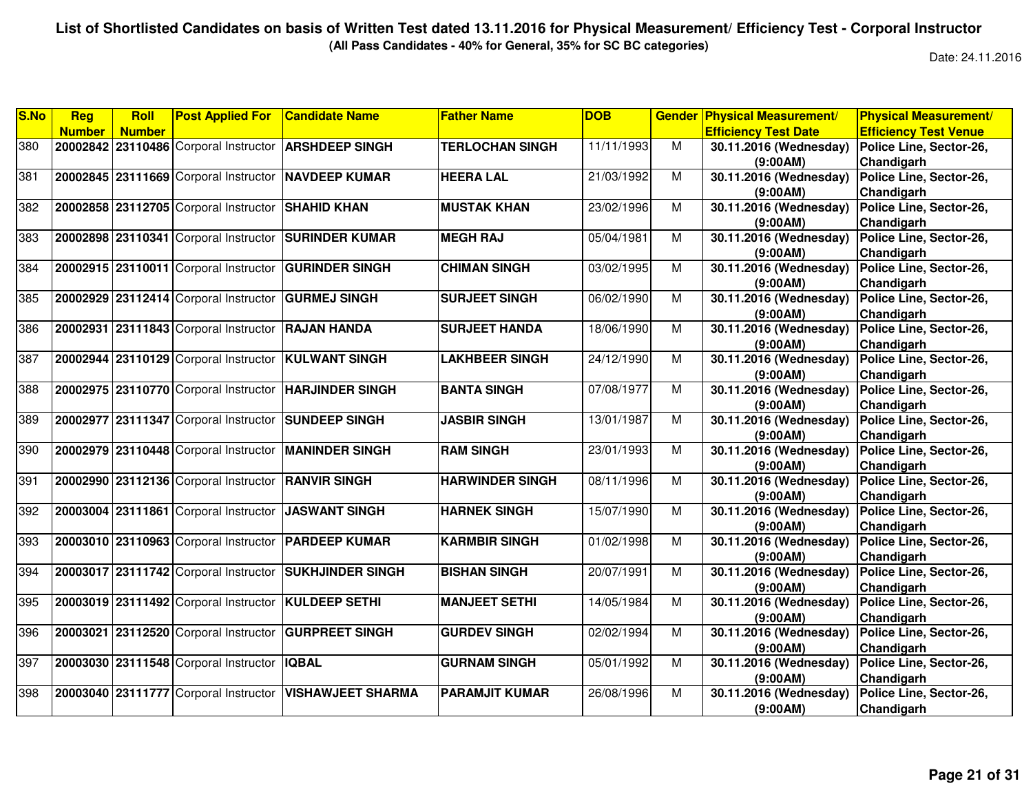**List of Shortlisted Candidates on basis of Written Test dated 13.11.2016 for Physical Measurement/ Efficiency Test - Corporal Instructor**

**(All Pass Candidates - 40% for General, 35% for SC BC categories)**

Date: 24.11.2016

| S.No | Reg Number | Roll Number | Post Applied For | Candidate Name | Father Name | DOB | Gender | Physical Measurement/ Efficiency Test Date | Physical Measurement/ Efficiency Test Venue |
|---|---|---|---|---|---|---|---|---|---|
| 380 | 20002842 | 23110486 | Corporal Instructor | ARSHDEEP SINGH | TERLOCHAN SINGH | 11/11/1993 | M | 30.11.2016 (Wednesday) (9:00AM) | Police Line, Sector-26, Chandigarh |
| 381 | 20002845 | 23111669 | Corporal Instructor | NAVDEEP KUMAR | HEERA LAL | 21/03/1992 | M | 30.11.2016 (Wednesday) (9:00AM) | Police Line, Sector-26, Chandigarh |
| 382 | 20002858 | 23112705 | Corporal Instructor | SHAHID KHAN | MUSTAK KHAN | 23/02/1996 | M | 30.11.2016 (Wednesday) (9:00AM) | Police Line, Sector-26, Chandigarh |
| 383 | 20002898 | 23110341 | Corporal Instructor | SURINDER KUMAR | MEGH RAJ | 05/04/1981 | M | 30.11.2016 (Wednesday) (9:00AM) | Police Line, Sector-26, Chandigarh |
| 384 | 20002915 | 23110011 | Corporal Instructor | GURINDER SINGH | CHIMAN SINGH | 03/02/1995 | M | 30.11.2016 (Wednesday) (9:00AM) | Police Line, Sector-26, Chandigarh |
| 385 | 20002929 | 23112414 | Corporal Instructor | GURMEJ SINGH | SURJEET SINGH | 06/02/1990 | M | 30.11.2016 (Wednesday) (9:00AM) | Police Line, Sector-26, Chandigarh |
| 386 | 20002931 | 23111843 | Corporal Instructor | RAJAN HANDA | SURJEET HANDA | 18/06/1990 | M | 30.11.2016 (Wednesday) (9:00AM) | Police Line, Sector-26, Chandigarh |
| 387 | 20002944 | 23110129 | Corporal Instructor | KULWANT SINGH | LAKHBEER SINGH | 24/12/1990 | M | 30.11.2016 (Wednesday) (9:00AM) | Police Line, Sector-26, Chandigarh |
| 388 | 20002975 | 23110770 | Corporal Instructor | HARJINDER SINGH | BANTA SINGH | 07/08/1977 | M | 30.11.2016 (Wednesday) (9:00AM) | Police Line, Sector-26, Chandigarh |
| 389 | 20002977 | 23111347 | Corporal Instructor | SUNDEEP SINGH | JASBIR SINGH | 13/01/1987 | M | 30.11.2016 (Wednesday) (9:00AM) | Police Line, Sector-26, Chandigarh |
| 390 | 20002979 | 23110448 | Corporal Instructor | MANINDER SINGH | RAM SINGH | 23/01/1993 | M | 30.11.2016 (Wednesday) (9:00AM) | Police Line, Sector-26, Chandigarh |
| 391 | 20002990 | 23112136 | Corporal Instructor | RANVIR SINGH | HARWINDER SINGH | 08/11/1996 | M | 30.11.2016 (Wednesday) (9:00AM) | Police Line, Sector-26, Chandigarh |
| 392 | 20003004 | 23111861 | Corporal Instructor | JASWANT SINGH | HARNEK SINGH | 15/07/1990 | M | 30.11.2016 (Wednesday) (9:00AM) | Police Line, Sector-26, Chandigarh |
| 393 | 20003010 | 23110963 | Corporal Instructor | PARDEEP KUMAR | KARMBIR SINGH | 01/02/1998 | M | 30.11.2016 (Wednesday) (9:00AM) | Police Line, Sector-26, Chandigarh |
| 394 | 20003017 | 23111742 | Corporal Instructor | SUKHJINDER SINGH | BISHAN SINGH | 20/07/1991 | M | 30.11.2016 (Wednesday) (9:00AM) | Police Line, Sector-26, Chandigarh |
| 395 | 20003019 | 23111492 | Corporal Instructor | KULDEEP SETHI | MANJEET SETHI | 14/05/1984 | M | 30.11.2016 (Wednesday) (9:00AM) | Police Line, Sector-26, Chandigarh |
| 396 | 20003021 | 23112520 | Corporal Instructor | GURPREET SINGH | GURDEV SINGH | 02/02/1994 | M | 30.11.2016 (Wednesday) (9:00AM) | Police Line, Sector-26, Chandigarh |
| 397 | 20003030 | 23111548 | Corporal Instructor | IQBAL | GURNAM SINGH | 05/01/1992 | M | 30.11.2016 (Wednesday) (9:00AM) | Police Line, Sector-26, Chandigarh |
| 398 | 20003040 | 23111777 | Corporal Instructor | VISHAWJEET SHARMA | PARAMJIT KUMAR | 26/08/1996 | M | 30.11.2016 (Wednesday) (9:00AM) | Police Line, Sector-26, Chandigarh |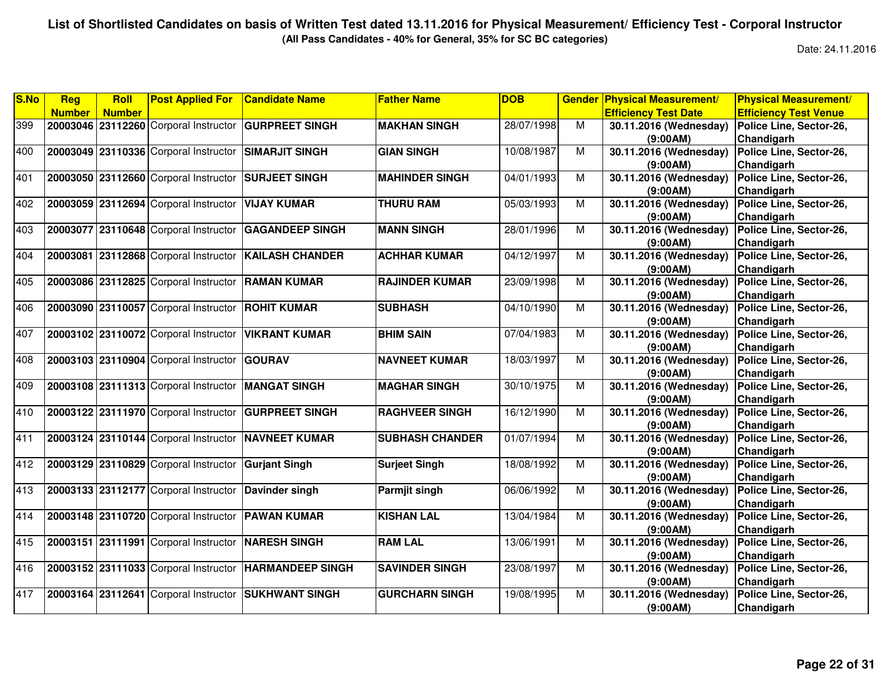# List of Shortlisted Candidates on basis of Written Test dated 13.11.2016 for Physical Measurement/ Efficiency Test - Corporal Instructor

**(All Pass Candidates - 40% for General, 35% for SC BC categories)**

Date: 24.11.2016

| S.No | Reg Number | Roll Number | Post Applied For | Candidate Name | Father Name | DOB | Gender | Physical Measurement/ Efficiency Test Date | Physical Measurement/ Efficiency Test Venue |
|---|---|---|---|---|---|---|---|---|---|
| 399 | 20003046 | 23112260 | Corporal Instructor | GURPREET SINGH | MAKHAN SINGH | 28/07/1998 | M | 30.11.2016 (Wednesday) (9:00AM) | Police Line, Sector-26, Chandigarh |
| 400 | 20003049 | 23110336 | Corporal Instructor | SIMARJIT SINGH | GIAN SINGH | 10/08/1987 | M | 30.11.2016 (Wednesday) (9:00AM) | Police Line, Sector-26, Chandigarh |
| 401 | 20003050 | 23112660 | Corporal Instructor | SURJEET SINGH | MAHINDER SINGH | 04/01/1993 | M | 30.11.2016 (Wednesday) (9:00AM) | Police Line, Sector-26, Chandigarh |
| 402 | 20003059 | 23112694 | Corporal Instructor | VIJAY KUMAR | THURU RAM | 05/03/1993 | M | 30.11.2016 (Wednesday) (9:00AM) | Police Line, Sector-26, Chandigarh |
| 403 | 20003077 | 23110648 | Corporal Instructor | GAGANDEEP SINGH | MANN SINGH | 28/01/1996 | M | 30.11.2016 (Wednesday) (9:00AM) | Police Line, Sector-26, Chandigarh |
| 404 | 20003081 | 23112868 | Corporal Instructor | KAILASH CHANDER | ACHHAR KUMAR | 04/12/1997 | M | 30.11.2016 (Wednesday) (9:00AM) | Police Line, Sector-26, Chandigarh |
| 405 | 20003086 | 23112825 | Corporal Instructor | RAMAN KUMAR | RAJINDER KUMAR | 23/09/1998 | M | 30.11.2016 (Wednesday) (9:00AM) | Police Line, Sector-26, Chandigarh |
| 406 | 20003090 | 23110057 | Corporal Instructor | ROHIT KUMAR | SUBHASH | 04/10/1990 | M | 30.11.2016 (Wednesday) (9:00AM) | Police Line, Sector-26, Chandigarh |
| 407 | 20003102 | 23110072 | Corporal Instructor | VIKRANT KUMAR | BHIM SAIN | 07/04/1983 | M | 30.11.2016 (Wednesday) (9:00AM) | Police Line, Sector-26, Chandigarh |
| 408 | 20003103 | 23110904 | Corporal Instructor | GOURAV | NAVNEET KUMAR | 18/03/1997 | M | 30.11.2016 (Wednesday) (9:00AM) | Police Line, Sector-26, Chandigarh |
| 409 | 20003108 | 23111313 | Corporal Instructor | MANGAT SINGH | MAGHAR SINGH | 30/10/1975 | M | 30.11.2016 (Wednesday) (9:00AM) | Police Line, Sector-26, Chandigarh |
| 410 | 20003122 | 23111970 | Corporal Instructor | GURPREET SINGH | RAGHVEER SINGH | 16/12/1990 | M | 30.11.2016 (Wednesday) (9:00AM) | Police Line, Sector-26, Chandigarh |
| 411 | 20003124 | 23110144 | Corporal Instructor | NAVNEET KUMAR | SUBHASH CHANDER | 01/07/1994 | M | 30.11.2016 (Wednesday) (9:00AM) | Police Line, Sector-26, Chandigarh |
| 412 | 20003129 | 23110829 | Corporal Instructor | Gurjant Singh | Surjeet Singh | 18/08/1992 | M | 30.11.2016 (Wednesday) (9:00AM) | Police Line, Sector-26, Chandigarh |
| 413 | 20003133 | 23112177 | Corporal Instructor | Davinder singh | Parmjit singh | 06/06/1992 | M | 30.11.2016 (Wednesday) (9:00AM) | Police Line, Sector-26, Chandigarh |
| 414 | 20003148 | 23110720 | Corporal Instructor | PAWAN KUMAR | KISHAN LAL | 13/04/1984 | M | 30.11.2016 (Wednesday) (9:00AM) | Police Line, Sector-26, Chandigarh |
| 415 | 20003151 | 23111991 | Corporal Instructor | NARESH SINGH | RAM LAL | 13/06/1991 | M | 30.11.2016 (Wednesday) (9:00AM) | Police Line, Sector-26, Chandigarh |
| 416 | 20003152 | 23111033 | Corporal Instructor | HARMANDEEP SINGH | SAVINDER SINGH | 23/08/1997 | M | 30.11.2016 (Wednesday) (9:00AM) | Police Line, Sector-26, Chandigarh |
| 417 | 20003164 | 23112641 | Corporal Instructor | SUKHWANT SINGH | GURCHARN SINGH | 19/08/1995 | M | 30.11.2016 (Wednesday) (9:00AM) | Police Line, Sector-26, Chandigarh |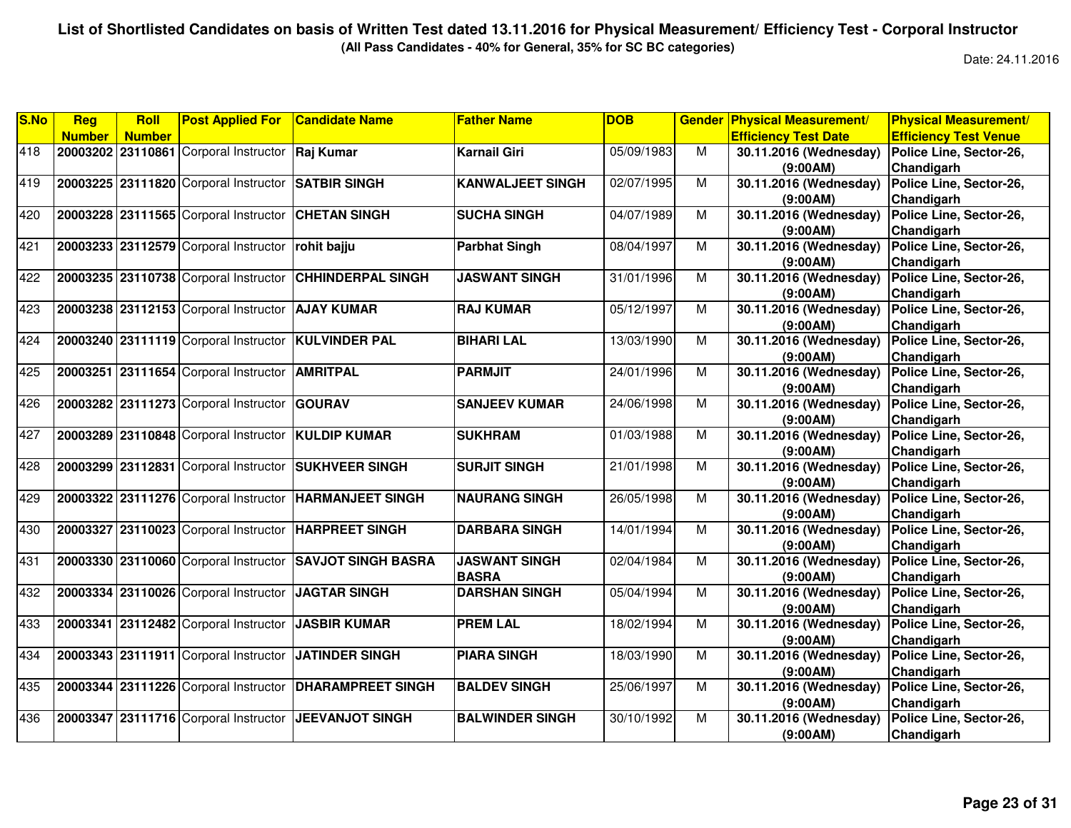# List of Shortlisted Candidates on basis of Written Test dated 13.11.2016 for Physical Measurement/ Efficiency Test - Corporal Instructor

**(All Pass Candidates - 40% for General, 35% for SC BC categories)**

Date: 24.11.2016

| S.No | Reg Number | Roll Number | Post Applied For | Candidate Name | Father Name | DOB | Gender | Physical Measurement/ Efficiency Test Date | Physical Measurement/ Efficiency Test Venue |
|---|---|---|---|---|---|---|---|---|---|
| 418 | 20003202 | 23110861 | Corporal Instructor | Raj Kumar | Karnail Giri | 05/09/1983 | M | 30.11.2016 (Wednesday) (9:00AM) | Police Line, Sector-26, Chandigarh |
| 419 | 20003225 | 23111820 | Corporal Instructor | SATBIR SINGH | KANWALJEET SINGH | 02/07/1995 | M | 30.11.2016 (Wednesday) (9:00AM) | Police Line, Sector-26, Chandigarh |
| 420 | 20003228 | 23111565 | Corporal Instructor | CHETAN SINGH | SUCHA SINGH | 04/07/1989 | M | 30.11.2016 (Wednesday) (9:00AM) | Police Line, Sector-26, Chandigarh |
| 421 | 20003233 | 23112579 | Corporal Instructor | rohit bajju | Parbhat Singh | 08/04/1997 | M | 30.11.2016 (Wednesday) (9:00AM) | Police Line, Sector-26, Chandigarh |
| 422 | 20003235 | 23110738 | Corporal Instructor | CHHINDERPAL SINGH | JASWANT SINGH | 31/01/1996 | M | 30.11.2016 (Wednesday) (9:00AM) | Police Line, Sector-26, Chandigarh |
| 423 | 20003238 | 23112153 | Corporal Instructor | AJAY KUMAR | RAJ KUMAR | 05/12/1997 | M | 30.11.2016 (Wednesday) (9:00AM) | Police Line, Sector-26, Chandigarh |
| 424 | 20003240 | 23111119 | Corporal Instructor | KULVINDER PAL | BIHARI LAL | 13/03/1990 | M | 30.11.2016 (Wednesday) (9:00AM) | Police Line, Sector-26, Chandigarh |
| 425 | 20003251 | 23111654 | Corporal Instructor | AMRITPAL | PARMJIT | 24/01/1996 | M | 30.11.2016 (Wednesday) (9:00AM) | Police Line, Sector-26, Chandigarh |
| 426 | 20003282 | 23111273 | Corporal Instructor | GOURAV | SANJEEV KUMAR | 24/06/1998 | M | 30.11.2016 (Wednesday) (9:00AM) | Police Line, Sector-26, Chandigarh |
| 427 | 20003289 | 23110848 | Corporal Instructor | KULDIP KUMAR | SUKHRAM | 01/03/1988 | M | 30.11.2016 (Wednesday) (9:00AM) | Police Line, Sector-26, Chandigarh |
| 428 | 20003299 | 23112831 | Corporal Instructor | SUKHVEER SINGH | SURJIT SINGH | 21/01/1998 | M | 30.11.2016 (Wednesday) (9:00AM) | Police Line, Sector-26, Chandigarh |
| 429 | 20003322 | 23111276 | Corporal Instructor | HARMANJEET SINGH | NAURANG SINGH | 26/05/1998 | M | 30.11.2016 (Wednesday) (9:00AM) | Police Line, Sector-26, Chandigarh |
| 430 | 20003327 | 23110023 | Corporal Instructor | HARPREET SINGH | DARBARA SINGH | 14/01/1994 | M | 30.11.2016 (Wednesday) (9:00AM) | Police Line, Sector-26, Chandigarh |
| 431 | 20003330 | 23110060 | Corporal Instructor | SAVJOT SINGH BASRA | JASWANT SINGH BASRA | 02/04/1984 | M | 30.11.2016 (Wednesday) (9:00AM) | Police Line, Sector-26, Chandigarh |
| 432 | 20003334 | 23110026 | Corporal Instructor | JAGTAR SINGH | DARSHAN SINGH | 05/04/1994 | M | 30.11.2016 (Wednesday) (9:00AM) | Police Line, Sector-26, Chandigarh |
| 433 | 20003341 | 23112482 | Corporal Instructor | JASBIR KUMAR | PREM LAL | 18/02/1994 | M | 30.11.2016 (Wednesday) (9:00AM) | Police Line, Sector-26, Chandigarh |
| 434 | 20003343 | 23111911 | Corporal Instructor | JATINDER SINGH | PIARA SINGH | 18/03/1990 | M | 30.11.2016 (Wednesday) (9:00AM) | Police Line, Sector-26, Chandigarh |
| 435 | 20003344 | 23111226 | Corporal Instructor | DHARAMPREET SINGH | BALDEV SINGH | 25/06/1997 | M | 30.11.2016 (Wednesday) (9:00AM) | Police Line, Sector-26, Chandigarh |
| 436 | 20003347 | 23111716 | Corporal Instructor | JEEVANJOT SINGH | BALWINDER SINGH | 30/10/1992 | M | 30.11.2016 (Wednesday) (9:00AM) | Police Line, Sector-26, Chandigarh |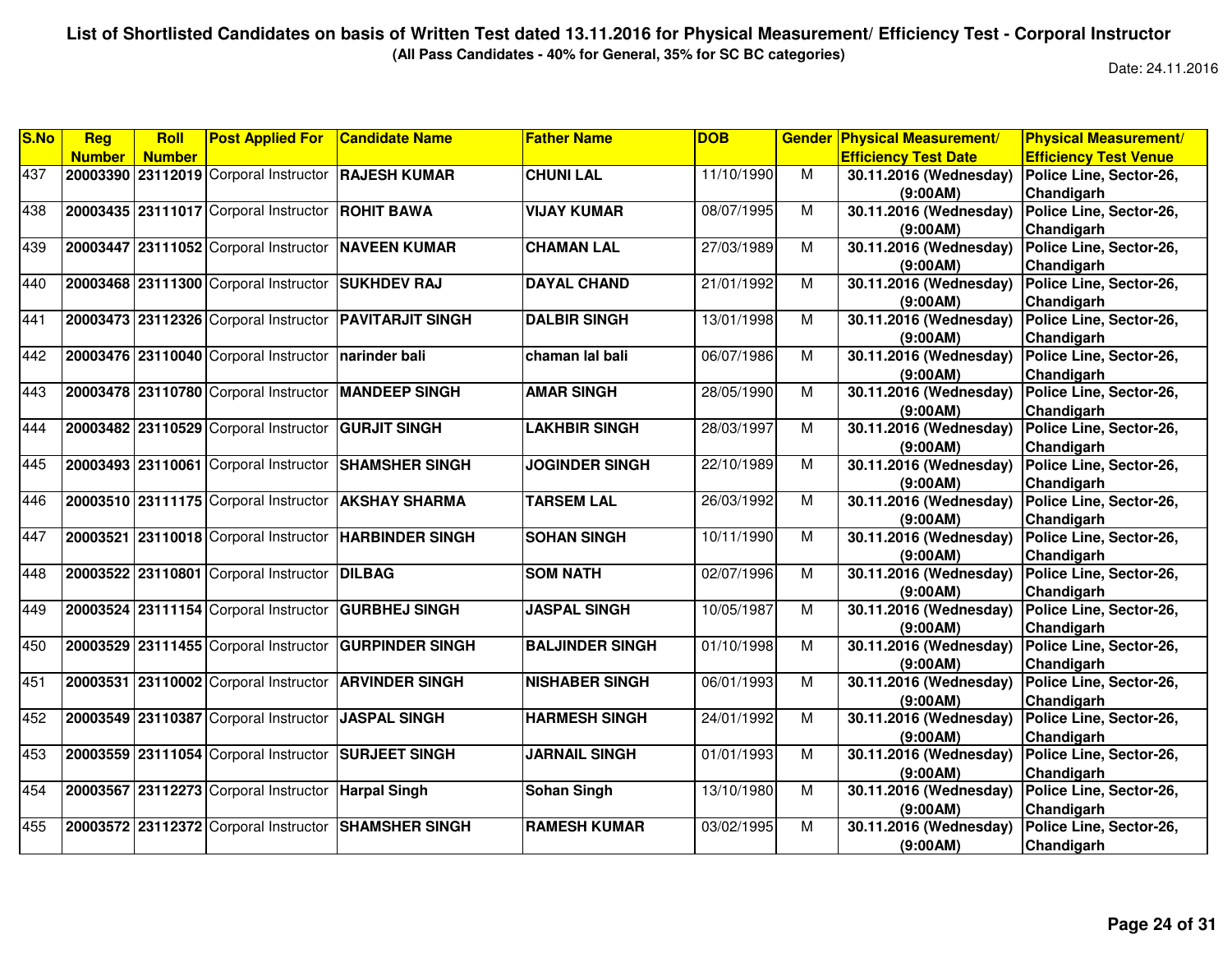# List of Shortlisted Candidates on basis of Written Test dated 13.11.2016 for Physical Measurement/ Efficiency Test - Corporal Instructor

**(All Pass Candidates - 40% for General, 35% for SC BC categories)**

Date: 24.11.2016

| S.No | Reg Number | Roll Number | Post Applied For | Candidate Name | Father Name | DOB | Gender | Physical Measurement/ Efficiency Test Date | Physical Measurement/ Efficiency Test Venue |
|---|---|---|---|---|---|---|---|---|---|
| 437 | 20003390 | 23112019 | Corporal Instructor | RAJESH KUMAR | CHUNI LAL | 11/10/1990 | M | 30.11.2016 (Wednesday) (9:00AM) | Police Line, Sector-26, Chandigarh |
| 438 | 20003435 | 23111017 | Corporal Instructor | ROHIT BAWA | VIJAY KUMAR | 08/07/1995 | M | 30.11.2016 (Wednesday) (9:00AM) | Police Line, Sector-26, Chandigarh |
| 439 | 20003447 | 23111052 | Corporal Instructor | NAVEEN KUMAR | CHAMAN LAL | 27/03/1989 | M | 30.11.2016 (Wednesday) (9:00AM) | Police Line, Sector-26, Chandigarh |
| 440 | 20003468 | 23111300 | Corporal Instructor | SUKHDEV RAJ | DAYAL CHAND | 21/01/1992 | M | 30.11.2016 (Wednesday) (9:00AM) | Police Line, Sector-26, Chandigarh |
| 441 | 20003473 | 23112326 | Corporal Instructor | PAVITARJIT SINGH | DALBIR SINGH | 13/01/1998 | M | 30.11.2016 (Wednesday) (9:00AM) | Police Line, Sector-26, Chandigarh |
| 442 | 20003476 | 23110040 | Corporal Instructor | narinder bali | chaman lal bali | 06/07/1986 | M | 30.11.2016 (Wednesday) (9:00AM) | Police Line, Sector-26, Chandigarh |
| 443 | 20003478 | 23110780 | Corporal Instructor | MANDEEP SINGH | AMAR SINGH | 28/05/1990 | M | 30.11.2016 (Wednesday) (9:00AM) | Police Line, Sector-26, Chandigarh |
| 444 | 20003482 | 23110529 | Corporal Instructor | GURJIT SINGH | LAKHBIR SINGH | 28/03/1997 | M | 30.11.2016 (Wednesday) (9:00AM) | Police Line, Sector-26, Chandigarh |
| 445 | 20003493 | 23110061 | Corporal Instructor | SHAMSHER SINGH | JOGINDER SINGH | 22/10/1989 | M | 30.11.2016 (Wednesday) (9:00AM) | Police Line, Sector-26, Chandigarh |
| 446 | 20003510 | 23111175 | Corporal Instructor | AKSHAY SHARMA | TARSEM LAL | 26/03/1992 | M | 30.11.2016 (Wednesday) (9:00AM) | Police Line, Sector-26, Chandigarh |
| 447 | 20003521 | 23110018 | Corporal Instructor | HARBINDER SINGH | SOHAN SINGH | 10/11/1990 | M | 30.11.2016 (Wednesday) (9:00AM) | Police Line, Sector-26, Chandigarh |
| 448 | 20003522 | 23110801 | Corporal Instructor | DILBAG | SOM NATH | 02/07/1996 | M | 30.11.2016 (Wednesday) (9:00AM) | Police Line, Sector-26, Chandigarh |
| 449 | 20003524 | 23111154 | Corporal Instructor | GURBHEJ SINGH | JASPAL SINGH | 10/05/1987 | M | 30.11.2016 (Wednesday) (9:00AM) | Police Line, Sector-26, Chandigarh |
| 450 | 20003529 | 23111455 | Corporal Instructor | GURPINDER SINGH | BALJINDER SINGH | 01/10/1998 | M | 30.11.2016 (Wednesday) (9:00AM) | Police Line, Sector-26, Chandigarh |
| 451 | 20003531 | 23110002 | Corporal Instructor | ARVINDER SINGH | NISHABER SINGH | 06/01/1993 | M | 30.11.2016 (Wednesday) (9:00AM) | Police Line, Sector-26, Chandigarh |
| 452 | 20003549 | 23110387 | Corporal Instructor | JASPAL SINGH | HARMESH SINGH | 24/01/1992 | M | 30.11.2016 (Wednesday) (9:00AM) | Police Line, Sector-26, Chandigarh |
| 453 | 20003559 | 23111054 | Corporal Instructor | SURJEET SINGH | JARNAIL SINGH | 01/01/1993 | M | 30.11.2016 (Wednesday) (9:00AM) | Police Line, Sector-26, Chandigarh |
| 454 | 20003567 | 23112273 | Corporal Instructor | Harpal Singh | Sohan Singh | 13/10/1980 | M | 30.11.2016 (Wednesday) (9:00AM) | Police Line, Sector-26, Chandigarh |
| 455 | 20003572 | 23112372 | Corporal Instructor | SHAMSHER SINGH | RAMESH KUMAR | 03/02/1995 | M | 30.11.2016 (Wednesday) (9:00AM) | Police Line, Sector-26, Chandigarh |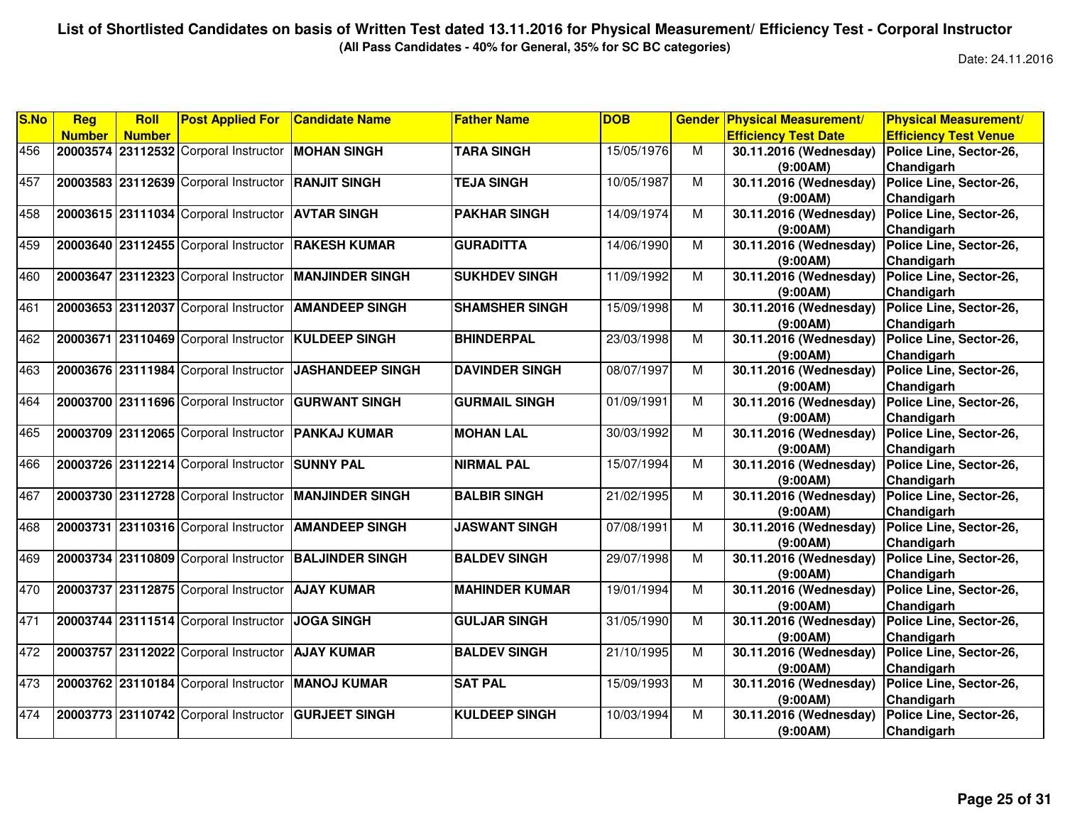**List of Shortlisted Candidates on basis of Written Test dated 13.11.2016 for Physical Measurement/ Efficiency Test - Corporal Instructor**

**(All Pass Candidates - 40% for General, 35% for SC BC categories)**

Date: 24.11.2016

| S.No | Reg Number | Roll Number | Post Applied For | Candidate Name | Father Name | DOB | Gender | Physical Measurement/ Efficiency Test Date | Physical Measurement/ Efficiency Test Venue |
|---|---|---|---|---|---|---|---|---|---|
| 456 | 20003574 | 23112532 | Corporal Instructor | MOHAN SINGH | TARA SINGH | 15/05/1976 | M | 30.11.2016 (Wednesday) (9:00AM) | Police Line, Sector-26, Chandigarh |
| 457 | 20003583 | 23112639 | Corporal Instructor | RANJIT SINGH | TEJA SINGH | 10/05/1987 | M | 30.11.2016 (Wednesday) (9:00AM) | Police Line, Sector-26, Chandigarh |
| 458 | 20003615 | 23111034 | Corporal Instructor | AVTAR SINGH | PAKHAR SINGH | 14/09/1974 | M | 30.11.2016 (Wednesday) (9:00AM) | Police Line, Sector-26, Chandigarh |
| 459 | 20003640 | 23112455 | Corporal Instructor | RAKESH KUMAR | GURADITTA | 14/06/1990 | M | 30.11.2016 (Wednesday) (9:00AM) | Police Line, Sector-26, Chandigarh |
| 460 | 20003647 | 23112323 | Corporal Instructor | MANJINDER SINGH | SUKHDEV SINGH | 11/09/1992 | M | 30.11.2016 (Wednesday) (9:00AM) | Police Line, Sector-26, Chandigarh |
| 461 | 20003653 | 23112037 | Corporal Instructor | AMANDEEP SINGH | SHAMSHER SINGH | 15/09/1998 | M | 30.11.2016 (Wednesday) (9:00AM) | Police Line, Sector-26, Chandigarh |
| 462 | 20003671 | 23110469 | Corporal Instructor | KULDEEP SINGH | BHINDERPAL | 23/03/1998 | M | 30.11.2016 (Wednesday) (9:00AM) | Police Line, Sector-26, Chandigarh |
| 463 | 20003676 | 23111984 | Corporal Instructor | JASHANDEEP SINGH | DAVINDER SINGH | 08/07/1997 | M | 30.11.2016 (Wednesday) (9:00AM) | Police Line, Sector-26, Chandigarh |
| 464 | 20003700 | 23111696 | Corporal Instructor | GURWANT SINGH | GURMAIL SINGH | 01/09/1991 | M | 30.11.2016 (Wednesday) (9:00AM) | Police Line, Sector-26, Chandigarh |
| 465 | 20003709 | 23112065 | Corporal Instructor | PANKAJ KUMAR | MOHAN LAL | 30/03/1992 | M | 30.11.2016 (Wednesday) (9:00AM) | Police Line, Sector-26, Chandigarh |
| 466 | 20003726 | 23112214 | Corporal Instructor | SUNNY PAL | NIRMAL PAL | 15/07/1994 | M | 30.11.2016 (Wednesday) (9:00AM) | Police Line, Sector-26, Chandigarh |
| 467 | 20003730 | 23112728 | Corporal Instructor | MANJINDER SINGH | BALBIR SINGH | 21/02/1995 | M | 30.11.2016 (Wednesday) (9:00AM) | Police Line, Sector-26, Chandigarh |
| 468 | 20003731 | 23110316 | Corporal Instructor | AMANDEEP SINGH | JASWANT SINGH | 07/08/1991 | M | 30.11.2016 (Wednesday) (9:00AM) | Police Line, Sector-26, Chandigarh |
| 469 | 20003734 | 23110809 | Corporal Instructor | BALJINDER SINGH | BALDEV SINGH | 29/07/1998 | M | 30.11.2016 (Wednesday) (9:00AM) | Police Line, Sector-26, Chandigarh |
| 470 | 20003737 | 23112875 | Corporal Instructor | AJAY KUMAR | MAHINDER KUMAR | 19/01/1994 | M | 30.11.2016 (Wednesday) (9:00AM) | Police Line, Sector-26, Chandigarh |
| 471 | 20003744 | 23111514 | Corporal Instructor | JOGA SINGH | GULJAR SINGH | 31/05/1990 | M | 30.11.2016 (Wednesday) (9:00AM) | Police Line, Sector-26, Chandigarh |
| 472 | 20003757 | 23112022 | Corporal Instructor | AJAY KUMAR | BALDEV SINGH | 21/10/1995 | M | 30.11.2016 (Wednesday) (9:00AM) | Police Line, Sector-26, Chandigarh |
| 473 | 20003762 | 23110184 | Corporal Instructor | MANOJ KUMAR | SAT PAL | 15/09/1993 | M | 30.11.2016 (Wednesday) (9:00AM) | Police Line, Sector-26, Chandigarh |
| 474 | 20003773 | 23110742 | Corporal Instructor | GURJEET SINGH | KULDEEP SINGH | 10/03/1994 | M | 30.11.2016 (Wednesday) (9:00AM) | Police Line, Sector-26, Chandigarh |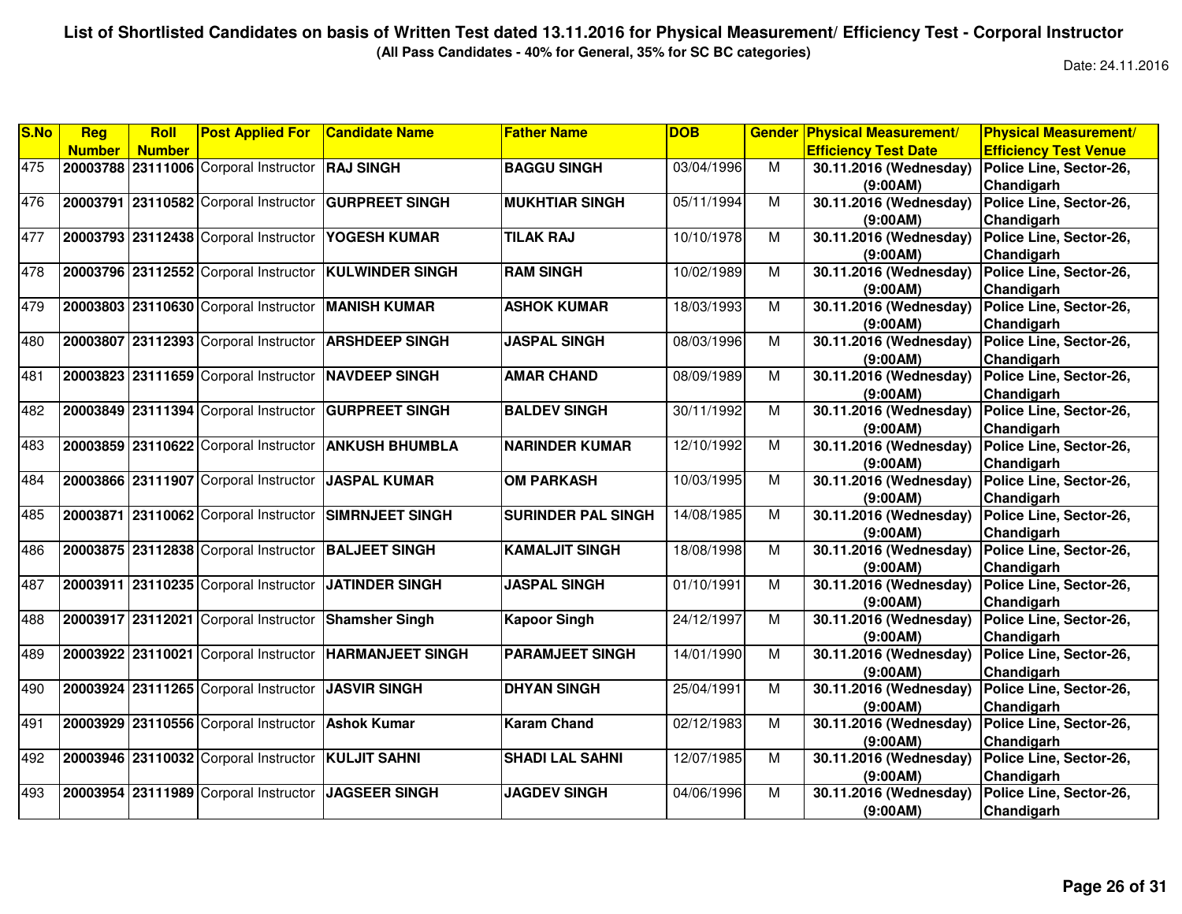# List of Shortlisted Candidates on basis of Written Test dated 13.11.2016 for Physical Measurement/ Efficiency Test - Corporal Instructor

**(All Pass Candidates - 40% for General, 35% for SC BC categories)**

Date: 24.11.2016

| S.No | Reg Number | Roll Number | Post Applied For | Candidate Name | Father Name | DOB | Gender | Physical Measurement/ Efficiency Test Date | Physical Measurement/ Efficiency Test Venue |
|---|---|---|---|---|---|---|---|---|---|
| 475 | 20003788 | 23111006 | Corporal Instructor | RAJ SINGH | BAGGU SINGH | 03/04/1996 | M | 30.11.2016 (Wednesday) (9:00AM) | Police Line, Sector-26, Chandigarh |
| 476 | 20003791 | 23110582 | Corporal Instructor | GURPREET SINGH | MUKHTIAR SINGH | 05/11/1994 | M | 30.11.2016 (Wednesday) (9:00AM) | Police Line, Sector-26, Chandigarh |
| 477 | 20003793 | 23112438 | Corporal Instructor | YOGESH KUMAR | TILAK RAJ | 10/10/1978 | M | 30.11.2016 (Wednesday) (9:00AM) | Police Line, Sector-26, Chandigarh |
| 478 | 20003796 | 23112552 | Corporal Instructor | KULWINDER SINGH | RAM SINGH | 10/02/1989 | M | 30.11.2016 (Wednesday) (9:00AM) | Police Line, Sector-26, Chandigarh |
| 479 | 20003803 | 23110630 | Corporal Instructor | MANISH KUMAR | ASHOK KUMAR | 18/03/1993 | M | 30.11.2016 (Wednesday) (9:00AM) | Police Line, Sector-26, Chandigarh |
| 480 | 20003807 | 23112393 | Corporal Instructor | ARSHDEEP SINGH | JASPAL SINGH | 08/03/1996 | M | 30.11.2016 (Wednesday) (9:00AM) | Police Line, Sector-26, Chandigarh |
| 481 | 20003823 | 23111659 | Corporal Instructor | NAVDEEP SINGH | AMAR CHAND | 08/09/1989 | M | 30.11.2016 (Wednesday) (9:00AM) | Police Line, Sector-26, Chandigarh |
| 482 | 20003849 | 23111394 | Corporal Instructor | GURPREET SINGH | BALDEV SINGH | 30/11/1992 | M | 30.11.2016 (Wednesday) (9:00AM) | Police Line, Sector-26, Chandigarh |
| 483 | 20003859 | 23110622 | Corporal Instructor | ANKUSH BHUMBLA | NARINDER KUMAR | 12/10/1992 | M | 30.11.2016 (Wednesday) (9:00AM) | Police Line, Sector-26, Chandigarh |
| 484 | 20003866 | 23111907 | Corporal Instructor | JASPAL KUMAR | OM PARKASH | 10/03/1995 | M | 30.11.2016 (Wednesday) (9:00AM) | Police Line, Sector-26, Chandigarh |
| 485 | 20003871 | 23110062 | Corporal Instructor | SIMRNJEET SINGH | SURINDER PAL SINGH | 14/08/1985 | M | 30.11.2016 (Wednesday) (9:00AM) | Police Line, Sector-26, Chandigarh |
| 486 | 20003875 | 23112838 | Corporal Instructor | BALJEET SINGH | KAMALJIT SINGH | 18/08/1998 | M | 30.11.2016 (Wednesday) (9:00AM) | Police Line, Sector-26, Chandigarh |
| 487 | 20003911 | 23110235 | Corporal Instructor | JATINDER SINGH | JASPAL SINGH | 01/10/1991 | M | 30.11.2016 (Wednesday) (9:00AM) | Police Line, Sector-26, Chandigarh |
| 488 | 20003917 | 23112021 | Corporal Instructor | Shamsher Singh | Kapoor Singh | 24/12/1997 | M | 30.11.2016 (Wednesday) (9:00AM) | Police Line, Sector-26, Chandigarh |
| 489 | 20003922 | 23110021 | Corporal Instructor | HARMANJEET SINGH | PARAMJEET SINGH | 14/01/1990 | M | 30.11.2016 (Wednesday) (9:00AM) | Police Line, Sector-26, Chandigarh |
| 490 | 20003924 | 23111265 | Corporal Instructor | JASVIR SINGH | DHYAN SINGH | 25/04/1991 | M | 30.11.2016 (Wednesday) (9:00AM) | Police Line, Sector-26, Chandigarh |
| 491 | 20003929 | 23110556 | Corporal Instructor | Ashok Kumar | Karam Chand | 02/12/1983 | M | 30.11.2016 (Wednesday) (9:00AM) | Police Line, Sector-26, Chandigarh |
| 492 | 20003946 | 23110032 | Corporal Instructor | KULJIT SAHNI | SHADI LAL SAHNI | 12/07/1985 | M | 30.11.2016 (Wednesday) (9:00AM) | Police Line, Sector-26, Chandigarh |
| 493 | 20003954 | 23111989 | Corporal Instructor | JAGSEER SINGH | JAGDEV SINGH | 04/06/1996 | M | 30.11.2016 (Wednesday) (9:00AM) | Police Line, Sector-26, Chandigarh |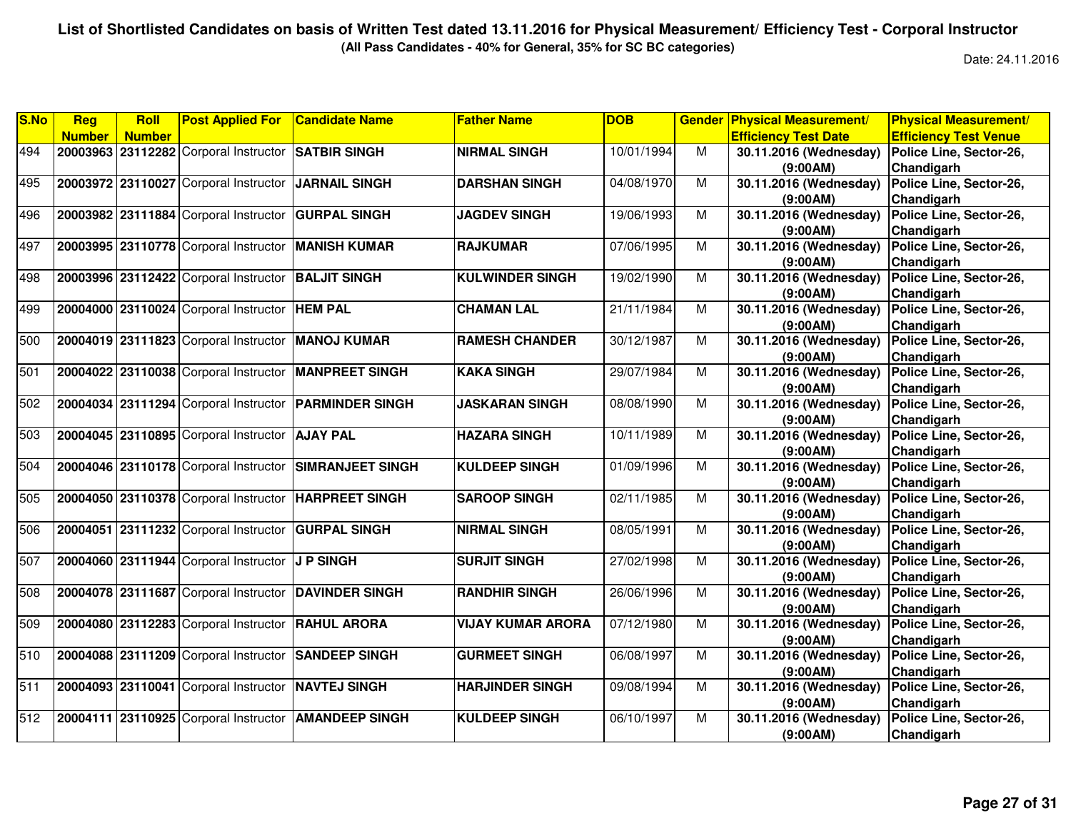# List of Shortlisted Candidates on basis of Written Test dated 13.11.2016 for Physical Measurement/ Efficiency Test - Corporal Instructor

**(All Pass Candidates - 40% for General, 35% for SC BC categories)**

Date: 24.11.2016

| S.No | Reg Number | Roll Number | Post Applied For | Candidate Name | Father Name | DOB | Gender | Physical Measurement/ Efficiency Test Date | Physical Measurement/ Efficiency Test Venue |
|---|---|---|---|---|---|---|---|---|---|
| 494 | 20003963 | 23112282 | Corporal Instructor | SATBIR SINGH | NIRMAL SINGH | 10/01/1994 | M | 30.11.2016 (Wednesday) (9:00AM) | Police Line, Sector-26, Chandigarh |
| 495 | 20003972 | 23110027 | Corporal Instructor | JARNAIL SINGH | DARSHAN SINGH | 04/08/1970 | M | 30.11.2016 (Wednesday) (9:00AM) | Police Line, Sector-26, Chandigarh |
| 496 | 20003982 | 23111884 | Corporal Instructor | GURPAL SINGH | JAGDEV SINGH | 19/06/1993 | M | 30.11.2016 (Wednesday) (9:00AM) | Police Line, Sector-26, Chandigarh |
| 497 | 20003995 | 23110778 | Corporal Instructor | MANISH KUMAR | RAJKUMAR | 07/06/1995 | M | 30.11.2016 (Wednesday) (9:00AM) | Police Line, Sector-26, Chandigarh |
| 498 | 20003996 | 23112422 | Corporal Instructor | BALJIT SINGH | KULWINDER SINGH | 19/02/1990 | M | 30.11.2016 (Wednesday) (9:00AM) | Police Line, Sector-26, Chandigarh |
| 499 | 20004000 | 23110024 | Corporal Instructor | HEM PAL | CHAMAN LAL | 21/11/1984 | M | 30.11.2016 (Wednesday) (9:00AM) | Police Line, Sector-26, Chandigarh |
| 500 | 20004019 | 23111823 | Corporal Instructor | MANOJ KUMAR | RAMESH CHANDER | 30/12/1987 | M | 30.11.2016 (Wednesday) (9:00AM) | Police Line, Sector-26, Chandigarh |
| 501 | 20004022 | 23110038 | Corporal Instructor | MANPREET SINGH | KAKA SINGH | 29/07/1984 | M | 30.11.2016 (Wednesday) (9:00AM) | Police Line, Sector-26, Chandigarh |
| 502 | 20004034 | 23111294 | Corporal Instructor | PARMINDER SINGH | JASKARAN SINGH | 08/08/1990 | M | 30.11.2016 (Wednesday) (9:00AM) | Police Line, Sector-26, Chandigarh |
| 503 | 20004045 | 23110895 | Corporal Instructor | AJAY PAL | HAZARA SINGH | 10/11/1989 | M | 30.11.2016 (Wednesday) (9:00AM) | Police Line, Sector-26, Chandigarh |
| 504 | 20004046 | 23110178 | Corporal Instructor | SIMRANJEET SINGH | KULDEEP SINGH | 01/09/1996 | M | 30.11.2016 (Wednesday) (9:00AM) | Police Line, Sector-26, Chandigarh |
| 505 | 20004050 | 23110378 | Corporal Instructor | HARPREET SINGH | SAROOP SINGH | 02/11/1985 | M | 30.11.2016 (Wednesday) (9:00AM) | Police Line, Sector-26, Chandigarh |
| 506 | 20004051 | 23111232 | Corporal Instructor | GURPAL SINGH | NIRMAL SINGH | 08/05/1991 | M | 30.11.2016 (Wednesday) (9:00AM) | Police Line, Sector-26, Chandigarh |
| 507 | 20004060 | 23111944 | Corporal Instructor | J P SINGH | SURJIT SINGH | 27/02/1998 | M | 30.11.2016 (Wednesday) (9:00AM) | Police Line, Sector-26, Chandigarh |
| 508 | 20004078 | 23111687 | Corporal Instructor | DAVINDER SINGH | RANDHIR SINGH | 26/06/1996 | M | 30.11.2016 (Wednesday) (9:00AM) | Police Line, Sector-26, Chandigarh |
| 509 | 20004080 | 23112283 | Corporal Instructor | RAHUL ARORA | VIJAY KUMAR ARORA | 07/12/1980 | M | 30.11.2016 (Wednesday) (9:00AM) | Police Line, Sector-26, Chandigarh |
| 510 | 20004088 | 23111209 | Corporal Instructor | SANDEEP SINGH | GURMEET SINGH | 06/08/1997 | M | 30.11.2016 (Wednesday) (9:00AM) | Police Line, Sector-26, Chandigarh |
| 511 | 20004093 | 23110041 | Corporal Instructor | NAVTEJ SINGH | HARJINDER SINGH | 09/08/1994 | M | 30.11.2016 (Wednesday) (9:00AM) | Police Line, Sector-26, Chandigarh |
| 512 | 20004111 | 23110925 | Corporal Instructor | AMANDEEP SINGH | KULDEEP SINGH | 06/10/1997 | M | 30.11.2016 (Wednesday) (9:00AM) | Police Line, Sector-26, Chandigarh |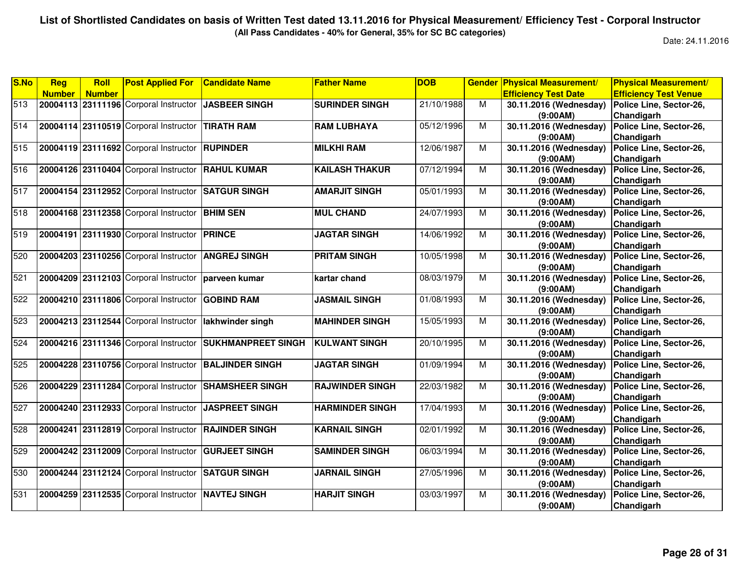# List of Shortlisted Candidates on basis of Written Test dated 13.11.2016 for Physical Measurement/ Efficiency Test - Corporal Instructor

**(All Pass Candidates - 40% for General, 35% for SC BC categories)**

Date: 24.11.2016

| S.No | Reg Number | Roll Number | Post Applied For | Candidate Name | Father Name | DOB | Gender | Physical Measurement/ Efficiency Test Date | Physical Measurement/ Efficiency Test Venue |
|---|---|---|---|---|---|---|---|---|---|
| 513 | 20004113 | 23111196 | Corporal Instructor | JASBEER SINGH | SURINDER SINGH | 21/10/1988 | M | 30.11.2016 (Wednesday) (9:00AM) | Police Line, Sector-26, Chandigarh |
| 514 | 20004114 | 23110519 | Corporal Instructor | TIRATH RAM | RAM LUBHAYA | 05/12/1996 | M | 30.11.2016 (Wednesday) (9:00AM) | Police Line, Sector-26, Chandigarh |
| 515 | 20004119 | 23111692 | Corporal Instructor | RUPINDER | MILKHI RAM | 12/06/1987 | M | 30.11.2016 (Wednesday) (9:00AM) | Police Line, Sector-26, Chandigarh |
| 516 | 20004126 | 23110404 | Corporal Instructor | RAHUL KUMAR | KAILASH THAKUR | 07/12/1994 | M | 30.11.2016 (Wednesday) (9:00AM) | Police Line, Sector-26, Chandigarh |
| 517 | 20004154 | 23112952 | Corporal Instructor | SATGUR SINGH | AMARJIT SINGH | 05/01/1993 | M | 30.11.2016 (Wednesday) (9:00AM) | Police Line, Sector-26, Chandigarh |
| 518 | 20004168 | 23112358 | Corporal Instructor | BHIM SEN | MUL CHAND | 24/07/1993 | M | 30.11.2016 (Wednesday) (9:00AM) | Police Line, Sector-26, Chandigarh |
| 519 | 20004191 | 23111930 | Corporal Instructor | PRINCE | JAGTAR SINGH | 14/06/1992 | M | 30.11.2016 (Wednesday) (9:00AM) | Police Line, Sector-26, Chandigarh |
| 520 | 20004203 | 23110256 | Corporal Instructor | ANGREJ SINGH | PRITAM SINGH | 10/05/1998 | M | 30.11.2016 (Wednesday) (9:00AM) | Police Line, Sector-26, Chandigarh |
| 521 | 20004209 | 23112103 | Corporal Instructor | parveen kumar | kartar chand | 08/03/1979 | M | 30.11.2016 (Wednesday) (9:00AM) | Police Line, Sector-26, Chandigarh |
| 522 | 20004210 | 23111806 | Corporal Instructor | GOBIND RAM | JASMAIL SINGH | 01/08/1993 | M | 30.11.2016 (Wednesday) (9:00AM) | Police Line, Sector-26, Chandigarh |
| 523 | 20004213 | 23112544 | Corporal Instructor | lakhwinder singh | MAHINDER SINGH | 15/05/1993 | M | 30.11.2016 (Wednesday) (9:00AM) | Police Line, Sector-26, Chandigarh |
| 524 | 20004216 | 23111346 | Corporal Instructor | SUKHMANPREET SINGH | KULWANT SINGH | 20/10/1995 | M | 30.11.2016 (Wednesday) (9:00AM) | Police Line, Sector-26, Chandigarh |
| 525 | 20004228 | 23110756 | Corporal Instructor | BALJINDER SINGH | JAGTAR SINGH | 01/09/1994 | M | 30.11.2016 (Wednesday) (9:00AM) | Police Line, Sector-26, Chandigarh |
| 526 | 20004229 | 23111284 | Corporal Instructor | SHAMSHEER SINGH | RAJWINDER SINGH | 22/03/1982 | M | 30.11.2016 (Wednesday) (9:00AM) | Police Line, Sector-26, Chandigarh |
| 527 | 20004240 | 23112933 | Corporal Instructor | JASPREET SINGH | HARMINDER SINGH | 17/04/1993 | M | 30.11.2016 (Wednesday) (9:00AM) | Police Line, Sector-26, Chandigarh |
| 528 | 20004241 | 23112819 | Corporal Instructor | RAJINDER SINGH | KARNAIL SINGH | 02/01/1992 | M | 30.11.2016 (Wednesday) (9:00AM) | Police Line, Sector-26, Chandigarh |
| 529 | 20004242 | 23112009 | Corporal Instructor | GURJEET SINGH | SAMINDER SINGH | 06/03/1994 | M | 30.11.2016 (Wednesday) (9:00AM) | Police Line, Sector-26, Chandigarh |
| 530 | 20004244 | 23112124 | Corporal Instructor | SATGUR SINGH | JARNAIL SINGH | 27/05/1996 | M | 30.11.2016 (Wednesday) (9:00AM) | Police Line, Sector-26, Chandigarh |
| 531 | 20004259 | 23112535 | Corporal Instructor | NAVTEJ SINGH | HARJIT SINGH | 03/03/1997 | M | 30.11.2016 (Wednesday) (9:00AM) | Police Line, Sector-26, Chandigarh |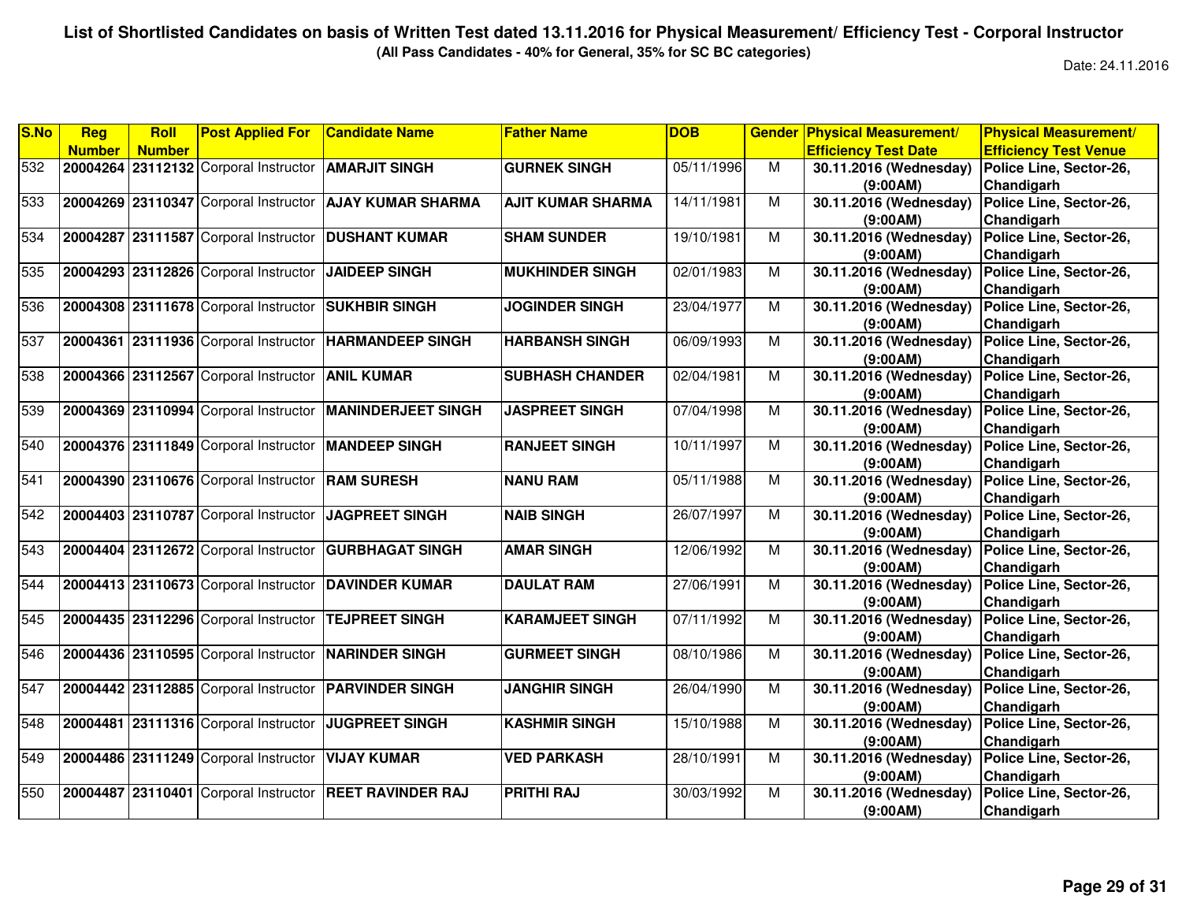**List of Shortlisted Candidates on basis of Written Test dated 13.11.2016 for Physical Measurement/ Efficiency Test - Corporal Instructor**

**(All Pass Candidates - 40% for General, 35% for SC BC categories)**

Date: 24.11.2016

| S.No | Reg Number | Roll Number | Post Applied For | Candidate Name | Father Name | DOB | Gender | Physical Measurement/ Efficiency Test Date | Physical Measurement/ Efficiency Test Venue |
|---|---|---|---|---|---|---|---|---|---|
| 532 | 20004264 | 23112132 | Corporal Instructor | AMARJIT SINGH | GURNEK SINGH | 05/11/1996 | M | 30.11.2016 (Wednesday) (9:00AM) | Police Line, Sector-26, Chandigarh |
| 533 | 20004269 | 23110347 | Corporal Instructor | AJAY KUMAR SHARMA | AJIT KUMAR SHARMA | 14/11/1981 | M | 30.11.2016 (Wednesday) (9:00AM) | Police Line, Sector-26, Chandigarh |
| 534 | 20004287 | 23111587 | Corporal Instructor | DUSHANT KUMAR | SHAM SUNDER | 19/10/1981 | M | 30.11.2016 (Wednesday) (9:00AM) | Police Line, Sector-26, Chandigarh |
| 535 | 20004293 | 23112826 | Corporal Instructor | JAIDEEP SINGH | MUKHINDER SINGH | 02/01/1983 | M | 30.11.2016 (Wednesday) (9:00AM) | Police Line, Sector-26, Chandigarh |
| 536 | 20004308 | 23111678 | Corporal Instructor | SUKHBIR SINGH | JOGINDER SINGH | 23/04/1977 | M | 30.11.2016 (Wednesday) (9:00AM) | Police Line, Sector-26, Chandigarh |
| 537 | 20004361 | 23111936 | Corporal Instructor | HARMANDEEP SINGH | HARBANSH SINGH | 06/09/1993 | M | 30.11.2016 (Wednesday) (9:00AM) | Police Line, Sector-26, Chandigarh |
| 538 | 20004366 | 23112567 | Corporal Instructor | ANIL KUMAR | SUBHASH CHANDER | 02/04/1981 | M | 30.11.2016 (Wednesday) (9:00AM) | Police Line, Sector-26, Chandigarh |
| 539 | 20004369 | 23110994 | Corporal Instructor | MANINDERJEET SINGH | JASPREET SINGH | 07/04/1998 | M | 30.11.2016 (Wednesday) (9:00AM) | Police Line, Sector-26, Chandigarh |
| 540 | 20004376 | 23111849 | Corporal Instructor | MANDEEP SINGH | RANJEET SINGH | 10/11/1997 | M | 30.11.2016 (Wednesday) (9:00AM) | Police Line, Sector-26, Chandigarh |
| 541 | 20004390 | 23110676 | Corporal Instructor | RAM SURESH | NANU RAM | 05/11/1988 | M | 30.11.2016 (Wednesday) (9:00AM) | Police Line, Sector-26, Chandigarh |
| 542 | 20004403 | 23110787 | Corporal Instructor | JAGPREET SINGH | NAIB SINGH | 26/07/1997 | M | 30.11.2016 (Wednesday) (9:00AM) | Police Line, Sector-26, Chandigarh |
| 543 | 20004404 | 23112672 | Corporal Instructor | GURBHAGAT SINGH | AMAR SINGH | 12/06/1992 | M | 30.11.2016 (Wednesday) (9:00AM) | Police Line, Sector-26, Chandigarh |
| 544 | 20004413 | 23110673 | Corporal Instructor | DAVINDER KUMAR | DAULAT RAM | 27/06/1991 | M | 30.11.2016 (Wednesday) (9:00AM) | Police Line, Sector-26, Chandigarh |
| 545 | 20004435 | 23112296 | Corporal Instructor | TEJPREET SINGH | KARAMJEET SINGH | 07/11/1992 | M | 30.11.2016 (Wednesday) (9:00AM) | Police Line, Sector-26, Chandigarh |
| 546 | 20004436 | 23110595 | Corporal Instructor | NARINDER SINGH | GURMEET SINGH | 08/10/1986 | M | 30.11.2016 (Wednesday) (9:00AM) | Police Line, Sector-26, Chandigarh |
| 547 | 20004442 | 23112885 | Corporal Instructor | PARVINDER SINGH | JANGHIR SINGH | 26/04/1990 | M | 30.11.2016 (Wednesday) (9:00AM) | Police Line, Sector-26, Chandigarh |
| 548 | 20004481 | 23111316 | Corporal Instructor | JUGPREET SINGH | KASHMIR SINGH | 15/10/1988 | M | 30.11.2016 (Wednesday) (9:00AM) | Police Line, Sector-26, Chandigarh |
| 549 | 20004486 | 23111249 | Corporal Instructor | VIJAY KUMAR | VED PARKASH | 28/10/1991 | M | 30.11.2016 (Wednesday) (9:00AM) | Police Line, Sector-26, Chandigarh |
| 550 | 20004487 | 23110401 | Corporal Instructor | REET RAVINDER RAJ | PRITHI RAJ | 30/03/1992 | M | 30.11.2016 (Wednesday) (9:00AM) | Police Line, Sector-26, Chandigarh |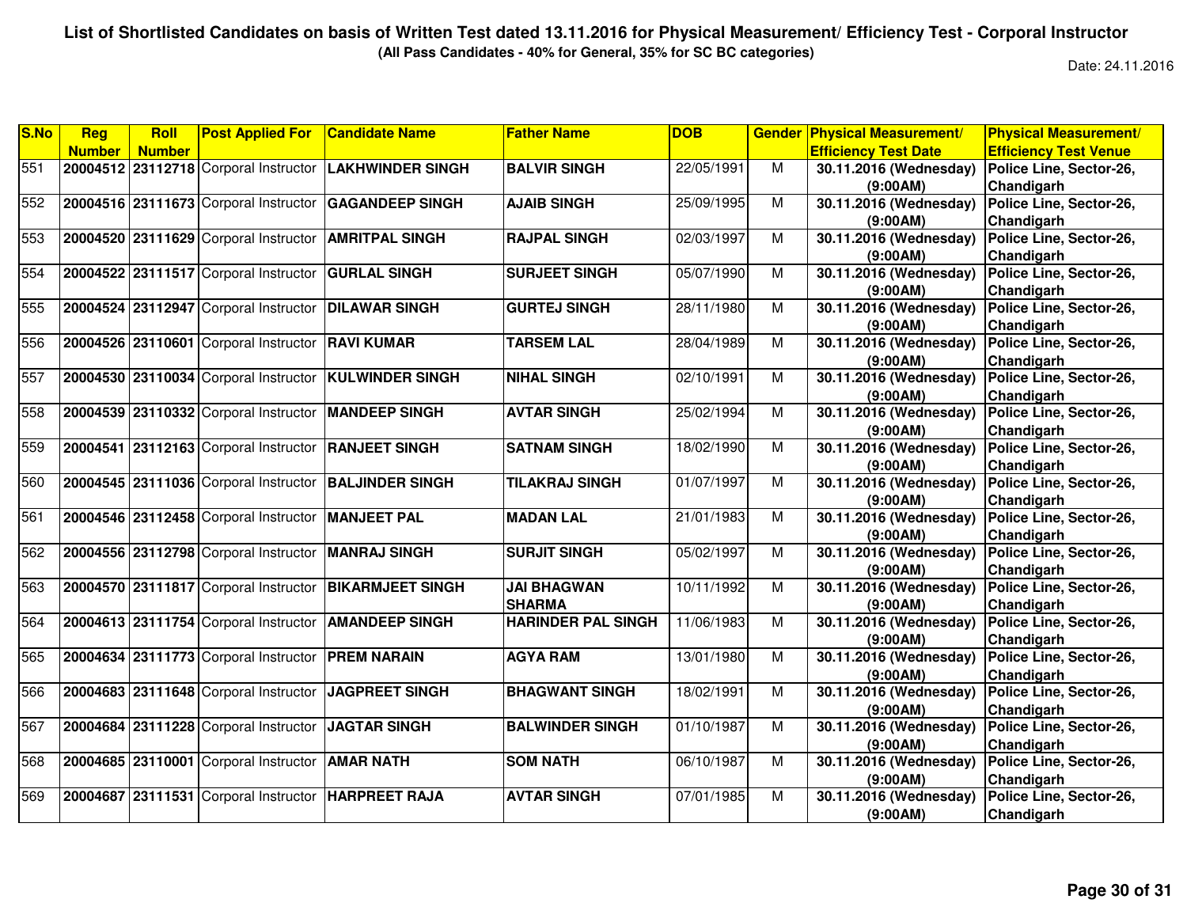**List of Shortlisted Candidates on basis of Written Test dated 13.11.2016 for Physical Measurement/ Efficiency Test - Corporal Instructor**

**(All Pass Candidates - 40% for General, 35% for SC BC categories)**

Date: 24.11.2016

| S.No | Reg Number | Roll Number | Post Applied For | Candidate Name | Father Name | DOB | Gender | Physical Measurement/ Efficiency Test Date | Physical Measurement/ Efficiency Test Venue |
|---|---|---|---|---|---|---|---|---|---|
| 551 | 20004512 | 23112718 | Corporal Instructor | LAKHWINDER SINGH | BALVIR SINGH | 22/05/1991 | M | 30.11.2016 (Wednesday) (9:00AM) | Police Line, Sector-26, Chandigarh |
| 552 | 20004516 | 23111673 | Corporal Instructor | GAGANDEEP SINGH | AJAIB SINGH | 25/09/1995 | M | 30.11.2016 (Wednesday) (9:00AM) | Police Line, Sector-26, Chandigarh |
| 553 | 20004520 | 23111629 | Corporal Instructor | AMRITPAL SINGH | RAJPAL SINGH | 02/03/1997 | M | 30.11.2016 (Wednesday) (9:00AM) | Police Line, Sector-26, Chandigarh |
| 554 | 20004522 | 23111517 | Corporal Instructor | GURLAL SINGH | SURJEET SINGH | 05/07/1990 | M | 30.11.2016 (Wednesday) (9:00AM) | Police Line, Sector-26, Chandigarh |
| 555 | 20004524 | 23112947 | Corporal Instructor | DILAWAR SINGH | GURTEJ SINGH | 28/11/1980 | M | 30.11.2016 (Wednesday) (9:00AM) | Police Line, Sector-26, Chandigarh |
| 556 | 20004526 | 23110601 | Corporal Instructor | RAVI KUMAR | TARSEM LAL | 28/04/1989 | M | 30.11.2016 (Wednesday) (9:00AM) | Police Line, Sector-26, Chandigarh |
| 557 | 20004530 | 23110034 | Corporal Instructor | KULWINDER SINGH | NIHAL SINGH | 02/10/1991 | M | 30.11.2016 (Wednesday) (9:00AM) | Police Line, Sector-26, Chandigarh |
| 558 | 20004539 | 23110332 | Corporal Instructor | MANDEEP SINGH | AVTAR SINGH | 25/02/1994 | M | 30.11.2016 (Wednesday) (9:00AM) | Police Line, Sector-26, Chandigarh |
| 559 | 20004541 | 23112163 | Corporal Instructor | RANJEET SINGH | SATNAM SINGH | 18/02/1990 | M | 30.11.2016 (Wednesday) (9:00AM) | Police Line, Sector-26, Chandigarh |
| 560 | 20004545 | 23111036 | Corporal Instructor | BALJINDER SINGH | TILAKRAJ SINGH | 01/07/1997 | M | 30.11.2016 (Wednesday) (9:00AM) | Police Line, Sector-26, Chandigarh |
| 561 | 20004546 | 23112458 | Corporal Instructor | MANJEET PAL | MADAN LAL | 21/01/1983 | M | 30.11.2016 (Wednesday) (9:00AM) | Police Line, Sector-26, Chandigarh |
| 562 | 20004556 | 23112798 | Corporal Instructor | MANRAJ SINGH | SURJIT SINGH | 05/02/1997 | M | 30.11.2016 (Wednesday) (9:00AM) | Police Line, Sector-26, Chandigarh |
| 563 | 20004570 | 23111817 | Corporal Instructor | BIKARMJEET SINGH | JAI BHAGWAN SHARMA | 10/11/1992 | M | 30.11.2016 (Wednesday) (9:00AM) | Police Line, Sector-26, Chandigarh |
| 564 | 20004613 | 23111754 | Corporal Instructor | AMANDEEP SINGH | HARINDER PAL SINGH | 11/06/1983 | M | 30.11.2016 (Wednesday) (9:00AM) | Police Line, Sector-26, Chandigarh |
| 565 | 20004634 | 23111773 | Corporal Instructor | PREM NARAIN | AGYA RAM | 13/01/1980 | M | 30.11.2016 (Wednesday) (9:00AM) | Police Line, Sector-26, Chandigarh |
| 566 | 20004683 | 23111648 | Corporal Instructor | JAGPREET SINGH | BHAGWANT SINGH | 18/02/1991 | M | 30.11.2016 (Wednesday) (9:00AM) | Police Line, Sector-26, Chandigarh |
| 567 | 20004684 | 23111228 | Corporal Instructor | JAGTAR SINGH | BALWINDER SINGH | 01/10/1987 | M | 30.11.2016 (Wednesday) (9:00AM) | Police Line, Sector-26, Chandigarh |
| 568 | 20004685 | 23110001 | Corporal Instructor | AMAR NATH | SOM NATH | 06/10/1987 | M | 30.11.2016 (Wednesday) (9:00AM) | Police Line, Sector-26, Chandigarh |
| 569 | 20004687 | 23111531 | Corporal Instructor | HARPREET RAJA | AVTAR SINGH | 07/01/1985 | M | 30.11.2016 (Wednesday) (9:00AM) | Police Line, Sector-26, Chandigarh |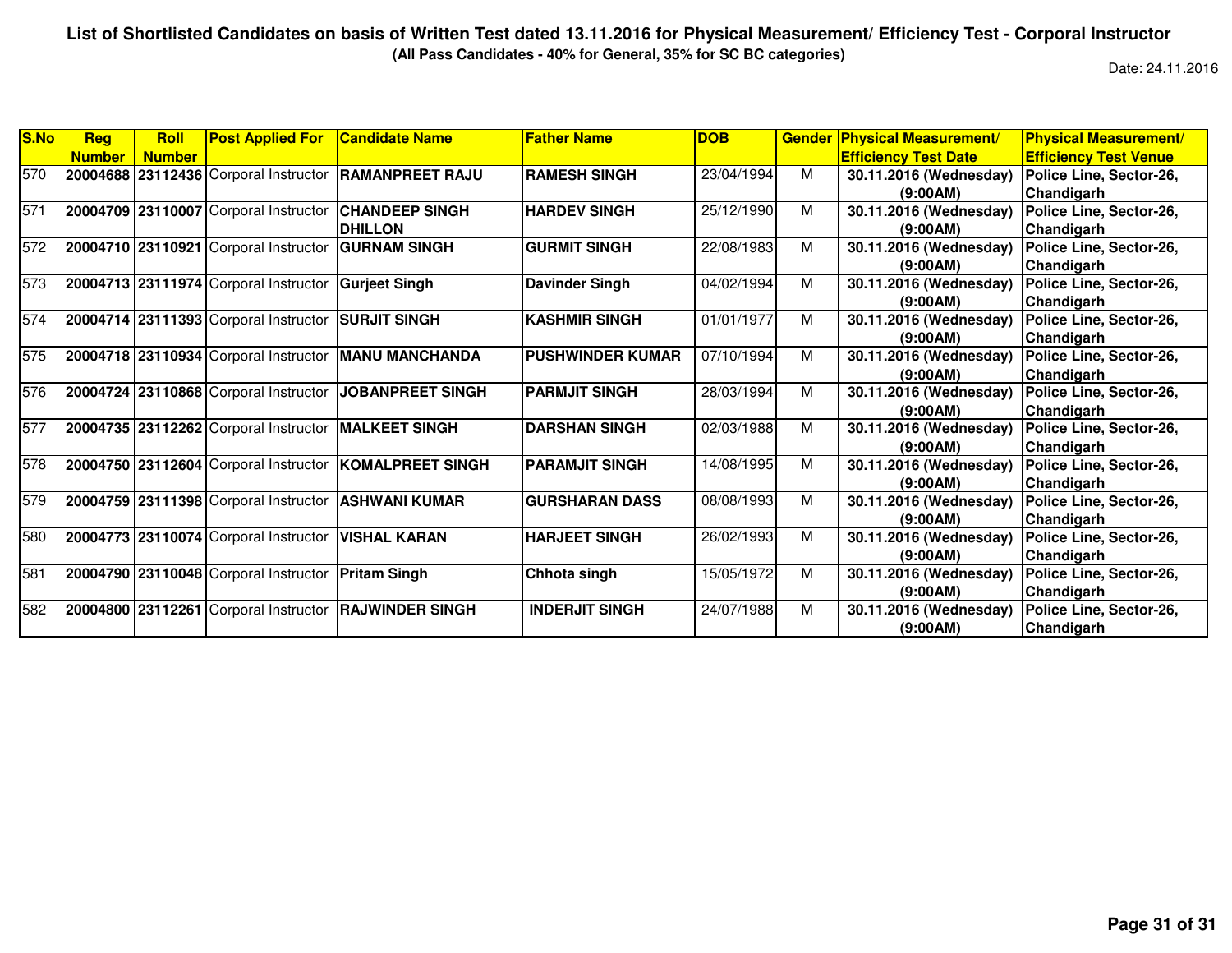**List of Shortlisted Candidates on basis of Written Test dated 13.11.2016 for Physical Measurement/ Efficiency Test - Corporal Instructor**

**(All Pass Candidates - 40% for General, 35% for SC BC categories)**

Date: 24.11.2016

| S.No | Reg Number | Roll Number | Post Applied For | Candidate Name | Father Name | DOB | Gender | Physical Measurement/ Efficiency Test Date | Physical Measurement/ Efficiency Test Venue |
|---|---|---|---|---|---|---|---|---|---|
| 570 | 20004688 | 23112436 | Corporal Instructor | RAMANPREET RAJU | RAMESH SINGH | 23/04/1994 | M | 30.11.2016 (Wednesday) (9:00AM) | Police Line, Sector-26, Chandigarh |
| 571 | 20004709 | 23110007 | Corporal Instructor | CHANDEEP SINGH DHILLON | HARDEV SINGH | 25/12/1990 | M | 30.11.2016 (Wednesday) (9:00AM) | Police Line, Sector-26, Chandigarh |
| 572 | 20004710 | 23110921 | Corporal Instructor | GURNAM SINGH | GURMIT SINGH | 22/08/1983 | M | 30.11.2016 (Wednesday) (9:00AM) | Police Line, Sector-26, Chandigarh |
| 573 | 20004713 | 23111974 | Corporal Instructor | Gurjeet Singh | Davinder Singh | 04/02/1994 | M | 30.11.2016 (Wednesday) (9:00AM) | Police Line, Sector-26, Chandigarh |
| 574 | 20004714 | 23111393 | Corporal Instructor | SURJIT SINGH | KASHMIR SINGH | 01/01/1977 | M | 30.11.2016 (Wednesday) (9:00AM) | Police Line, Sector-26, Chandigarh |
| 575 | 20004718 | 23110934 | Corporal Instructor | MANU MANCHANDA | PUSHWINDER KUMAR | 07/10/1994 | M | 30.11.2016 (Wednesday) (9:00AM) | Police Line, Sector-26, Chandigarh |
| 576 | 20004724 | 23110868 | Corporal Instructor | JOBANPREET SINGH | PARMJIT SINGH | 28/03/1994 | M | 30.11.2016 (Wednesday) (9:00AM) | Police Line, Sector-26, Chandigarh |
| 577 | 20004735 | 23112262 | Corporal Instructor | MALKEET SINGH | DARSHAN SINGH | 02/03/1988 | M | 30.11.2016 (Wednesday) (9:00AM) | Police Line, Sector-26, Chandigarh |
| 578 | 20004750 | 23112604 | Corporal Instructor | KOMALPREET SINGH | PARAMJIT SINGH | 14/08/1995 | M | 30.11.2016 (Wednesday) (9:00AM) | Police Line, Sector-26, Chandigarh |
| 579 | 20004759 | 23111398 | Corporal Instructor | ASHWANI KUMAR | GURSHARAN DASS | 08/08/1993 | M | 30.11.2016 (Wednesday) (9:00AM) | Police Line, Sector-26, Chandigarh |
| 580 | 20004773 | 23110074 | Corporal Instructor | VISHAL KARAN | HARJEET SINGH | 26/02/1993 | M | 30.11.2016 (Wednesday) (9:00AM) | Police Line, Sector-26, Chandigarh |
| 581 | 20004790 | 23110048 | Corporal Instructor | Pritam Singh | Chhota singh | 15/05/1972 | M | 30.11.2016 (Wednesday) (9:00AM) | Police Line, Sector-26, Chandigarh |
| 582 | 20004800 | 23112261 | Corporal Instructor | RAJWINDER SINGH | INDERJIT SINGH | 24/07/1988 | M | 30.11.2016 (Wednesday) (9:00AM) | Police Line, Sector-26, Chandigarh |